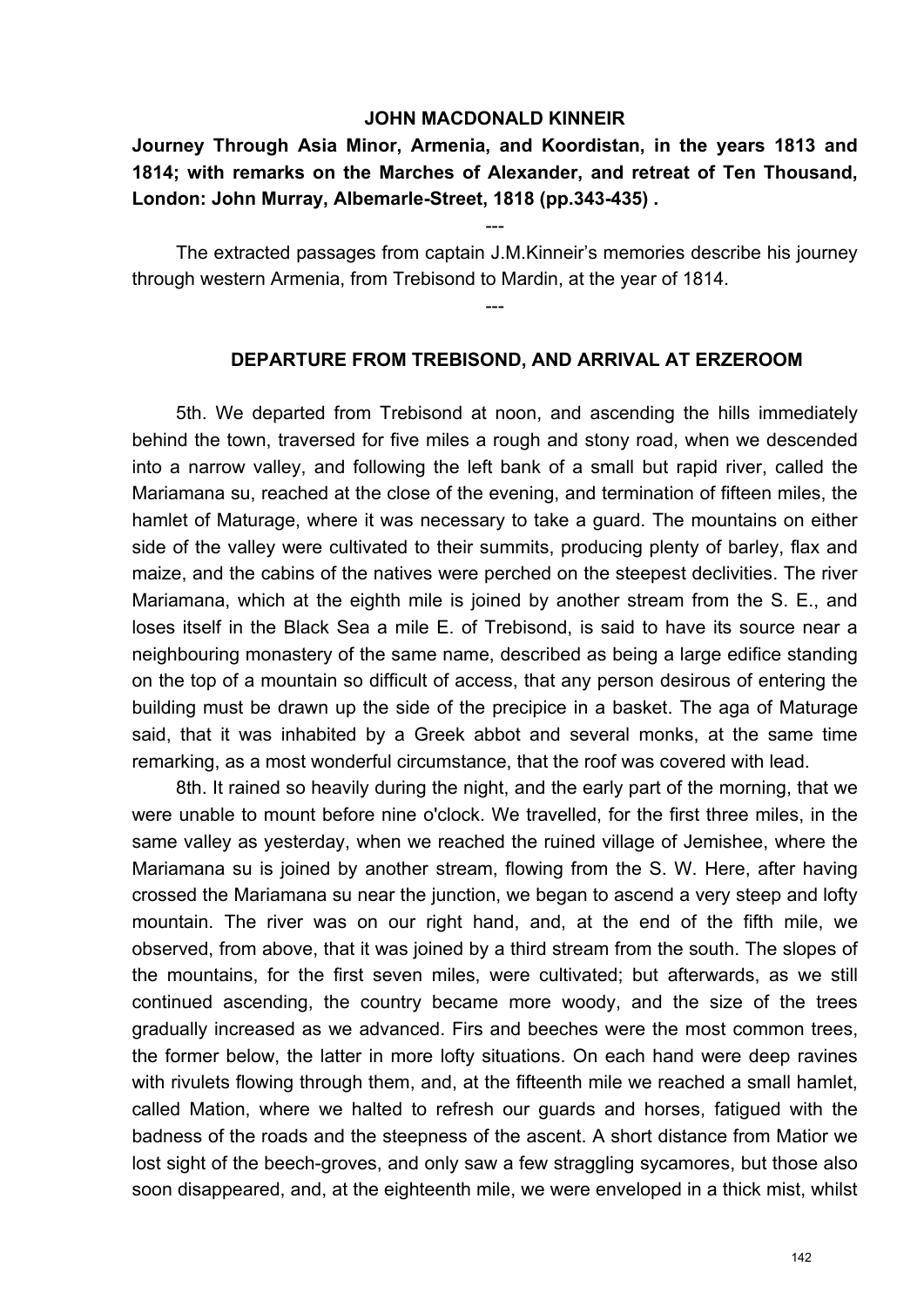**JOHN MACDONALD KINNEIR**

**Journey Through Asia Minor, Armenia, and Koordistan, in the years 1813 and 1814; with remarks on the Marches of Alexander, and retreat of Ten Thousand, London: John Murray, Albemarle-Street, 1818 (pp.343-435) .**

---

The extracted passages from captain J.M.Kinneir's memories describe his journey through western Armenia, from Trebisond to Mardin, at the year of 1814.

---

### DEPARTURE FROM TREBISOND, AND ARRIVAL AT ERZEROOM

5th. We departed from Trebisond at noon, and ascending the hills immediately behind the town, traversed for five miles a rough and stony road, when we descended into a narrow valley, and following the left bank of a small but rapid river, called the Mariamana su, reached at the close of the evening, and termination of fifteen miles, the hamlet of Maturage, where it was necessary to take a guard. The mountains on either side of the valley were cultivated to their summits, producing plenty of barley, flax and maize, and the cabins of the natives were perched on the steepest declivities. The river Mariamana, which at the eighth mile is joined by another stream from the S. E., and loses itself in the Black Sea a mile E. of Trebisond, is said to have its source near a neighbouring monastery of the same name, described as being a large edifice standing on the top of a mountain so difficult of access, that any person desirous of entering the building must be drawn up the side of the precipice in a basket. The aga of Maturage said, that it was inhabited by a Greek abbot and several monks, at the same time remarking, as a most wonderful circumstance, that the roof was covered with lead.

8th. It rained so heavily during the night, and the early part of the morning, that we were unable to mount before nine o'clock. We travelled, for the first three miles, in the same valley as yesterday, when we reached the ruined village of Jemishee, where the Mariamana su is joined by another stream, flowing from the S. W. Here, after having crossed the Mariamana su near the junction, we began to ascend a very steep and lofty mountain. The river was on our right hand, and, at the end of the fifth mile, we observed, from above, that it was joined by a third stream from the south. The slopes of the mountains, for the first seven miles, were cultivated; but afterwards, as we still continued ascending, the country became more woody, and the size of the trees gradually increased as we advanced. Firs and beeches were the most common trees, the former below, the latter in more lofty situations. On each hand were deep ravines with rivulets flowing through them, and, at the fifteenth mile we reached a small hamlet, called Mation, where we halted to refresh our guards and horses, fatigued with the badness of the roads and the steepness of the ascent. A short distance from Matior we lost sight of the beech-groves, and only saw a few straggling sycamores, but those also soon disappeared, and, at the eighteenth mile, we were enveloped in a thick mist, whilst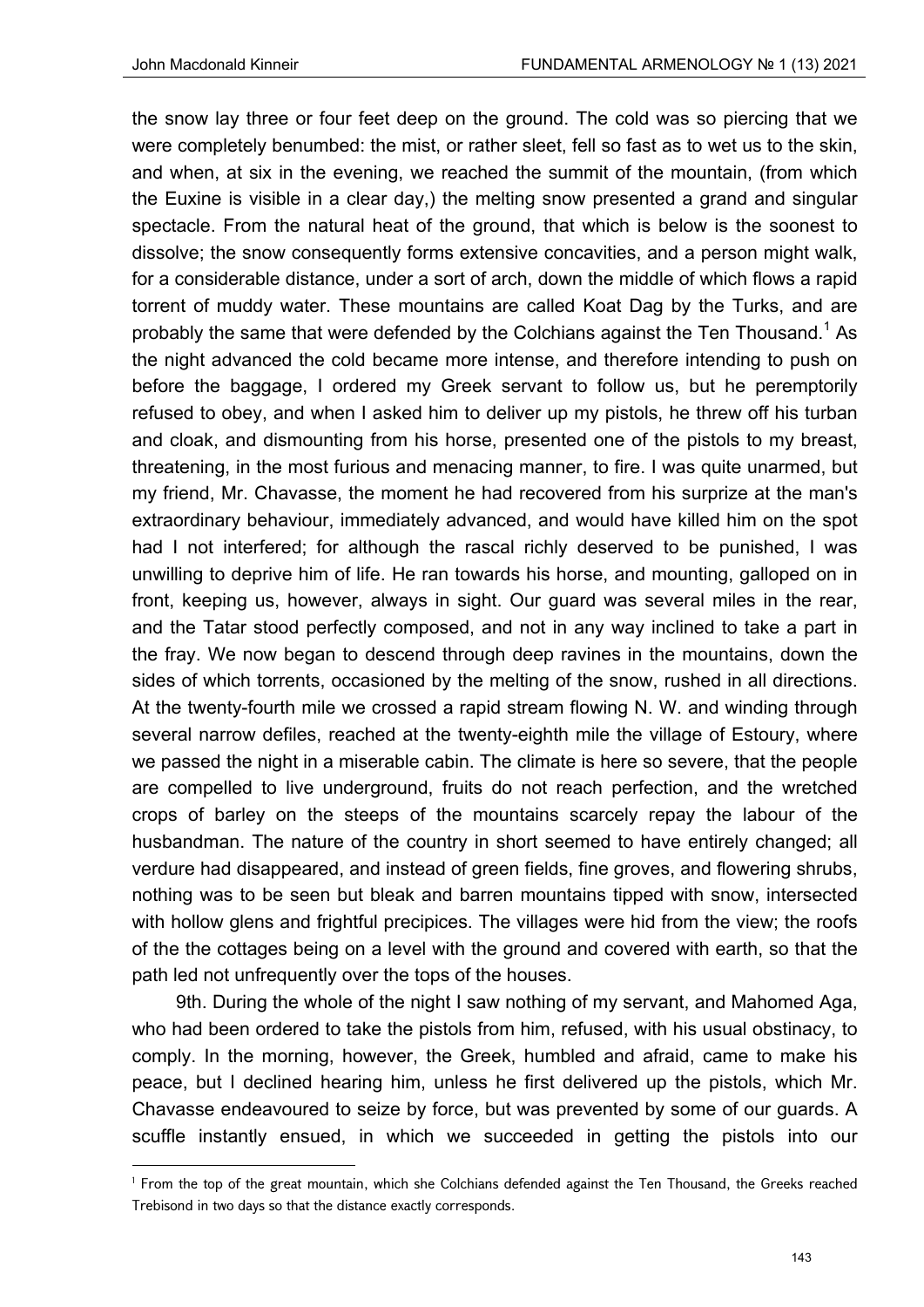the snow lay three or four feet deep on the ground. The cold was so piercing that we were completely benumbed: the mist, or rather sleet, fell so fast as to wet us to the skin, and when, at six in the evening, we reached the summit of the mountain, (from which the Euxine is visible in a clear day,) the melting snow presented a grand and singular spectacle. From the natural heat of the ground, that which is below is the soonest to dissolve; the snow consequently forms extensive concavities, and a person might walk, for a considerable distance, under a sort of arch, down the middle of which flows a rapid torrent of muddy water. These mountains are called Koat Dag by the Turks, and are probably the same that were defended by the Colchians against the Ten Thousand.[1] As the night advanced the cold became more intense, and therefore intending to push on before the baggage, I ordered my Greek servant to follow us, but he peremptorily refused to obey, and when I asked him to deliver up my pistols, he threw off his turban and cloak, and dismounting from his horse, presented one of the pistols to my breast, threatening, in the most furious and menacing manner, to fire. I was quite unarmed, but my friend, Mr. Chavasse, the moment he had recovered from his surprize at the man's extraordinary behaviour, immediately advanced, and would have killed him on the spot had I not interfered; for although the rascal richly deserved to be punished, I was unwilling to deprive him of life. He ran towards his horse, and mounting, galloped on in front, keeping us, however, always in sight. Our guard was several miles in the rear, and the Tatar stood perfectly composed, and not in any way inclined to take a part in the fray. We now began to descend through deep ravines in the mountains, down the sides of which torrents, occasioned by the melting of the snow, rushed in all directions. At the twenty-fourth mile we crossed a rapid stream flowing N. W. and winding through several narrow defiles, reached at the twenty-eighth mile the village of Estoury, where we passed the night in a miserable cabin. The climate is here so severe, that the people are compelled to live underground, fruits do not reach perfection, and the wretched crops of barley on the steeps of the mountains scarcely repay the labour of the husbandman. The nature of the country in short seemed to have entirely changed; all verdure had disappeared, and instead of green fields, fine groves, and flowering shrubs, nothing was to be seen but bleak and barren mountains tipped with snow, intersected with hollow glens and frightful precipices. The villages were hid from the view; the roofs of the the cottages being on a level with the ground and covered with earth, so that the path led not unfrequently over the tops of the houses.

9th. During the whole of the night I saw nothing of my servant, and Mahomed Aga, who had been ordered to take the pistols from him, refused, with his usual obstinacy, to comply. In the morning, however, the Greek, humbled and afraid, came to make his peace, but I declined hearing him, unless he first delivered up the pistols, which Mr. Chavasse endeavoured to seize by force, but was prevented by some of our guards. A scuffle instantly ensued, in which we succeeded in getting the pistols into our

[1] From the top of the great mountain, which she Colchians defended against the Ten Thousand, the Greeks reached Trebisond in two days so that the distance exactly corresponds.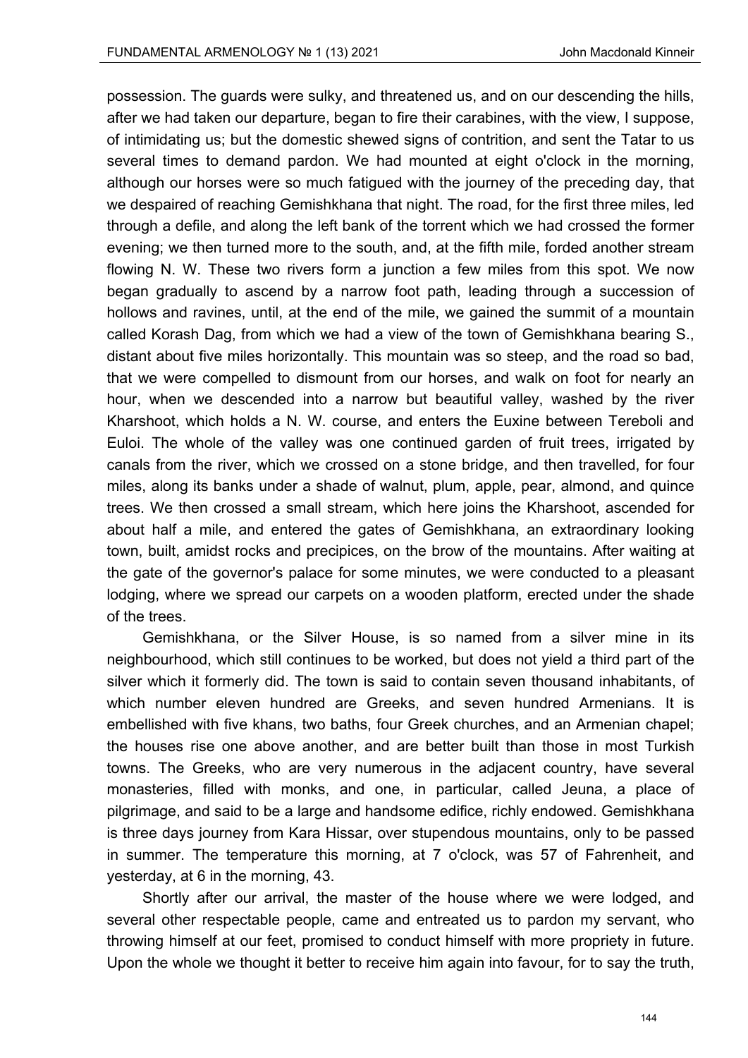possession. The guards were sulky, and threatened us, and on our descending the hills, after we had taken our departure, began to fire their carabines, with the view, I suppose, of intimidating us; but the domestic shewed signs of contrition, and sent the Tatar to us several times to demand pardon. We had mounted at eight o'clock in the morning, although our horses were so much fatigued with the journey of the preceding day, that we despaired of reaching Gemishkhana that night. The road, for the first three miles, led through a defile, and along the left bank of the torrent which we had crossed the former evening; we then turned more to the south, and, at the fifth mile, forded another stream flowing N. W. These two rivers form a junction a few miles from this spot. We now began gradually to ascend by a narrow foot path, leading through a succession of hollows and ravines, until, at the end of the mile, we gained the summit of a mountain called Korash Dag, from which we had a view of the town of Gemishkhana bearing S., distant about five miles horizontally. This mountain was so steep, and the road so bad, that we were compelled to dismount from our horses, and walk on foot for nearly an hour, when we descended into a narrow but beautiful valley, washed by the river Kharshoot, which holds a N. W. course, and enters the Euxine between Tereboli and Euloi. The whole of the valley was one continued garden of fruit trees, irrigated by canals from the river, which we crossed on a stone bridge, and then travelled, for four miles, along its banks under a shade of walnut, plum, apple, pear, almond, and quince trees. We then crossed a small stream, which here joins the Kharshoot, ascended for about half a mile, and entered the gates of Gemishkhana, an extraordinary looking town, built, amidst rocks and precipices, on the brow of the mountains. After waiting at the gate of the governor's palace for some minutes, we were conducted to a pleasant lodging, where we spread our carpets on a wooden platform, erected under the shade of the trees.

Gemishkhana, or the Silver House, is so named from a silver mine in its neighbourhood, which still continues to be worked, but does not yield a third part of the silver which it formerly did. The town is said to contain seven thousand inhabitants, of which number eleven hundred are Greeks, and seven hundred Armenians. It is embellished with five khans, two baths, four Greek churches, and an Armenian chapel; the houses rise one above another, and are better built than those in most Turkish towns. The Greeks, who are very numerous in the adjacent country, have several monasteries, filled with monks, and one, in particular, called Jeuna, a place of pilgrimage, and said to be a large and handsome edifice, richly endowed. Gemishkhana is three days journey from Kara Hissar, over stupendous mountains, only to be passed in summer. The temperature this morning, at 7 o'clock, was 57 of Fahrenheit, and yesterday, at 6 in the morning, 43.

Shortly after our arrival, the master of the house where we were lodged, and several other respectable people, came and entreated us to pardon my servant, who throwing himself at our feet, promised to conduct himself with more propriety in future. Upon the whole we thought it better to receive him again into favour, for to say the truth,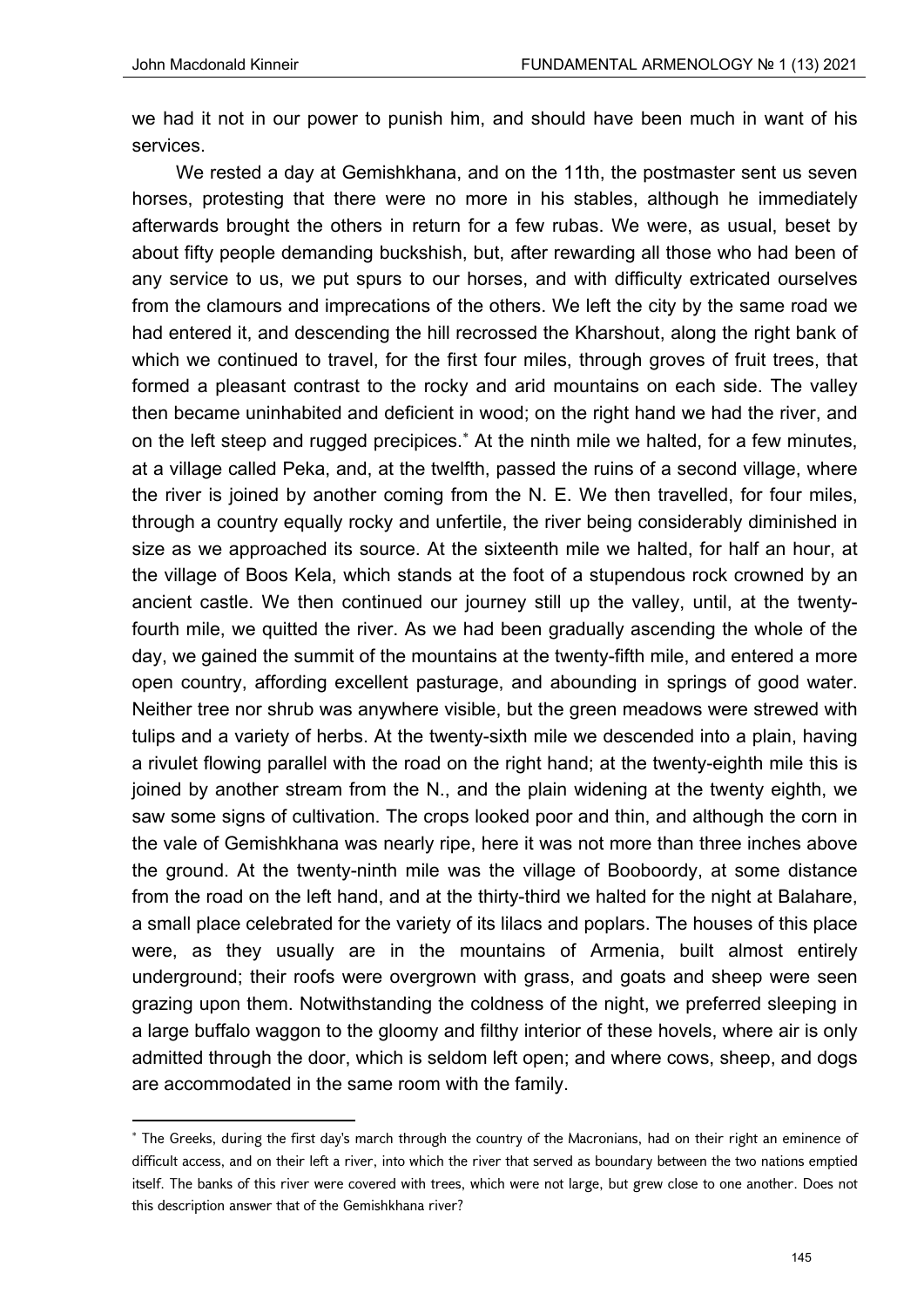we had it not in our power to punish him, and should have been much in want of his services.

We rested a day at Gemishkhana, and on the 11th, the postmaster sent us seven horses, protesting that there were no more in his stables, although he immediately afterwards brought the others in return for a few rubas. We were, as usual, beset by about fifty people demanding buckshish, but, after rewarding all those who had been of any service to us, we put spurs to our horses, and with difficulty extricated ourselves from the clamours and imprecations of the others. We left the city by the same road we had entered it, and descending the hill recrossed the Kharshout, along the right bank of which we continued to travel, for the first four miles, through groves of fruit trees, that formed a pleasant contrast to the rocky and arid mountains on each side. The valley then became uninhabited and deficient in wood; on the right hand we had the river, and on the left steep and rugged precipices.* At the ninth mile we halted, for a few minutes, at a village called Peka, and, at the twelfth, passed the ruins of a second village, where the river is joined by another coming from the N. E. We then travelled, for four miles, through a country equally rocky and unfertile, the river being considerably diminished in size as we approached its source. At the sixteenth mile we halted, for half an hour, at the village of Boos Kela, which stands at the foot of a stupendous rock crowned by an ancient castle. We then continued our journey still up the valley, until, at the twenty-fourth mile, we quitted the river. As we had been gradually ascending the whole of the day, we gained the summit of the mountains at the twenty-fifth mile, and entered a more open country, affording excellent pasturage, and abounding in springs of good water. Neither tree nor shrub was anywhere visible, but the green meadows were strewed with tulips and a variety of herbs. At the twenty-sixth mile we descended into a plain, having a rivulet flowing parallel with the road on the right hand; at the twenty-eighth mile this is joined by another stream from the N., and the plain widening at the twenty eighth, we saw some signs of cultivation. The crops looked poor and thin, and although the corn in the vale of Gemishkhana was nearly ripe, here it was not more than three inches above the ground. At the twenty-ninth mile was the village of Booboordy, at some distance from the road on the left hand, and at the thirty-third we halted for the night at Balahare, a small place celebrated for the variety of its lilacs and poplars. The houses of this place were, as they usually are in the mountains of Armenia, built almost entirely underground; their roofs were overgrown with grass, and goats and sheep were seen grazing upon them. Notwithstanding the coldness of the night, we preferred sleeping in a large buffalo waggon to the gloomy and filthy interior of these hovels, where air is only admitted through the door, which is seldom left open; and where cows, sheep, and dogs are accommodated in the same room with the family.

---

* The Greeks, during the first day's march through the country of the Macronians, had on their right an eminence of difficult access, and on their left a river, into which the river that served as boundary between the two nations emptied itself. The banks of this river were covered with trees, which were not large, but grew close to one another. Does not this description answer that of the Gemishkhana river?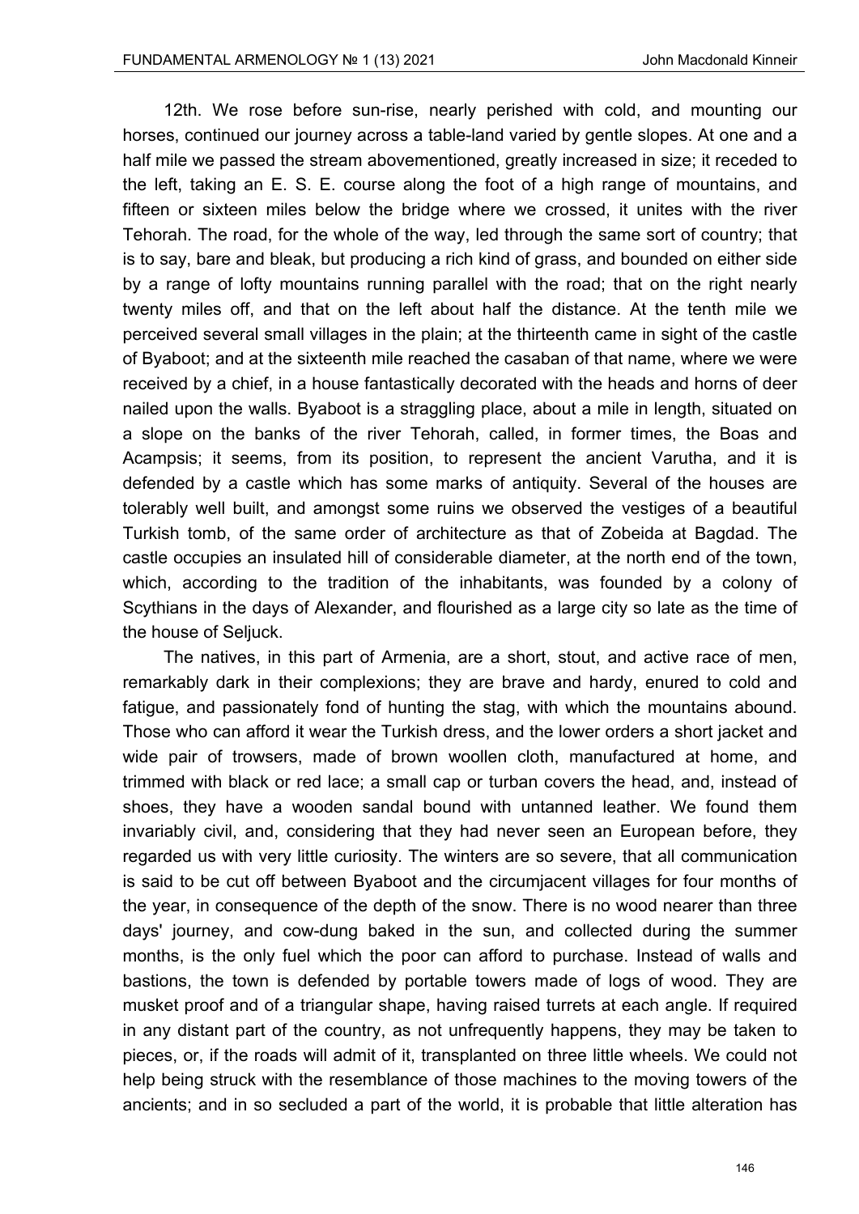12th. We rose before sun-rise, nearly perished with cold, and mounting our horses, continued our journey across a table-land varied by gentle slopes. At one and a half mile we passed the stream abovementioned, greatly increased in size; it receded to the left, taking an E. S. E. course along the foot of a high range of mountains, and fifteen or sixteen miles below the bridge where we crossed, it unites with the river Tehorah. The road, for the whole of the way, led through the same sort of country; that is to say, bare and bleak, but producing a rich kind of grass, and bounded on either side by a range of lofty mountains running parallel with the road; that on the right nearly twenty miles off, and that on the left about half the distance. At the tenth mile we perceived several small villages in the plain; at the thirteenth came in sight of the castle of Byaboot; and at the sixteenth mile reached the casaban of that name, where we were received by a chief, in a house fantastically decorated with the heads and horns of deer nailed upon the walls. Byaboot is a straggling place, about a mile in length, situated on a slope on the banks of the river Tehorah, called, in former times, the Boas and Acampsis; it seems, from its position, to represent the ancient Varutha, and it is defended by a castle which has some marks of antiquity. Several of the houses are tolerably well built, and amongst some ruins we observed the vestiges of a beautiful Turkish tomb, of the same order of architecture as that of Zobeida at Bagdad. The castle occupies an insulated hill of considerable diameter, at the north end of the town, which, according to the tradition of the inhabitants, was founded by a colony of Scythians in the days of Alexander, and flourished as a large city so late as the time of the house of Seljuck.

The natives, in this part of Armenia, are a short, stout, and active race of men, remarkably dark in their complexions; they are brave and hardy, enured to cold and fatigue, and passionately fond of hunting the stag, with which the mountains abound. Those who can afford it wear the Turkish dress, and the lower orders a short jacket and wide pair of trowsers, made of brown woollen cloth, manufactured at home, and trimmed with black or red lace; a small cap or turban covers the head, and, instead of shoes, they have a wooden sandal bound with untanned leather. We found them invariably civil, and, considering that they had never seen an European before, they regarded us with very little curiosity. The winters are so severe, that all communication is said to be cut off between Byaboot and the circumjacent villages for four months of the year, in consequence of the depth of the snow. There is no wood nearer than three days' journey, and cow-dung baked in the sun, and collected during the summer months, is the only fuel which the poor can afford to purchase. Instead of walls and bastions, the town is defended by portable towers made of logs of wood. They are musket proof and of a triangular shape, having raised turrets at each angle. If required in any distant part of the country, as not unfrequently happens, they may be taken to pieces, or, if the roads will admit of it, transplanted on three little wheels. We could not help being struck with the resemblance of those machines to the moving towers of the ancients; and in so secluded a part of the world, it is probable that little alteration has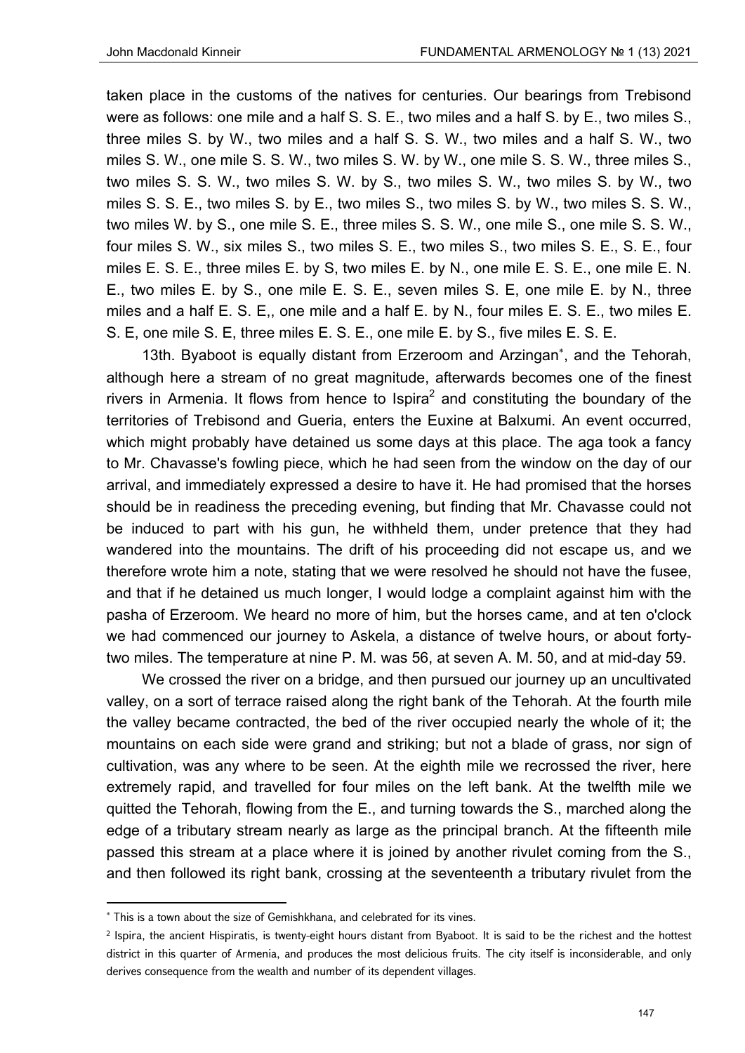taken place in the customs of the natives for centuries. Our bearings from Trebisond were as follows: one mile and a half S. S. E., two miles and a half S. by E., two miles S., three miles S. by W., two miles and a half S. S. W., two miles and a half S. W., two miles S. W., one mile S. S. W., two miles S. W. by W., one mile S. S. W., three miles S., two miles S. S. W., two miles S. W. by S., two miles S. W., two miles S. by W., two miles S. S. E., two miles S. by E., two miles S., two miles S. by W., two miles S. S. W., two miles W. by S., one mile S. E., three miles S. S. W., one mile S., one mile S. S. W., four miles S. W., six miles S., two miles S. E., two miles S., two miles S. E., S. E., four miles E. S. E., three miles E. by S, two miles E. by N., one mile E. S. E., one mile E. N. E., two miles E. by S., one mile E. S. E., seven miles S. E, one mile E. by N., three miles and a half E. S. E,, one mile and a half E. by N., four miles E. S. E., two miles E. S. E, one mile S. E, three miles E. S. E., one mile E. by S., five miles E. S. E.

13th. Byaboot is equally distant from Erzeroom and Arzingan*, and the Tehorah, although here a stream of no great magnitude, afterwards becomes one of the finest rivers in Armenia. It flows from hence to Ispira[2] and constituting the boundary of the territories of Trebisond and Gueria, enters the Euxine at Balxumi. An event occurred, which might probably have detained us some days at this place. The aga took a fancy to Mr. Chavasse's fowling piece, which he had seen from the window on the day of our arrival, and immediately expressed a desire to have it. He had promised that the horses should be in readiness the preceding evening, but finding that Mr. Chavasse could not be induced to part with his gun, he withheld them, under pretence that they had wandered into the mountains. The drift of his proceeding did not escape us, and we therefore wrote him a note, stating that we were resolved he should not have the fusee, and that if he detained us much longer, I would lodge a complaint against him with the pasha of Erzeroom. We heard no more of him, but the horses came, and at ten o'clock we had commenced our journey to Askela, a distance of twelve hours, or about forty-two miles. The temperature at nine P. M. was 56, at seven A. M. 50, and at mid-day 59.

We crossed the river on a bridge, and then pursued our journey up an uncultivated valley, on a sort of terrace raised along the right bank of the Tehorah. At the fourth mile the valley became contracted, the bed of the river occupied nearly the whole of it; the mountains on each side were grand and striking; but not a blade of grass, nor sign of cultivation, was any where to be seen. At the eighth mile we recrossed the river, here extremely rapid, and travelled for four miles on the left bank. At the twelfth mile we quitted the Tehorah, flowing from the E., and turning towards the S., marched along the edge of a tributary stream nearly as large as the principal branch. At the fifteenth mile passed this stream at a place where it is joined by another rivulet coming from the S., and then followed its right bank, crossing at the seventeenth a tributary rivulet from the

---

* This is a town about the size of Gemishkhana, and celebrated for its vines.

[2] Ispira, the ancient Hispiratis, is twenty-eight hours distant from Byaboot. It is said to be the richest and the hottest district in this quarter of Armenia, and produces the most delicious fruits. The city itself is inconsiderable, and only derives consequence from the wealth and number of its dependent villages.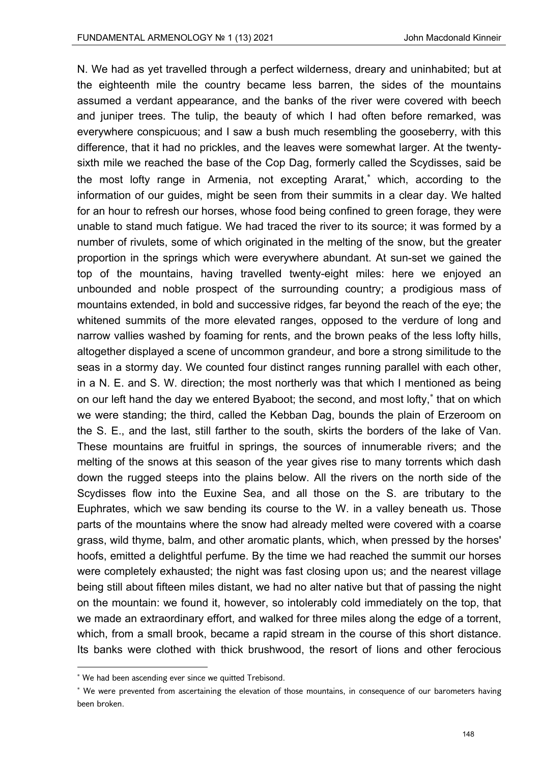N. We had as yet travelled through a perfect wilderness, dreary and uninhabited; but at the eighteenth mile the country became less barren, the sides of the mountains assumed a verdant appearance, and the banks of the river were covered with beech and juniper trees. The tulip, the beauty of which I had often before remarked, was everywhere conspicuous; and I saw a bush much resembling the gooseberry, with this difference, that it had no prickles, and the leaves were somewhat larger. At the twenty-sixth mile we reached the base of the Cop Dag, formerly called the Scydisses, said be the most lofty range in Armenia, not excepting Ararat,* which, according to the information of our guides, might be seen from their summits in a clear day. We halted for an hour to refresh our horses, whose food being confined to green forage, they were unable to stand much fatigue. We had traced the river to its source; it was formed by a number of rivulets, some of which originated in the melting of the snow, but the greater proportion in the springs which were everywhere abundant. At sun-set we gained the top of the mountains, having travelled twenty-eight miles: here we enjoyed an unbounded and noble prospect of the surrounding country; a prodigious mass of mountains extended, in bold and successive ridges, far beyond the reach of the eye; the whitened summits of the more elevated ranges, opposed to the verdure of long and narrow vallies washed by foaming for rents, and the brown peaks of the less lofty hills, altogether displayed a scene of uncommon grandeur, and bore a strong similitude to the seas in a stormy day. We counted four distinct ranges running parallel with each other, in a N. E. and S. W. direction; the most northerly was that which I mentioned as being on our left hand the day we entered Byaboot; the second, and most lofty,* that on which we were standing; the third, called the Kebban Dag, bounds the plain of Erzeroom on the S. E., and the last, still farther to the south, skirts the borders of the lake of Van. These mountains are fruitful in springs, the sources of innumerable rivers; and the melting of the snows at this season of the year gives rise to many torrents which dash down the rugged steeps into the plains below. All the rivers on the north side of the Scydisses flow into the Euxine Sea, and all those on the S. are tributary to the Euphrates, which we saw bending its course to the W. in a valley beneath us. Those parts of the mountains where the snow had already melted were covered with a coarse grass, wild thyme, balm, and other aromatic plants, which, when pressed by the horses' hoofs, emitted a delightful perfume. By the time we had reached the summit our horses were completely exhausted; the night was fast closing upon us; and the nearest village being still about fifteen miles distant, we had no alter native but that of passing the night on the mountain: we found it, however, so intolerably cold immediately on the top, that we made an extraordinary effort, and walked for three miles along the edge of a torrent, which, from a small brook, became a rapid stream in the course of this short distance. Its banks were clothed with thick brushwood, the resort of lions and other ferocious

---

* We had been ascending ever since we quitted Trebisond.

* We were prevented from ascertaining the elevation of those mountains, in consequence of our barometers having been broken.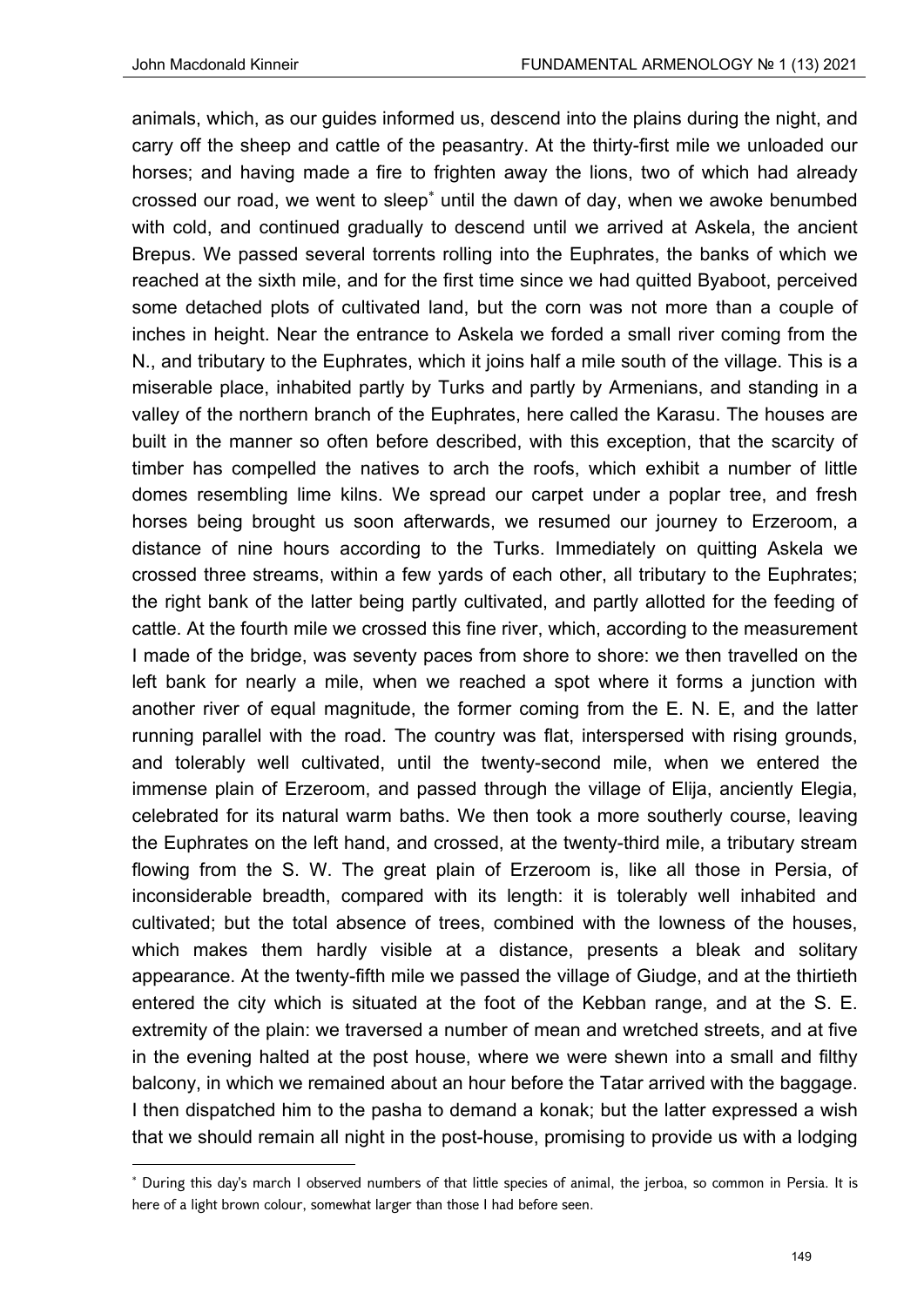animals, which, as our guides informed us, descend into the plains during the night, and carry off the sheep and cattle of the peasantry. At the thirty-first mile we unloaded our horses; and having made a fire to frighten away the lions, two of which had already crossed our road, we went to sleep* until the dawn of day, when we awoke benumbed with cold, and continued gradually to descend until we arrived at Askela, the ancient Brepus. We passed several torrents rolling into the Euphrates, the banks of which we reached at the sixth mile, and for the first time since we had quitted Byaboot, perceived some detached plots of cultivated land, but the corn was not more than a couple of inches in height. Near the entrance to Askela we forded a small river coming from the N., and tributary to the Euphrates, which it joins half a mile south of the village. This is a miserable place, inhabited partly by Turks and partly by Armenians, and standing in a valley of the northern branch of the Euphrates, here called the Karasu. The houses are built in the manner so often before described, with this exception, that the scarcity of timber has compelled the natives to arch the roofs, which exhibit a number of little domes resembling lime kilns. We spread our carpet under a poplar tree, and fresh horses being brought us soon afterwards, we resumed our journey to Erzeroom, a distance of nine hours according to the Turks. Immediately on quitting Askela we crossed three streams, within a few yards of each other, all tributary to the Euphrates; the right bank of the latter being partly cultivated, and partly allotted for the feeding of cattle. At the fourth mile we crossed this fine river, which, according to the measurement I made of the bridge, was seventy paces from shore to shore: we then travelled on the left bank for nearly a mile, when we reached a spot where it forms a junction with another river of equal magnitude, the former coming from the E. N. E, and the latter running parallel with the road. The country was flat, interspersed with rising grounds, and tolerably well cultivated, until the twenty-second mile, when we entered the immense plain of Erzeroom, and passed through the village of Elija, anciently Elegia, celebrated for its natural warm baths. We then took a more southerly course, leaving the Euphrates on the left hand, and crossed, at the twenty-third mile, a tributary stream flowing from the S. W. The great plain of Erzeroom is, like all those in Persia, of inconsiderable breadth, compared with its length: it is tolerably well inhabited and cultivated; but the total absence of trees, combined with the lowness of the houses, which makes them hardly visible at a distance, presents a bleak and solitary appearance. At the twenty-fifth mile we passed the village of Giudge, and at the thirtieth entered the city which is situated at the foot of the Kebban range, and at the S. E. extremity of the plain: we traversed a number of mean and wretched streets, and at five in the evening halted at the post house, where we were shewn into a small and filthy balcony, in which we remained about an hour before the Tatar arrived with the baggage. I then dispatched him to the pasha to demand a konak; but the latter expressed a wish that we should remain all night in the post-house, promising to provide us with a lodging

---

* During this day's march I observed numbers of that little species of animal, the jerboa, so common in Persia. It is here of a light brown colour, somewhat larger than those I had before seen.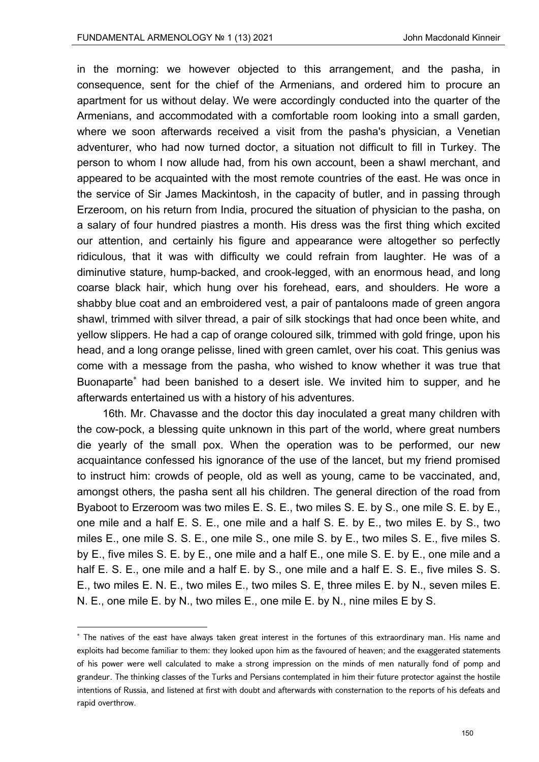in the morning: we however objected to this arrangement, and the pasha, in consequence, sent for the chief of the Armenians, and ordered him to procure an apartment for us without delay. We were accordingly conducted into the quarter of the Armenians, and accommodated with a comfortable room looking into a small garden, where we soon afterwards received a visit from the pasha's physician, a Venetian adventurer, who had now turned doctor, a situation not difficult to fill in Turkey. The person to whom I now allude had, from his own account, been a shawl merchant, and appeared to be acquainted with the most remote countries of the east. He was once in the service of Sir James Mackintosh, in the capacity of butler, and in passing through Erzeroom, on his return from India, procured the situation of physician to the pasha, on a salary of four hundred piastres a month. His dress was the first thing which excited our attention, and certainly his figure and appearance were altogether so perfectly ridiculous, that it was with difficulty we could refrain from laughter. He was of a diminutive stature, hump-backed, and crook-legged, with an enormous head, and long coarse black hair, which hung over his forehead, ears, and shoulders. He wore a shabby blue coat and an embroidered vest, a pair of pantaloons made of green angora shawl, trimmed with silver thread, a pair of silk stockings that had once been white, and yellow slippers. He had a cap of orange coloured silk, trimmed with gold fringe, upon his head, and a long orange pelisse, lined with green camlet, over his coat. This genius was come with a message from the pasha, who wished to know whether it was true that Buonaparte* had been banished to a desert isle. We invited him to supper, and he afterwards entertained us with a history of his adventures.

16th. Mr. Chavasse and the doctor this day inoculated a great many children with the cow-pock, a blessing quite unknown in this part of the world, where great numbers die yearly of the small pox. When the operation was to be performed, our new acquaintance confessed his ignorance of the use of the lancet, but my friend promised to instruct him: crowds of people, old as well as young, came to be vaccinated, and, amongst others, the pasha sent all his children. The general direction of the road from Byaboot to Erzeroom was two miles E. S. E., two miles S. E. by S., one mile S. E. by E., one mile and a half E. S. E., one mile and a half S. E. by E., two miles E. by S., two miles E., one mile S. S. E., one mile S., one mile S. by E., two miles S. E., five miles S. by E., five miles S. E. by E., one mile and a half E., one mile S. E. by E., one mile and a half E. S. E., one mile and a half E. by S., one mile and a half E. S. E., five miles S. S. E., two miles E. N. E., two miles E., two miles S. E, three miles E. by N., seven miles E. N. E., one mile E. by N., two miles E., one mile E. by N., nine miles E by S.

---

* The natives of the east have always taken great interest in the fortunes of this extraordinary man. His name and exploits had become familiar to them: they looked upon him as the favoured of heaven; and the exaggerated statements of his power were well calculated to make a strong impression on the minds of men naturally fond of pomp and grandeur. The thinking classes of the Turks and Persians contemplated in him their future protector against the hostile intentions of Russia, and listened at first with doubt and afterwards with consternation to the reports of his defeats and rapid overthrow.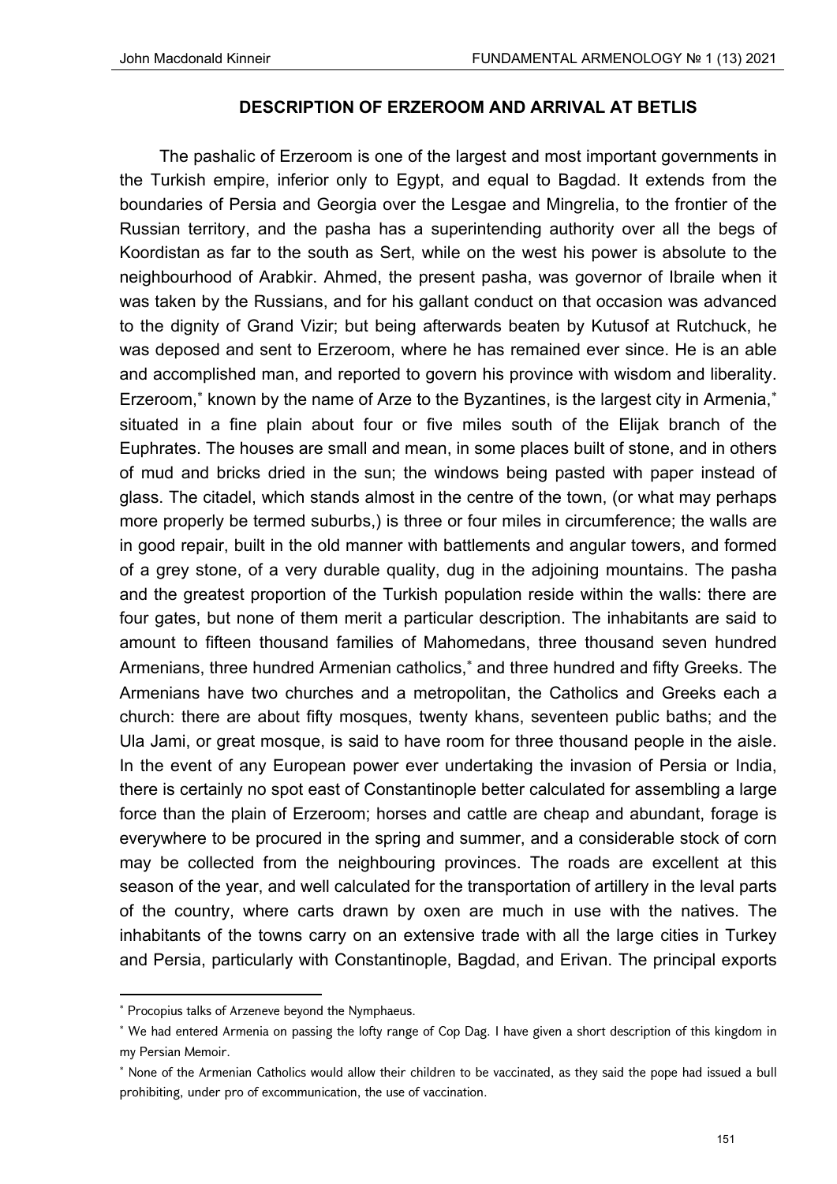## DESCRIPTION OF ERZEROOM AND ARRIVAL AT BETLIS

The pashalic of Erzeroom is one of the largest and most important governments in the Turkish empire, inferior only to Egypt, and equal to Bagdad. It extends from the boundaries of Persia and Georgia over the Lesgae and Mingrelia, to the frontier of the Russian territory, and the pasha has a superintending authority over all the begs of Koordistan as far to the south as Sert, while on the west his power is absolute to the neighbourhood of Arabkir. Ahmed, the present pasha, was governor of Ibraile when it was taken by the Russians, and for his gallant conduct on that occasion was advanced to the dignity of Grand Vizir; but being afterwards beaten by Kutusof at Rutchuck, he was deposed and sent to Erzeroom, where he has remained ever since. He is an able and accomplished man, and reported to govern his province with wisdom and liberality. Erzeroom,* known by the name of Arze to the Byzantines, is the largest city in Armenia,* situated in a fine plain about four or five miles south of the Elijak branch of the Euphrates. The houses are small and mean, in some places built of stone, and in others of mud and bricks dried in the sun; the windows being pasted with paper instead of glass. The citadel, which stands almost in the centre of the town, (or what may perhaps more properly be termed suburbs,) is three or four miles in circumference; the walls are in good repair, built in the old manner with battlements and angular towers, and formed of a grey stone, of a very durable quality, dug in the adjoining mountains. The pasha and the greatest proportion of the Turkish population reside within the walls: there are four gates, but none of them merit a particular description. The inhabitants are said to amount to fifteen thousand families of Mahomedans, three thousand seven hundred Armenians, three hundred Armenian catholics,* and three hundred and fifty Greeks. The Armenians have two churches and a metropolitan, the Catholics and Greeks each a church: there are about fifty mosques, twenty khans, seventeen public baths; and the Ula Jami, or great mosque, is said to have room for three thousand people in the aisle. In the event of any European power ever undertaking the invasion of Persia or India, there is certainly no spot east of Constantinople better calculated for assembling a large force than the plain of Erzeroom; horses and cattle are cheap and abundant, forage is everywhere to be procured in the spring and summer, and a considerable stock of corn may be collected from the neighbouring provinces. The roads are excellent at this season of the year, and well calculated for the transportation of artillery in the leval parts of the country, where carts drawn by oxen are much in use with the natives. The inhabitants of the towns carry on an extensive trade with all the large cities in Turkey and Persia, particularly with Constantinople, Bagdad, and Erivan. The principal exports

---

* Procopius talks of Arzeneve beyond the Nymphaeus.

* We had entered Armenia on passing the lofty range of Cop Dag. I have given a short description of this kingdom in my Persian Memoir.

* None of the Armenian Catholics would allow their children to be vaccinated, as they said the pope had issued a bull prohibiting, under pro of excommunication, the use of vaccination.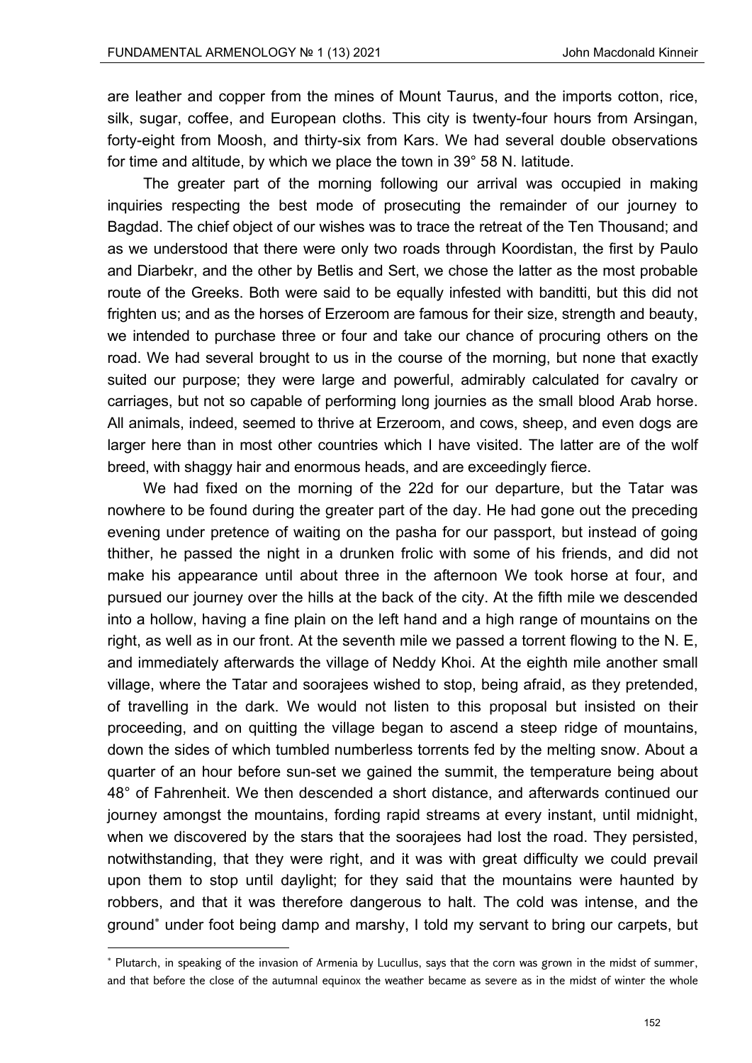are leather and copper from the mines of Mount Taurus, and the imports cotton, rice, silk, sugar, coffee, and European cloths. This city is twenty-four hours from Arsingan, forty-eight from Moosh, and thirty-six from Kars. We had several double observations for time and altitude, by which we place the town in 39° 58 N. latitude.

The greater part of the morning following our arrival was occupied in making inquiries respecting the best mode of prosecuting the remainder of our journey to Bagdad. The chief object of our wishes was to trace the retreat of the Ten Thousand; and as we understood that there were only two roads through Koordistan, the first by Paulo and Diarbekr, and the other by Betlis and Sert, we chose the latter as the most probable route of the Greeks. Both were said to be equally infested with banditti, but this did not frighten us; and as the horses of Erzeroom are famous for their size, strength and beauty, we intended to purchase three or four and take our chance of procuring others on the road. We had several brought to us in the course of the morning, but none that exactly suited our purpose; they were large and powerful, admirably calculated for cavalry or carriages, but not so capable of performing long journies as the small blood Arab horse. All animals, indeed, seemed to thrive at Erzeroom, and cows, sheep, and even dogs are larger here than in most other countries which I have visited. The latter are of the wolf breed, with shaggy hair and enormous heads, and are exceedingly fierce.

We had fixed on the morning of the 22d for our departure, but the Tatar was nowhere to be found during the greater part of the day. He had gone out the preceding evening under pretence of waiting on the pasha for our passport, but instead of going thither, he passed the night in a drunken frolic with some of his friends, and did not make his appearance until about three in the afternoon We took horse at four, and pursued our journey over the hills at the back of the city. At the fifth mile we descended into a hollow, having a fine plain on the left hand and a high range of mountains on the right, as well as in our front. At the seventh mile we passed a torrent flowing to the N. E, and immediately afterwards the village of Neddy Khoi. At the eighth mile another small village, where the Tatar and soorajees wished to stop, being afraid, as they pretended, of travelling in the dark. We would not listen to this proposal but insisted on their proceeding, and on quitting the village began to ascend a steep ridge of mountains, down the sides of which tumbled numberless torrents fed by the melting snow. About a quarter of an hour before sun-set we gained the summit, the temperature being about 48° of Fahrenheit. We then descended a short distance, and afterwards continued our journey amongst the mountains, fording rapid streams at every instant, until midnight, when we discovered by the stars that the soorajees had lost the road. They persisted, notwithstanding, that they were right, and it was with great difficulty we could prevail upon them to stop until daylight; for they said that the mountains were haunted by robbers, and that it was therefore dangerous to halt. The cold was intense, and the ground* under foot being damp and marshy, I told my servant to bring our carpets, but

---

* Plutarch, in speaking of the invasion of Armenia by Lucullus, says that the corn was grown in the midst of summer, and that before the close of the autumnal equinox the weather became as severe as in the midst of winter the whole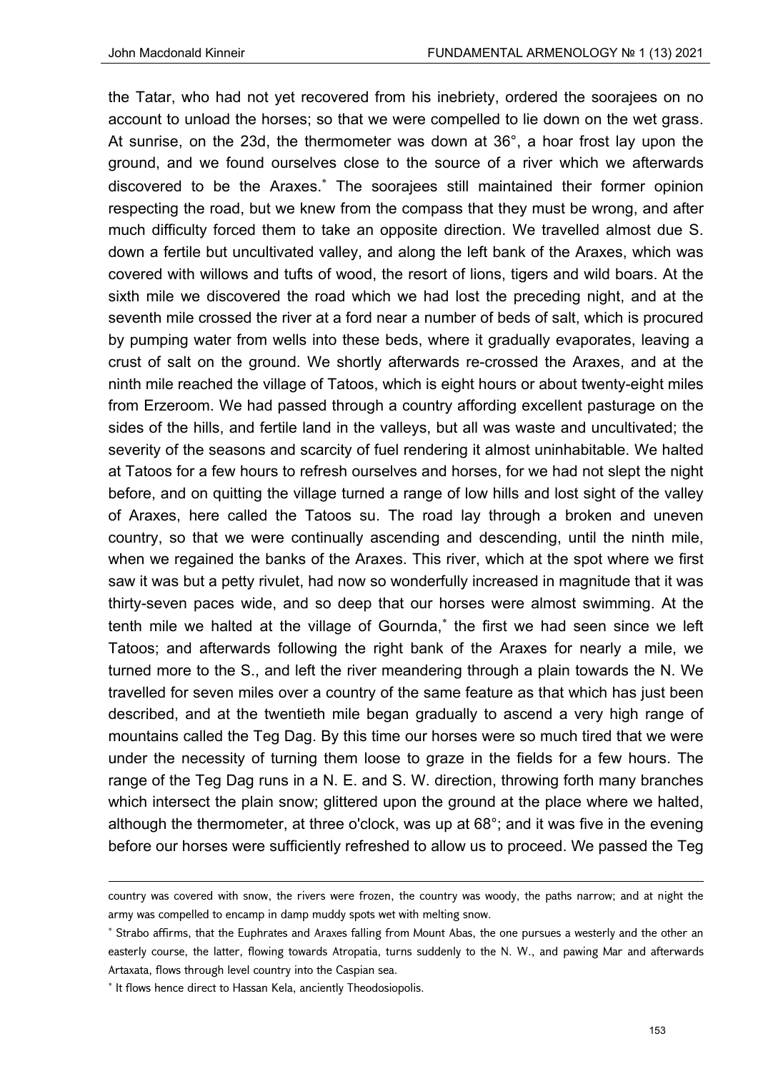the Tatar, who had not yet recovered from his inebriety, ordered the soorajees on no account to unload the horses; so that we were compelled to lie down on the wet grass. At sunrise, on the 23d, the thermometer was down at 36°, a hoar frost lay upon the ground, and we found ourselves close to the source of a river which we afterwards discovered to be the Araxes.* The soorajees still maintained their former opinion respecting the road, but we knew from the compass that they must be wrong, and after much difficulty forced them to take an opposite direction. We travelled almost due S. down a fertile but uncultivated valley, and along the left bank of the Araxes, which was covered with willows and tufts of wood, the resort of lions, tigers and wild boars. At the sixth mile we discovered the road which we had lost the preceding night, and at the seventh mile crossed the river at a ford near a number of beds of salt, which is procured by pumping water from wells into these beds, where it gradually evaporates, leaving a crust of salt on the ground. We shortly afterwards re-crossed the Araxes, and at the ninth mile reached the village of Tatoos, which is eight hours or about twenty-eight miles from Erzeroom. We had passed through a country affording excellent pasturage on the sides of the hills, and fertile land in the valleys, but all was waste and uncultivated; the severity of the seasons and scarcity of fuel rendering it almost uninhabitable. We halted at Tatoos for a few hours to refresh ourselves and horses, for we had not slept the night before, and on quitting the village turned a range of low hills and lost sight of the valley of Araxes, here called the Tatoos su. The road lay through a broken and uneven country, so that we were continually ascending and descending, until the ninth mile, when we regained the banks of the Araxes. This river, which at the spot where we first saw it was but a petty rivulet, had now so wonderfully increased in magnitude that it was thirty-seven paces wide, and so deep that our horses were almost swimming. At the tenth mile we halted at the village of Gournda,* the first we had seen since we left Tatoos; and afterwards following the right bank of the Araxes for nearly a mile, we turned more to the S., and left the river meandering through a plain towards the N. We travelled for seven miles over a country of the same feature as that which has just been described, and at the twentieth mile began gradually to ascend a very high range of mountains called the Teg Dag. By this time our horses were so much tired that we were under the necessity of turning them loose to graze in the fields for a few hours. The range of the Teg Dag runs in a N. E. and S. W. direction, throwing forth many branches which intersect the plain snow; glittered upon the ground at the place where we halted, although the thermometer, at three o'clock, was up at 68°; and it was five in the evening before our horses were sufficiently refreshed to allow us to proceed. We passed the Teg

---

country was covered with snow, the rivers were frozen, the country was woody, the paths narrow; and at night the army was compelled to encamp in damp muddy spots wet with melting snow.

* Strabo affirms, that the Euphrates and Araxes falling from Mount Abas, the one pursues a westerly and the other an easterly course, the latter, flowing towards Atropatia, turns suddenly to the N. W., and pawing Mar and afterwards Artaxata, flows through level country into the Caspian sea.

* It flows hence direct to Hassan Kela, anciently Theodosiopolis.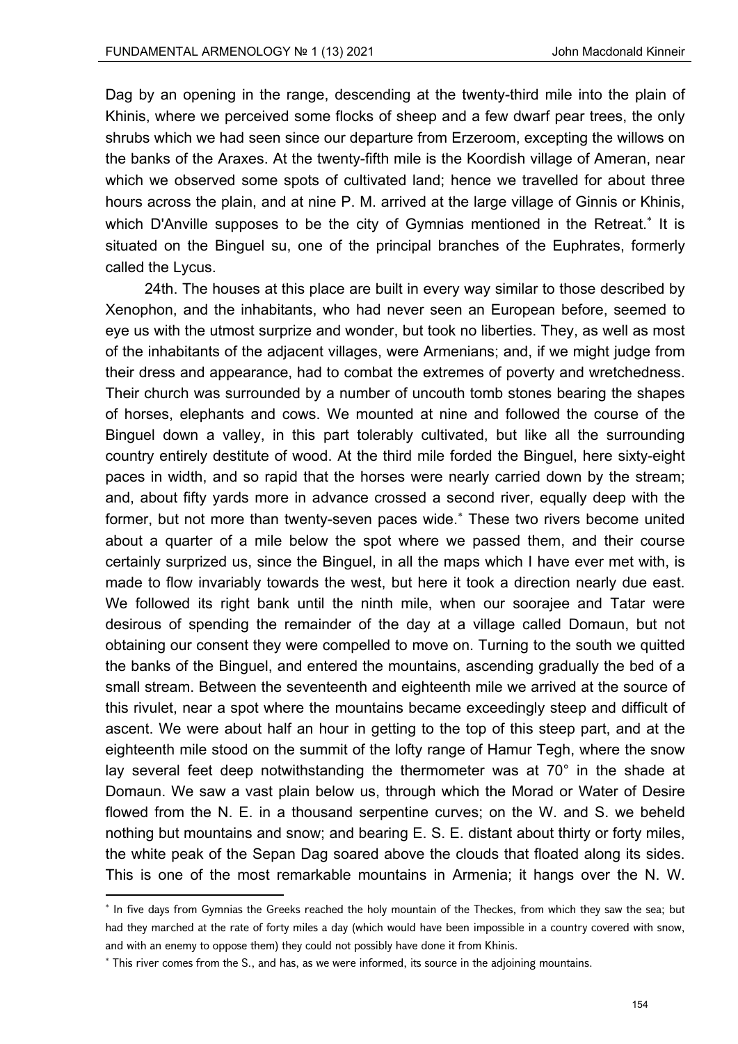Dag by an opening in the range, descending at the twenty-third mile into the plain of Khinis, where we perceived some flocks of sheep and a few dwarf pear trees, the only shrubs which we had seen since our departure from Erzeroom, excepting the willows on the banks of the Araxes. At the twenty-fifth mile is the Koordish village of Ameran, near which we observed some spots of cultivated land; hence we travelled for about three hours across the plain, and at nine P. M. arrived at the large village of Ginnis or Khinis, which D'Anville supposes to be the city of Gymnias mentioned in the Retreat.* It is situated on the Binguel su, one of the principal branches of the Euphrates, formerly called the Lycus.

24th. The houses at this place are built in every way similar to those described by Xenophon, and the inhabitants, who had never seen an European before, seemed to eye us with the utmost surprize and wonder, but took no liberties. They, as well as most of the inhabitants of the adjacent villages, were Armenians; and, if we might judge from their dress and appearance, had to combat the extremes of poverty and wretchedness. Their church was surrounded by a number of uncouth tomb stones bearing the shapes of horses, elephants and cows. We mounted at nine and followed the course of the Binguel down a valley, in this part tolerably cultivated, but like all the surrounding country entirely destitute of wood. At the third mile forded the Binguel, here sixty-eight paces in width, and so rapid that the horses were nearly carried down by the stream; and, about fifty yards more in advance crossed a second river, equally deep with the former, but not more than twenty-seven paces wide.* These two rivers become united about a quarter of a mile below the spot where we passed them, and their course certainly surprized us, since the Binguel, in all the maps which I have ever met with, is made to flow invariably towards the west, but here it took a direction nearly due east. We followed its right bank until the ninth mile, when our soorajee and Tatar were desirous of spending the remainder of the day at a village called Domaun, but not obtaining our consent they were compelled to move on. Turning to the south we quitted the banks of the Binguel, and entered the mountains, ascending gradually the bed of a small stream. Between the seventeenth and eighteenth mile we arrived at the source of this rivulet, near a spot where the mountains became exceedingly steep and difficult of ascent. We were about half an hour in getting to the top of this steep part, and at the eighteenth mile stood on the summit of the lofty range of Hamur Tegh, where the snow lay several feet deep notwithstanding the thermometer was at 70° in the shade at Domaun. We saw a vast plain below us, through which the Morad or Water of Desire flowed from the N. E. in a thousand serpentine curves; on the W. and S. we beheld nothing but mountains and snow; and bearing E. S. E. distant about thirty or forty miles, the white peak of the Sepan Dag soared above the clouds that floated along its sides. This is one of the most remarkable mountains in Armenia; it hangs over the N. W.

---

* In five days from Gymnias the Greeks reached the holy mountain of the Theckes, from which they saw the sea; but had they marched at the rate of forty miles a day (which would have been impossible in a country covered with snow, and with an enemy to oppose them) they could not possibly have done it from Khinis.

* This river comes from the S., and has, as we were informed, its source in the adjoining mountains.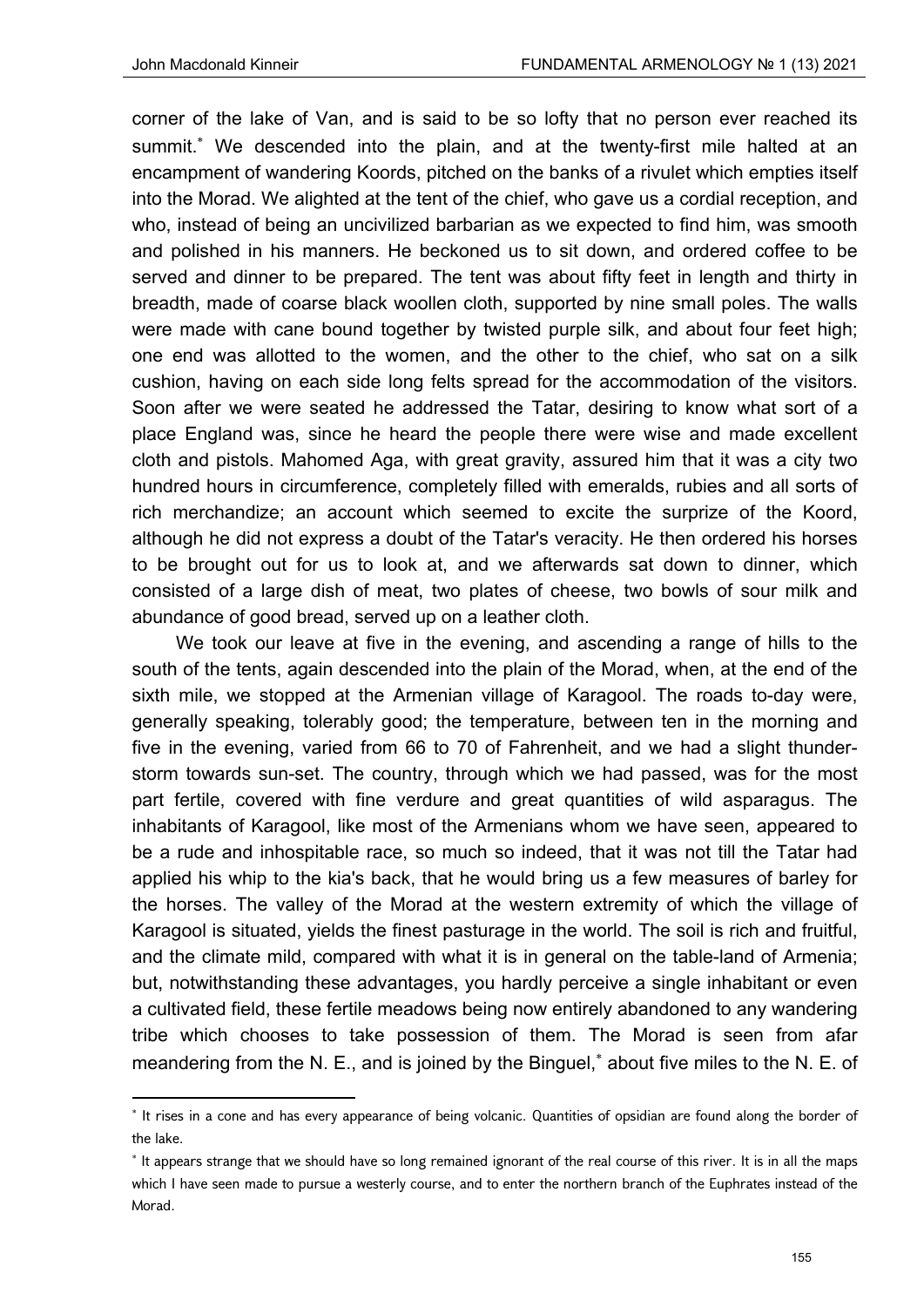corner of the lake of Van, and is said to be so lofty that no person ever reached its summit.* We descended into the plain, and at the twenty-first mile halted at an encampment of wandering Koords, pitched on the banks of a rivulet which empties itself into the Morad. We alighted at the tent of the chief, who gave us a cordial reception, and who, instead of being an uncivilized barbarian as we expected to find him, was smooth and polished in his manners. He beckoned us to sit down, and ordered coffee to be served and dinner to be prepared. The tent was about fifty feet in length and thirty in breadth, made of coarse black woollen cloth, supported by nine small poles. The walls were made with cane bound together by twisted purple silk, and about four feet high; one end was allotted to the women, and the other to the chief, who sat on a silk cushion, having on each side long felts spread for the accommodation of the visitors. Soon after we were seated he addressed the Tatar, desiring to know what sort of a place England was, since he heard the people there were wise and made excellent cloth and pistols. Mahomed Aga, with great gravity, assured him that it was a city two hundred hours in circumference, completely filled with emeralds, rubies and all sorts of rich merchandize; an account which seemed to excite the surprize of the Koord, although he did not express a doubt of the Tatar's veracity. He then ordered his horses to be brought out for us to look at, and we afterwards sat down to dinner, which consisted of a large dish of meat, two plates of cheese, two bowls of sour milk and abundance of good bread, served up on a leather cloth.

We took our leave at five in the evening, and ascending a range of hills to the south of the tents, again descended into the plain of the Morad, when, at the end of the sixth mile, we stopped at the Armenian village of Karagool. The roads to-day were, generally speaking, tolerably good; the temperature, between ten in the morning and five in the evening, varied from 66 to 70 of Fahrenheit, and we had a slight thunder-storm towards sun-set. The country, through which we had passed, was for the most part fertile, covered with fine verdure and great quantities of wild asparagus. The inhabitants of Karagool, like most of the Armenians whom we have seen, appeared to be a rude and inhospitable race, so much so indeed, that it was not till the Tatar had applied his whip to the kia's back, that he would bring us a few measures of barley for the horses. The valley of the Morad at the western extremity of which the village of Karagool is situated, yields the finest pasturage in the world. The soil is rich and fruitful, and the climate mild, compared with what it is in general on the table-land of Armenia; but, notwithstanding these advantages, you hardly perceive a single inhabitant or even a cultivated field, these fertile meadows being now entirely abandoned to any wandering tribe which chooses to take possession of them. The Morad is seen from afar meandering from the N. E., and is joined by the Binguel,* about five miles to the N. E. of

---

* It rises in a cone and has every appearance of being volcanic. Quantities of opsidian are found along the border of the lake.

* It appears strange that we should have so long remained ignorant of the real course of this river. It is in all the maps which I have seen made to pursue a westerly course, and to enter the northern branch of the Euphrates instead of the Morad.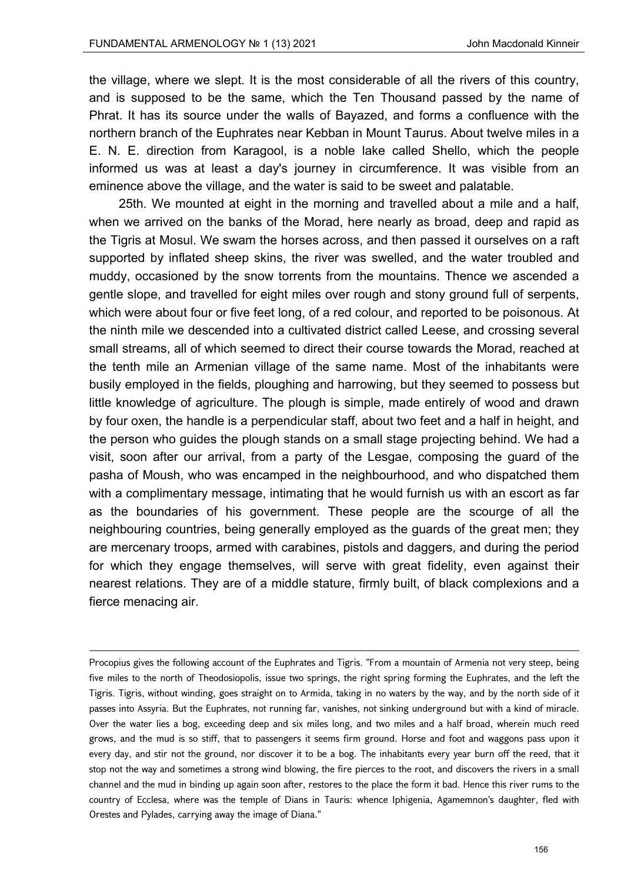the village, where we slept. It is the most considerable of all the rivers of this country, and is supposed to be the same, which the Ten Thousand passed by the name of Phrat. It has its source under the walls of Bayazed, and forms a confluence with the northern branch of the Euphrates near Kebban in Mount Taurus. About twelve miles in a E. N. E. direction from Karagool, is a noble lake called Shello, which the people informed us was at least a day's journey in circumference. It was visible from an eminence above the village, and the water is said to be sweet and palatable.

25th. We mounted at eight in the morning and travelled about a mile and a half, when we arrived on the banks of the Morad, here nearly as broad, deep and rapid as the Tigris at Mosul. We swam the horses across, and then passed it ourselves on a raft supported by inflated sheep skins, the river was swelled, and the water troubled and muddy, occasioned by the snow torrents from the mountains. Thence we ascended a gentle slope, and travelled for eight miles over rough and stony ground full of serpents, which were about four or five feet long, of a red colour, and reported to be poisonous. At the ninth mile we descended into a cultivated district called Leese, and crossing several small streams, all of which seemed to direct their course towards the Morad, reached at the tenth mile an Armenian village of the same name. Most of the inhabitants were busily employed in the fields, ploughing and harrowing, but they seemed to possess but little knowledge of agriculture. The plough is simple, made entirely of wood and drawn by four oxen, the handle is a perpendicular staff, about two feet and a half in height, and the person who guides the plough stands on a small stage projecting behind. We had a visit, soon after our arrival, from a party of the Lesgae, composing the guard of the pasha of Moush, who was encamped in the neighbourhood, and who dispatched them with a complimentary message, intimating that he would furnish us with an escort as far as the boundaries of his government. These people are the scourge of all the neighbouring countries, being generally employed as the guards of the great men; they are mercenary troops, armed with carabines, pistols and daggers, and during the period for which they engage themselves, will serve with great fidelity, even against their nearest relations. They are of a middle stature, firmly built, of black complexions and a fierce menacing air.

---

Procopius gives the following account of the Euphrates and Tigris. "From a mountain of Armenia not very steep, being five miles to the north of Theodosiopolis, issue two springs, the right spring forming the Euphrates, and the left the Tigris. Tigris, without winding, goes straight on to Armida, taking in no waters by the way, and by the north side of it passes into Assyria. But the Euphrates, not running far, vanishes, not sinking underground but with a kind of miracle. Over the water lies a bog, exceeding deep and six miles long, and two miles and a half broad, wherein much reed grows, and the mud is so stiff, that to passengers it seems firm ground. Horse and foot and waggons pass upon it every day, and stir not the ground, nor discover it to be a bog. The inhabitants every year burn off the reed, that it stop not the way and sometimes a strong wind blowing, the fire pierces to the root, and discovers the rivers in a small channel and the mud in binding up again soon after, restores to the place the form it bad. Hence this river rums to the country of Ecclesa, where was the temple of Dians in Tauris: whence Iphigenia, Agamemnon's daughter, fled with Orestes and Pylades, carrying away the image of Diana."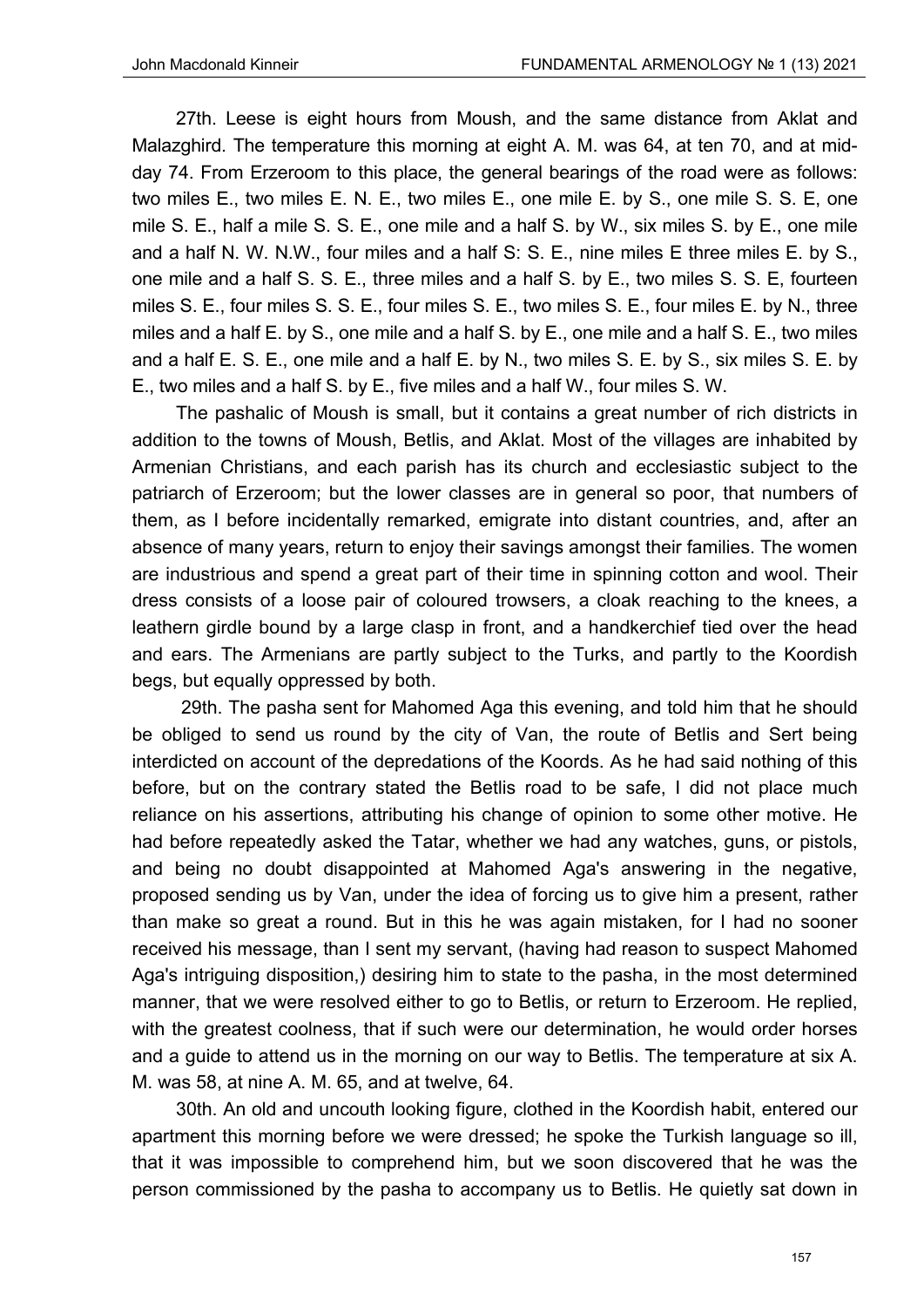27th. Leese is eight hours from Moush, and the same distance from Aklat and Malazghird. The temperature this morning at eight A. M. was 64, at ten 70, and at mid-day 74. From Erzeroom to this place, the general bearings of the road were as follows: two miles E., two miles E. N. E., two miles E., one mile E. by S., one mile S. S. E, one mile S. E., half a mile S. S. E., one mile and a half S. by W., six miles S. by E., one mile and a half N. W. N.W., four miles and a half S: S. E., nine miles E three miles E. by S., one mile and a half S. S. E., three miles and a half S. by E., two miles S. S. E, fourteen miles S. E., four miles S. S. E., four miles S. E., two miles S. E., four miles E. by N., three miles and a half E. by S., one mile and a half S. by E., one mile and a half S. E., two miles and a half E. S. E., one mile and a half E. by N., two miles S. E. by S., six miles S. E. by E., two miles and a half S. by E., five miles and a half W., four miles S. W.

The pashalic of Moush is small, but it contains a great number of rich districts in addition to the towns of Moush, Betlis, and Aklat. Most of the villages are inhabited by Armenian Christians, and each parish has its church and ecclesiastic subject to the patriarch of Erzeroom; but the lower classes are in general so poor, that numbers of them, as I before incidentally remarked, emigrate into distant countries, and, after an absence of many years, return to enjoy their savings amongst their families. The women are industrious and spend a great part of their time in spinning cotton and wool. Their dress consists of a loose pair of coloured trowsers, a cloak reaching to the knees, a leathern girdle bound by a large clasp in front, and a handkerchief tied over the head and ears. The Armenians are partly subject to the Turks, and partly to the Koordish begs, but equally oppressed by both.

29th. The pasha sent for Mahomed Aga this evening, and told him that he should be obliged to send us round by the city of Van, the route of Betlis and Sert being interdicted on account of the depredations of the Koords. As he had said nothing of this before, but on the contrary stated the Betlis road to be safe, I did not place much reliance on his assertions, attributing his change of opinion to some other motive. He had before repeatedly asked the Tatar, whether we had any watches, guns, or pistols, and being no doubt disappointed at Mahomed Aga's answering in the negative, proposed sending us by Van, under the idea of forcing us to give him a present, rather than make so great a round. But in this he was again mistaken, for I had no sooner received his message, than I sent my servant, (having had reason to suspect Mahomed Aga's intriguing disposition,) desiring him to state to the pasha, in the most determined manner, that we were resolved either to go to Betlis, or return to Erzeroom. He replied, with the greatest coolness, that if such were our determination, he would order horses and a guide to attend us in the morning on our way to Betlis. The temperature at six A. M. was 58, at nine A. M. 65, and at twelve, 64.

30th. An old and uncouth looking figure, clothed in the Koordish habit, entered our apartment this morning before we were dressed; he spoke the Turkish language so ill, that it was impossible to comprehend him, but we soon discovered that he was the person commissioned by the pasha to accompany us to Betlis. He quietly sat down in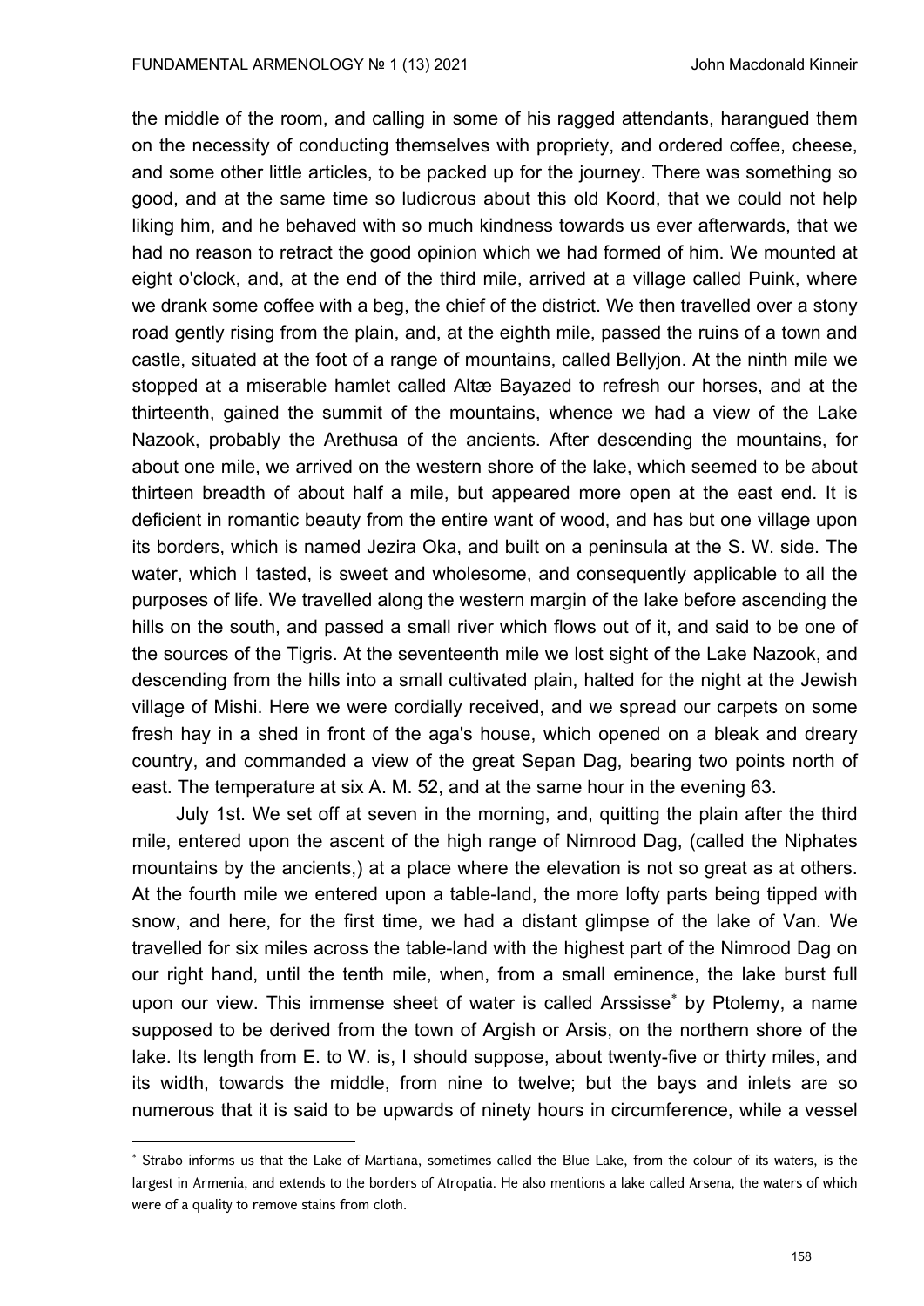the middle of the room, and calling in some of his ragged attendants, harangued them on the necessity of conducting themselves with propriety, and ordered coffee, cheese, and some other little articles, to be packed up for the journey. There was something so good, and at the same time so ludicrous about this old Koord, that we could not help liking him, and he behaved with so much kindness towards us ever afterwards, that we had no reason to retract the good opinion which we had formed of him. We mounted at eight o'clock, and, at the end of the third mile, arrived at a village called Puink, where we drank some coffee with a beg, the chief of the district. We then travelled over a stony road gently rising from the plain, and, at the eighth mile, passed the ruins of a town and castle, situated at the foot of a range of mountains, called Bellyjon. At the ninth mile we stopped at a miserable hamlet called Altæ Bayazed to refresh our horses, and at the thirteenth, gained the summit of the mountains, whence we had a view of the Lake Nazook, probably the Arethusa of the ancients. After descending the mountains, for about one mile, we arrived on the western shore of the lake, which seemed to be about thirteen breadth of about half a mile, but appeared more open at the east end. It is deficient in romantic beauty from the entire want of wood, and has but one village upon its borders, which is named Jezira Oka, and built on a peninsula at the S. W. side. The water, which I tasted, is sweet and wholesome, and consequently applicable to all the purposes of life. We travelled along the western margin of the lake before ascending the hills on the south, and passed a small river which flows out of it, and said to be one of the sources of the Tigris. At the seventeenth mile we lost sight of the Lake Nazook, and descending from the hills into a small cultivated plain, halted for the night at the Jewish village of Mishi. Here we were cordially received, and we spread our carpets on some fresh hay in a shed in front of the aga's house, which opened on a bleak and dreary country, and commanded a view of the great Sepan Dag, bearing two points north of east. The temperature at six A. M. 52, and at the same hour in the evening 63.

July 1st. We set off at seven in the morning, and, quitting the plain after the third mile, entered upon the ascent of the high range of Nimrood Dag, (called the Niphates mountains by the ancients,) at a place where the elevation is not so great as at others. At the fourth mile we entered upon a table-land, the more lofty parts being tipped with snow, and here, for the first time, we had a distant glimpse of the lake of Van. We travelled for six miles across the table-land with the highest part of the Nimrood Dag on our right hand, until the tenth mile, when, from a small eminence, the lake burst full upon our view. This immense sheet of water is called Arssisse* by Ptolemy, a name supposed to be derived from the town of Argish or Arsis, on the northern shore of the lake. Its length from E. to W. is, I should suppose, about twenty-five or thirty miles, and its width, towards the middle, from nine to twelve; but the bays and inlets are so numerous that it is said to be upwards of ninety hours in circumference, while a vessel

* Strabo informs us that the Lake of Martiana, sometimes called the Blue Lake, from the colour of its waters, is the largest in Armenia, and extends to the borders of Atropatia. He also mentions a lake called Arsena, the waters of which were of a quality to remove stains from cloth.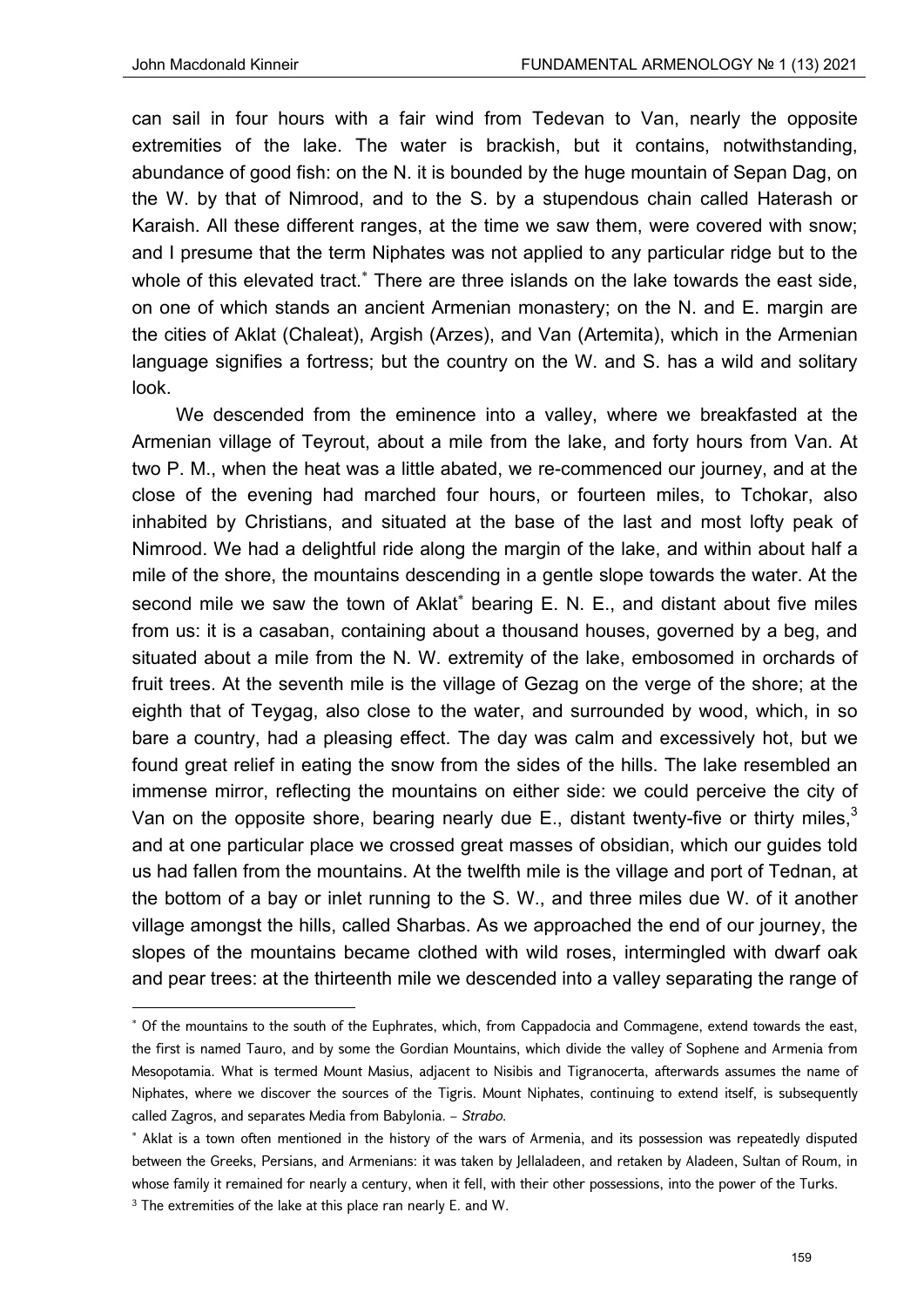can sail in four hours with a fair wind from Tedevan to Van, nearly the opposite extremities of the lake. The water is brackish, but it contains, notwithstanding, abundance of good fish: on the N. it is bounded by the huge mountain of Sepan Dag, on the W. by that of Nimrood, and to the S. by a stupendous chain called Haterash or Karaish. All these different ranges, at the time we saw them, were covered with snow; and I presume that the term Niphates was not applied to any particular ridge but to the whole of this elevated tract.* There are three islands on the lake towards the east side, on one of which stands an ancient Armenian monastery; on the N. and E. margin are the cities of Aklat (Chaleat), Argish (Arzes), and Van (Artemita), which in the Armenian language signifies a fortress; but the country on the W. and S. has a wild and solitary look.

We descended from the eminence into a valley, where we breakfasted at the Armenian village of Teyrout, about a mile from the lake, and forty hours from Van. At two P. M., when the heat was a little abated, we re-commenced our journey, and at the close of the evening had marched four hours, or fourteen miles, to Tchokar, also inhabited by Christians, and situated at the base of the last and most lofty peak of Nimrood. We had a delightful ride along the margin of the lake, and within about half a mile of the shore, the mountains descending in a gentle slope towards the water. At the second mile we saw the town of Aklat* bearing E. N. E., and distant about five miles from us: it is a casaban, containing about a thousand houses, governed by a beg, and situated about a mile from the N. W. extremity of the lake, embosomed in orchards of fruit trees. At the seventh mile is the village of Gezag on the verge of the shore; at the eighth that of Teygag, also close to the water, and surrounded by wood, which, in so bare a country, had a pleasing effect. The day was calm and excessively hot, but we found great relief in eating the snow from the sides of the hills. The lake resembled an immense mirror, reflecting the mountains on either side: we could perceive the city of Van on the opposite shore, bearing nearly due E., distant twenty-five or thirty miles,[3] and at one particular place we crossed great masses of obsidian, which our guides told us had fallen from the mountains. At the twelfth mile is the village and port of Tednan, at the bottom of a bay or inlet running to the S. W., and three miles due W. of it another village amongst the hills, called Sharbas. As we approached the end of our journey, the slopes of the mountains became clothed with wild roses, intermingled with dwarf oak and pear trees: at the thirteenth mile we descended into a valley separating the range of

---

* Of the mountains to the south of the Euphrates, which, from Cappadocia and Commagene, extend towards the east, the first is named Tauro, and by some the Gordian Mountains, which divide the valley of Sophene and Armenia from Mesopotamia. What is termed Mount Masius, adjacent to Nisibis and Tigranocerta, afterwards assumes the name of Niphates, where we discover the sources of the Tigris. Mount Niphates, continuing to extend itself, is subsequently called Zagros, and separates Media from Babylonia. – *Strabo.*

* Aklat is a town often mentioned in the history of the wars of Armenia, and its possession was repeatedly disputed between the Greeks, Persians, and Armenians: it was taken by Jellaladeen, and retaken by Aladeen, Sultan of Roum, in whose family it remained for nearly a century, when it fell, with their other possessions, into the power of the Turks.

[3] The extremities of the lake at this place ran nearly E. and W.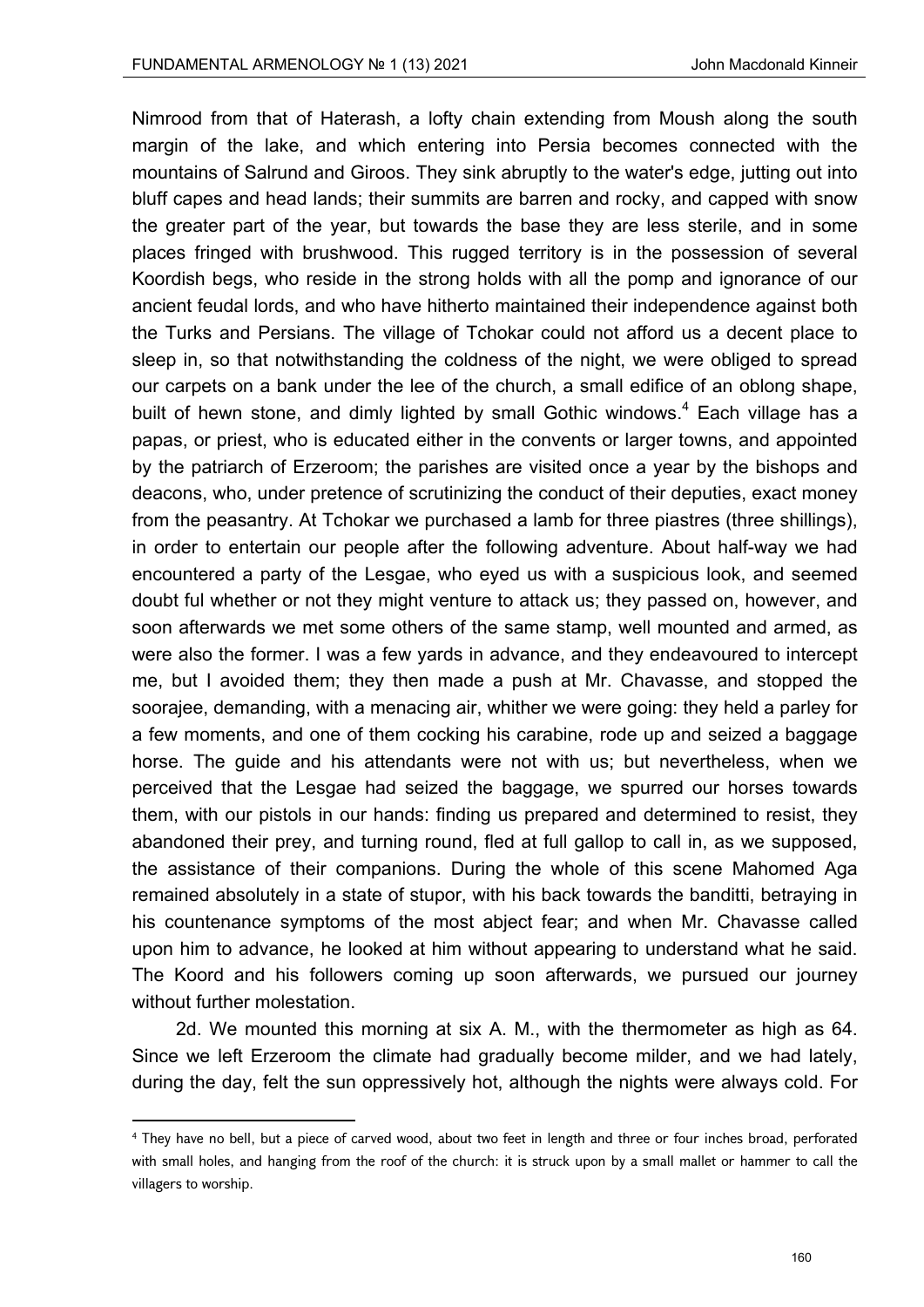Nimrood from that of Haterash, a lofty chain extending from Moush along the south margin of the lake, and which entering into Persia becomes connected with the mountains of Salrund and Giroos. They sink abruptly to the water's edge, jutting out into bluff capes and head lands; their summits are barren and rocky, and capped with snow the greater part of the year, but towards the base they are less sterile, and in some places fringed with brushwood. This rugged territory is in the possession of several Koordish begs, who reside in the strong holds with all the pomp and ignorance of our ancient feudal lords, and who have hitherto maintained their independence against both the Turks and Persians. The village of Tchokar could not afford us a decent place to sleep in, so that notwithstanding the coldness of the night, we were obliged to spread our carpets on a bank under the lee of the church, a small edifice of an oblong shape, built of hewn stone, and dimly lighted by small Gothic windows.[4] Each village has a papas, or priest, who is educated either in the convents or larger towns, and appointed by the patriarch of Erzeroom; the parishes are visited once a year by the bishops and deacons, who, under pretence of scrutinizing the conduct of their deputies, exact money from the peasantry. At Tchokar we purchased a lamb for three piastres (three shillings), in order to entertain our people after the following adventure. About half-way we had encountered a party of the Lesgae, who eyed us with a suspicious look, and seemed doubt ful whether or not they might venture to attack us; they passed on, however, and soon afterwards we met some others of the same stamp, well mounted and armed, as were also the former. I was a few yards in advance, and they endeavoured to intercept me, but I avoided them; they then made a push at Mr. Chavasse, and stopped the soorajee, demanding, with a menacing air, whither we were going: they held a parley for a few moments, and one of them cocking his carabine, rode up and seized a baggage horse. The guide and his attendants were not with us; but nevertheless, when we perceived that the Lesgae had seized the baggage, we spurred our horses towards them, with our pistols in our hands: finding us prepared and determined to resist, they abandoned their prey, and turning round, fled at full gallop to call in, as we supposed, the assistance of their companions. During the whole of this scene Mahomed Aga remained absolutely in a state of stupor, with his back towards the banditti, betraying in his countenance symptoms of the most abject fear; and when Mr. Chavasse called upon him to advance, he looked at him without appearing to understand what he said. The Koord and his followers coming up soon afterwards, we pursued our journey without further molestation.

2d. We mounted this morning at six A. M., with the thermometer as high as 64. Since we left Erzeroom the climate had gradually become milder, and we had lately, during the day, felt the sun oppressively hot, although the nights were always cold. For

---

[4] They have no bell, but a piece of carved wood, about two feet in length and three or four inches broad, perforated with small holes, and hanging from the roof of the church: it is struck upon by a small mallet or hammer to call the villagers to worship.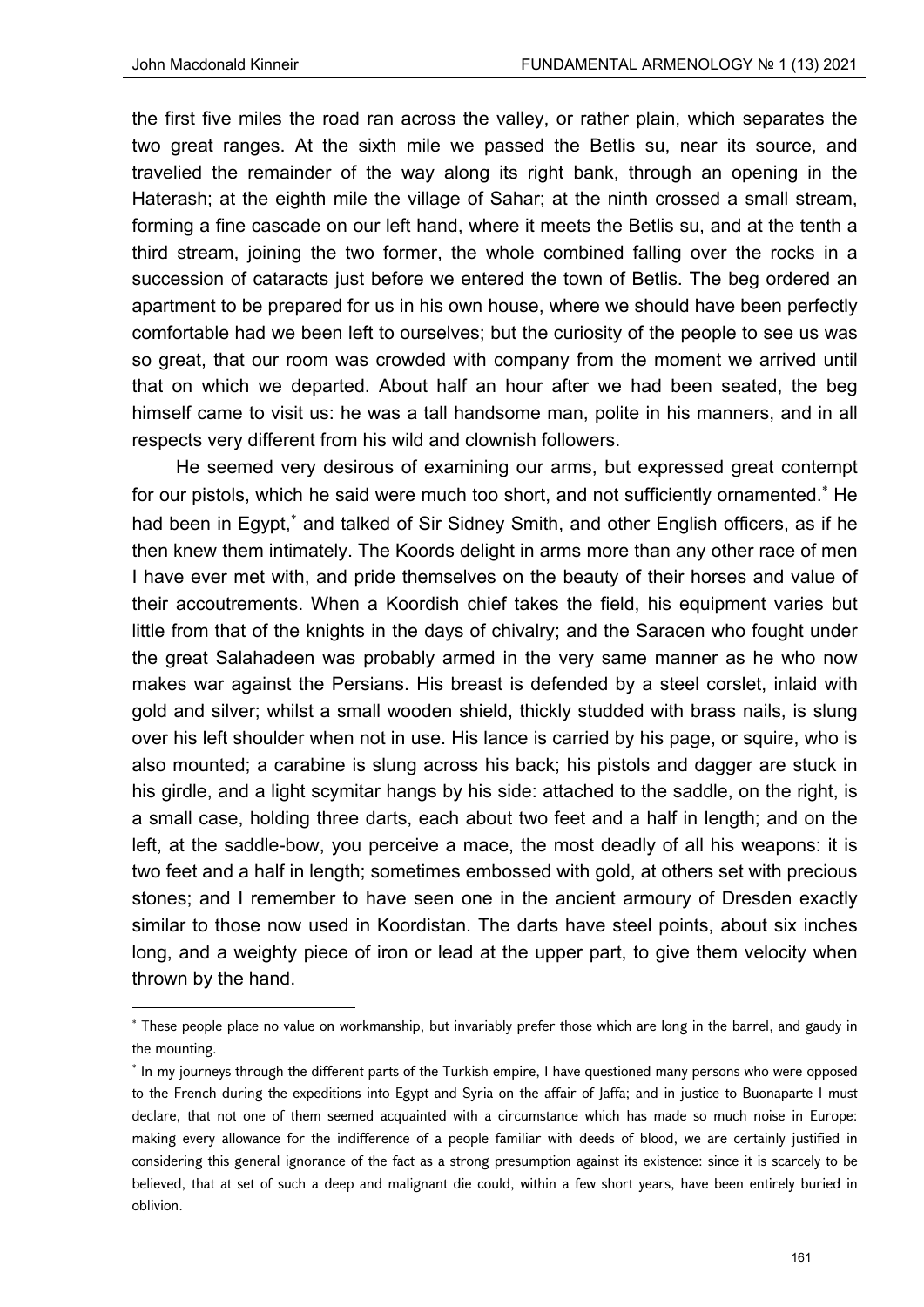the first five miles the road ran across the valley, or rather plain, which separates the two great ranges. At the sixth mile we passed the Betlis su, near its source, and travelied the remainder of the way along its right bank, through an opening in the Haterash; at the eighth mile the village of Sahar; at the ninth crossed a small stream, forming a fine cascade on our left hand, where it meets the Betlis su, and at the tenth a third stream, joining the two former, the whole combined falling over the rocks in a succession of cataracts just before we entered the town of Betlis. The beg ordered an apartment to be prepared for us in his own house, where we should have been perfectly comfortable had we been left to ourselves; but the curiosity of the people to see us was so great, that our room was crowded with company from the moment we arrived until that on which we departed. About half an hour after we had been seated, the beg himself came to visit us: he was a tall handsome man, polite in his manners, and in all respects very different from his wild and clownish followers.

He seemed very desirous of examining our arms, but expressed great contempt for our pistols, which he said were much too short, and not sufficiently ornamented.* He had been in Egypt,* and talked of Sir Sidney Smith, and other English officers, as if he then knew them intimately. The Koords delight in arms more than any other race of men I have ever met with, and pride themselves on the beauty of their horses and value of their accoutrements. When a Koordish chief takes the field, his equipment varies but little from that of the knights in the days of chivalry; and the Saracen who fought under the great Salahadeen was probably armed in the very same manner as he who now makes war against the Persians. His breast is defended by a steel corslet, inlaid with gold and silver; whilst a small wooden shield, thickly studded with brass nails, is slung over his left shoulder when not in use. His lance is carried by his page, or squire, who is also mounted; a carabine is slung across his back; his pistols and dagger are stuck in his girdle, and a light scymitar hangs by his side: attached to the saddle, on the right, is a small case, holding three darts, each about two feet and a half in length; and on the left, at the saddle-bow, you perceive a mace, the most deadly of all his weapons: it is two feet and a half in length; sometimes embossed with gold, at others set with precious stones; and I remember to have seen one in the ancient armoury of Dresden exactly similar to those now used in Koordistan. The darts have steel points, about six inches long, and a weighty piece of iron or lead at the upper part, to give them velocity when thrown by the hand.

---

* These people place no value on workmanship, but invariably prefer those which are long in the barrel, and gaudy in the mounting.

* In my journeys through the different parts of the Turkish empire, I have questioned many persons who were opposed to the French during the expeditions into Egypt and Syria on the affair of Jaffa; and in justice to Buonaparte I must declare, that not one of them seemed acquainted with a circumstance which has made so much noise in Europe: making every allowance for the indifference of a people familiar with deeds of blood, we are certainly justified in considering this general ignorance of the fact as a strong presumption against its existence: since it is scarcely to be believed, that at set of such a deep and malignant die could, within a few short years, have been entirely buried in oblivion.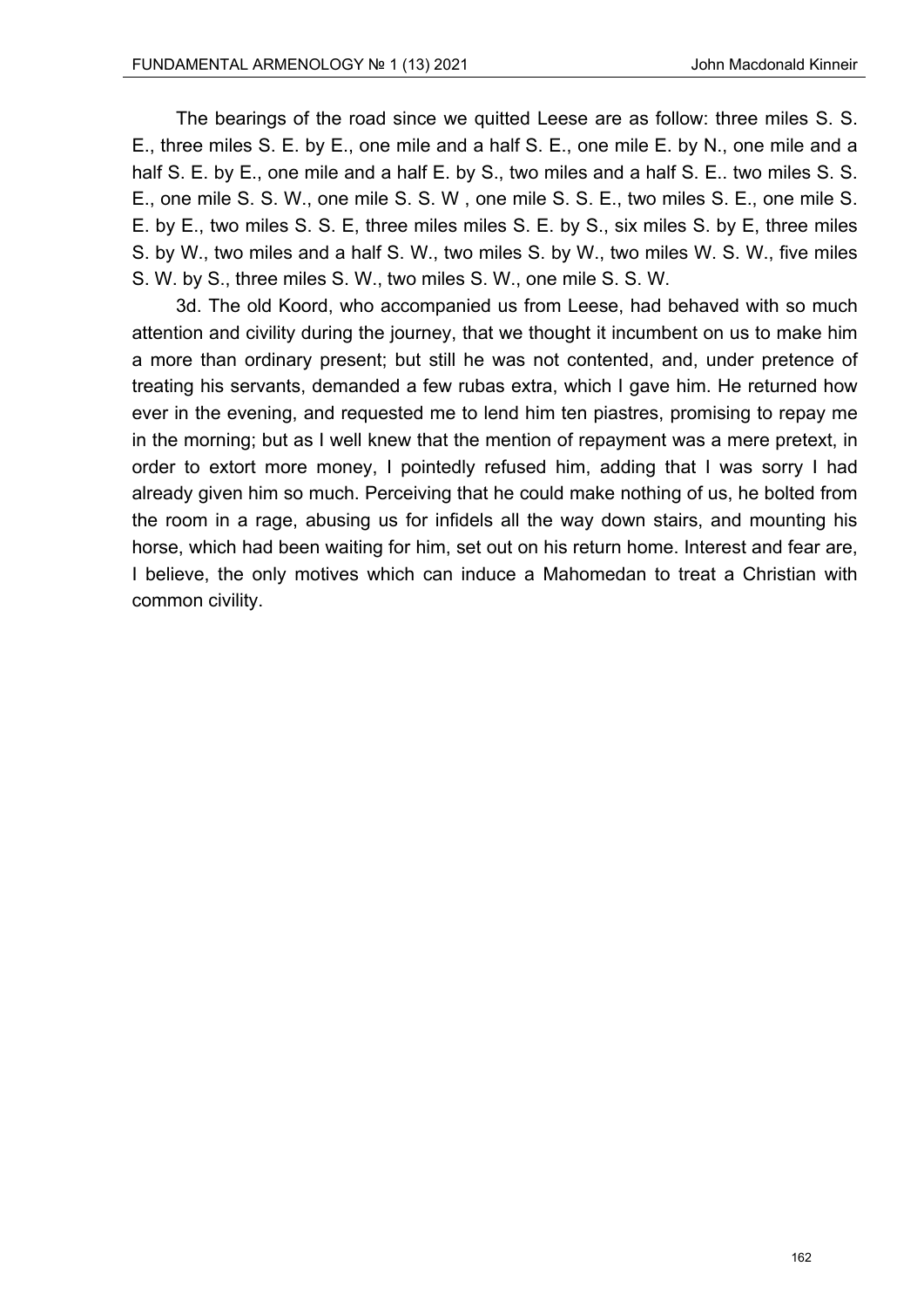The bearings of the road since we quitted Leese are as follow: three miles S. S. E., three miles S. E. by E., one mile and a half S. E., one mile E. by N., one mile and a half S. E. by E., one mile and a half E. by S., two miles and a half S. E.. two miles S. S. E., one mile S. S. W., one mile S. S. W , one mile S. S. E., two miles S. E., one mile S. E. by E., two miles S. S. E, three miles miles S. E. by S., six miles S. by E, three miles S. by W., two miles and a half S. W., two miles S. by W., two miles W. S. W., five miles S. W. by S., three miles S. W., two miles S. W., one mile S. S. W.

3d. The old Koord, who accompanied us from Leese, had behaved with so much attention and civility during the journey, that we thought it incumbent on us to make him a more than ordinary present; but still he was not contented, and, under pretence of treating his servants, demanded a few rubas extra, which I gave him. He returned how ever in the evening, and requested me to lend him ten piastres, promising to repay me in the morning; but as I well knew that the mention of repayment was a mere pretext, in order to extort more money, I pointedly refused him, adding that I was sorry I had already given him so much. Perceiving that he could make nothing of us, he bolted from the room in a rage, abusing us for infidels all the way down stairs, and mounting his horse, which had been waiting for him, set out on his return home. Interest and fear are, I believe, the only motives which can induce a Mahomedan to treat a Christian with common civility.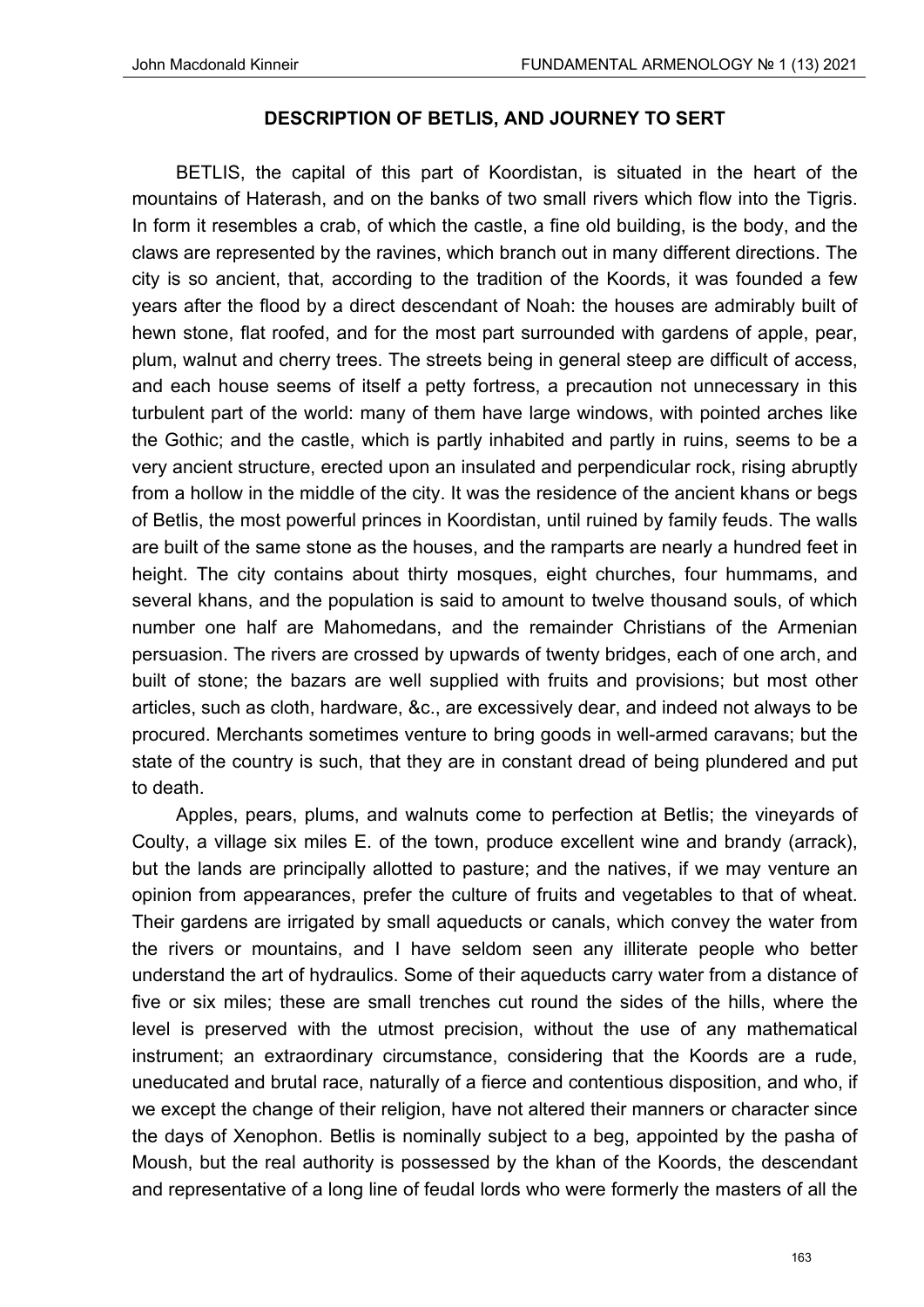### DESCRIPTION OF BETLIS, AND JOURNEY TO SERT

BETLIS, the capital of this part of Koordistan, is situated in the heart of the mountains of Haterash, and on the banks of two small rivers which flow into the Tigris. In form it resembles a crab, of which the castle, a fine old building, is the body, and the claws are represented by the ravines, which branch out in many different directions. The city is so ancient, that, according to the tradition of the Koords, it was founded a few years after the flood by a direct descendant of Noah: the houses are admirably built of hewn stone, flat roofed, and for the most part surrounded with gardens of apple, pear, plum, walnut and cherry trees. The streets being in general steep are difficult of access, and each house seems of itself a petty fortress, a precaution not unnecessary in this turbulent part of the world: many of them have large windows, with pointed arches like the Gothic; and the castle, which is partly inhabited and partly in ruins, seems to be a very ancient structure, erected upon an insulated and perpendicular rock, rising abruptly from a hollow in the middle of the city. It was the residence of the ancient khans or begs of Betlis, the most powerful princes in Koordistan, until ruined by family feuds. The walls are built of the same stone as the houses, and the ramparts are nearly a hundred feet in height. The city contains about thirty mosques, eight churches, four hummams, and several khans, and the population is said to amount to twelve thousand souls, of which number one half are Mahomedans, and the remainder Christians of the Armenian persuasion. The rivers are crossed by upwards of twenty bridges, each of one arch, and built of stone; the bazars are well supplied with fruits and provisions; but most other articles, such as cloth, hardware, &c., are excessively dear, and indeed not always to be procured. Merchants sometimes venture to bring goods in well-armed caravans; but the state of the country is such, that they are in constant dread of being plundered and put to death.

Apples, pears, plums, and walnuts come to perfection at Betlis; the vineyards of Coulty, a village six miles E. of the town, produce excellent wine and brandy (arrack), but the lands are principally allotted to pasture; and the natives, if we may venture an opinion from appearances, prefer the culture of fruits and vegetables to that of wheat. Their gardens are irrigated by small aqueducts or canals, which convey the water from the rivers or mountains, and I have seldom seen any illiterate people who better understand the art of hydraulics. Some of their aqueducts carry water from a distance of five or six miles; these are small trenches cut round the sides of the hills, where the level is preserved with the utmost precision, without the use of any mathematical instrument; an extraordinary circumstance, considering that the Koords are a rude, uneducated and brutal race, naturally of a fierce and contentious disposition, and who, if we except the change of their religion, have not altered their manners or character since the days of Xenophon. Betlis is nominally subject to a beg, appointed by the pasha of Moush, but the real authority is possessed by the khan of the Koords, the descendant and representative of a long line of feudal lords who were formerly the masters of all the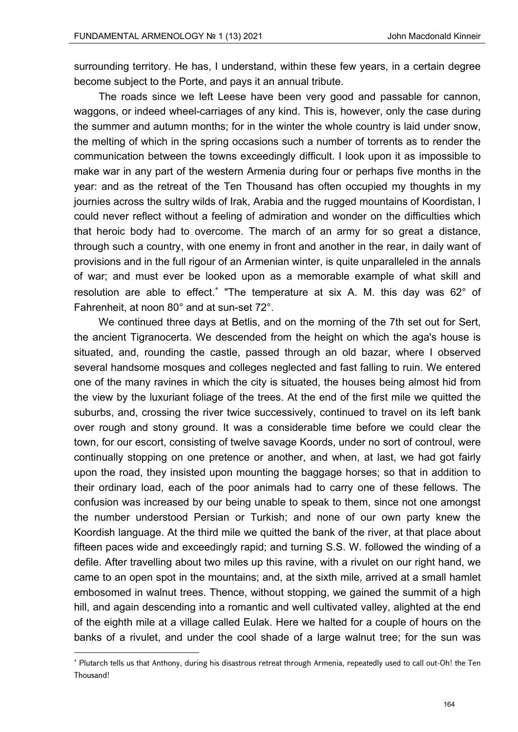surrounding territory. He has, I understand, within these few years, in a certain degree become subject to the Porte, and pays it an annual tribute.

The roads since we left Leese have been very good and passable for cannon, waggons, or indeed wheel-carriages of any kind. This is, however, only the case during the summer and autumn months; for in the winter the whole country is laid under snow, the melting of which in the spring occasions such a number of torrents as to render the communication between the towns exceedingly difficult. I look upon it as impossible to make war in any part of the western Armenia during four or perhaps five months in the year: and as the retreat of the Ten Thousand has often occupied my thoughts in my journies across the sultry wilds of Irak, Arabia and the rugged mountains of Koordistan, I could never reflect without a feeling of admiration and wonder on the difficulties which that heroic body had to overcome. The march of an army for so great a distance, through such a country, with one enemy in front and another in the rear, in daily want of provisions and in the full rigour of an Armenian winter, is quite unparalleled in the annals of war; and must ever be looked upon as a memorable example of what skill and resolution are able to effect.* "The temperature at six A. M. this day was 62° of Fahrenheit, at noon 80° and at sun-set 72°.

We continued three days at Betlis, and on the morning of the 7th set out for Sert, the ancient Tigranocerta. We descended from the height on which the aga's house is situated, and, rounding the castle, passed through an old bazar, where I observed several handsome mosques and colleges neglected and fast falling to ruin. We entered one of the many ravines in which the city is situated, the houses being almost hid from the view by the luxuriant foliage of the trees. At the end of the first mile we quitted the suburbs, and, crossing the river twice successively, continued to travel on its left bank over rough and stony ground. It was a considerable time before we could clear the town, for our escort, consisting of twelve savage Koords, under no sort of controul, were continually stopping on one pretence or another, and when, at last, we had got fairly upon the road, they insisted upon mounting the baggage horses; so that in addition to their ordinary load, each of the poor animals had to carry one of these fellows. The confusion was increased by our being unable to speak to them, since not one amongst the number understood Persian or Turkish; and none of our own party knew the Koordish language. At the third mile we quitted the bank of the river, at that place about fifteen paces wide and exceedingly rapid; and turning S.S. W. followed the winding of a defile. After travelling about two miles up this ravine, with a rivulet on our right hand, we came to an open spot in the mountains; and, at the sixth mile, arrived at a small hamlet embosomed in walnut trees. Thence, without stopping, we gained the summit of a high hill, and again descending into a romantic and well cultivated valley, alighted at the end of the eighth mile at a village called Eulak. Here we halted for a couple of hours on the banks of a rivulet, and under the cool shade of a large walnut tree; for the sun was

* Plutarch tells us that Anthony, during his disastrous retreat through Armenia, repeatedly used to call out-Oh! the Ten Thousand!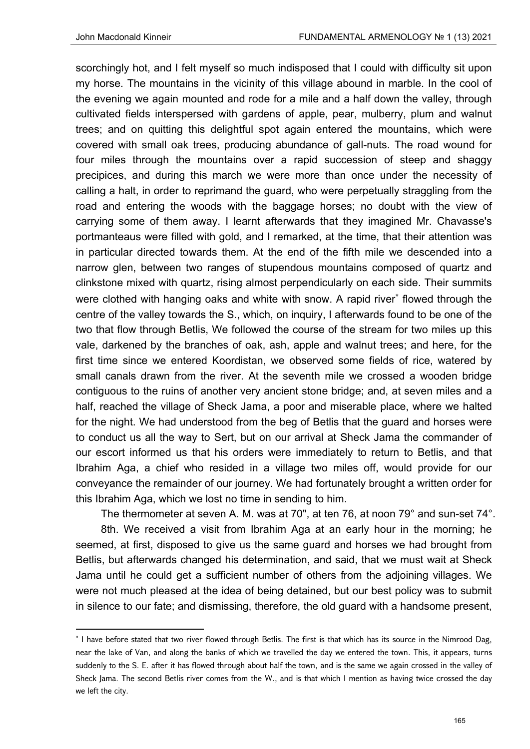scorchingly hot, and I felt myself so much indisposed that I could with difficulty sit upon my horse. The mountains in the vicinity of this village abound in marble. In the cool of the evening we again mounted and rode for a mile and a half down the valley, through cultivated fields interspersed with gardens of apple, pear, mulberry, plum and walnut trees; and on quitting this delightful spot again entered the mountains, which were covered with small oak trees, producing abundance of gall-nuts. The road wound for four miles through the mountains over a rapid succession of steep and shaggy precipices, and during this march we were more than once under the necessity of calling a halt, in order to reprimand the guard, who were perpetually straggling from the road and entering the woods with the baggage horses; no doubt with the view of carrying some of them away. I learnt afterwards that they imagined Mr. Chavasse's portmanteaus were filled with gold, and I remarked, at the time, that their attention was in particular directed towards them. At the end of the fifth mile we descended into a narrow glen, between two ranges of stupendous mountains composed of quartz and clinkstone mixed with quartz, rising almost perpendicularly on each side. Their summits were clothed with hanging oaks and white with snow. A rapid river* flowed through the centre of the valley towards the S., which, on inquiry, I afterwards found to be one of the two that flow through Betlis, We followed the course of the stream for two miles up this vale, darkened by the branches of oak, ash, apple and walnut trees; and here, for the first time since we entered Koordistan, we observed some fields of rice, watered by small canals drawn from the river. At the seventh mile we crossed a wooden bridge contiguous to the ruins of another very ancient stone bridge; and, at seven miles and a half, reached the village of Sheck Jama, a poor and miserable place, where we halted for the night. We had understood from the beg of Betlis that the guard and horses were to conduct us all the way to Sert, but on our arrival at Sheck Jama the commander of our escort informed us that his orders were immediately to return to Betlis, and that Ibrahim Aga, a chief who resided in a village two miles off, would provide for our conveyance the remainder of our journey. We had fortunately brought a written order for this Ibrahim Aga, which we lost no time in sending to him.

The thermometer at seven A. M. was at 70", at ten 76, at noon 79° and sun-set 74°.

8th. We received a visit from Ibrahim Aga at an early hour in the morning; he seemed, at first, disposed to give us the same guard and horses we had brought from Betlis, but afterwards changed his determination, and said, that we must wait at Sheck Jama until he could get a sufficient number of others from the adjoining villages. We were not much pleased at the idea of being detained, but our best policy was to submit in silence to our fate; and dismissing, therefore, the old guard with a handsome present,

---

* I have before stated that two river flowed through Betlis. The first is that which has its source in the Nimrood Dag, near the lake of Van, and along the banks of which we travelled the day we entered the town. This, it appears, turns suddenly to the S. E. after it has flowed through about half the town, and is the same we again crossed in the valley of Sheck Jama. The second Betlis river comes from the W., and is that which I mention as having twice crossed the day we left the city.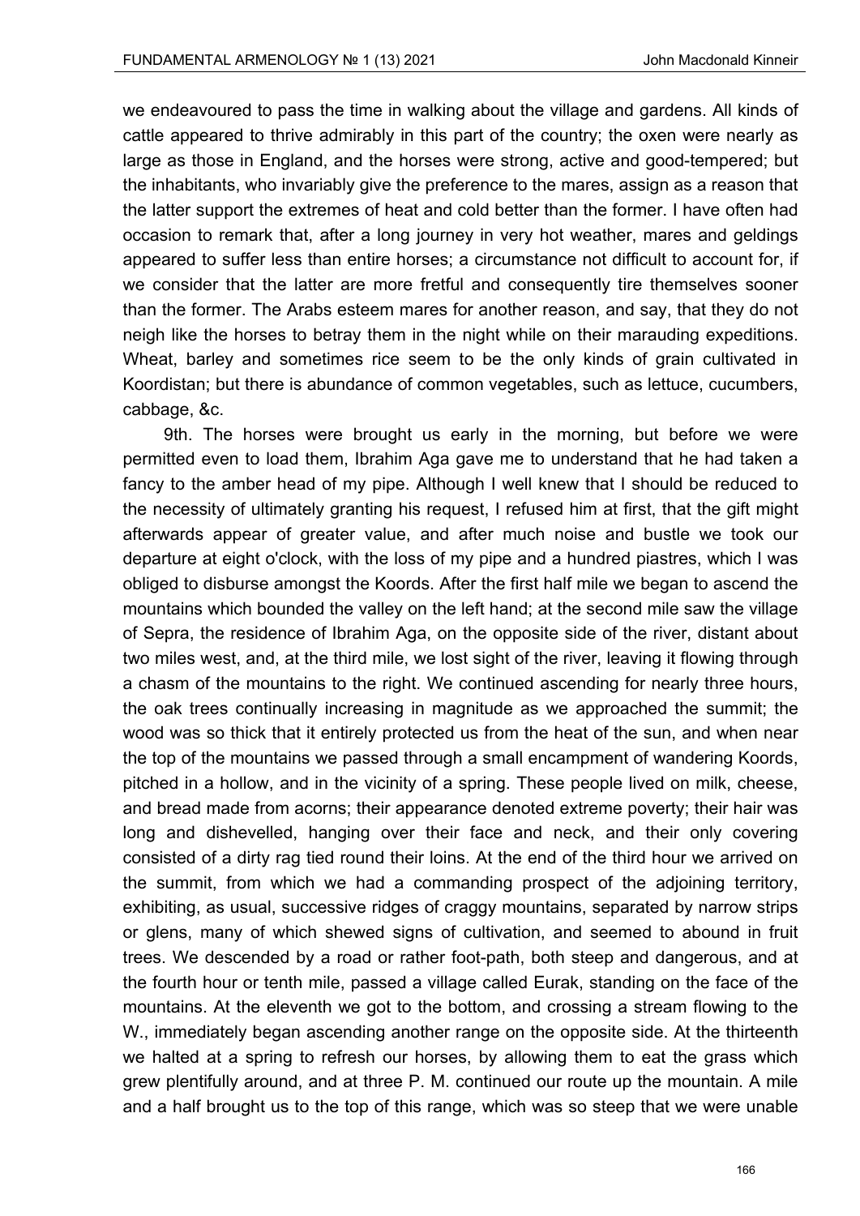we endeavoured to pass the time in walking about the village and gardens. All kinds of cattle appeared to thrive admirably in this part of the country; the oxen were nearly as large as those in England, and the horses were strong, active and good-tempered; but the inhabitants, who invariably give the preference to the mares, assign as a reason that the latter support the extremes of heat and cold better than the former. I have often had occasion to remark that, after a long journey in very hot weather, mares and geldings appeared to suffer less than entire horses; a circumstance not difficult to account for, if we consider that the latter are more fretful and consequently tire themselves sooner than the former. The Arabs esteem mares for another reason, and say, that they do not neigh like the horses to betray them in the night while on their marauding expeditions. Wheat, barley and sometimes rice seem to be the only kinds of grain cultivated in Koordistan; but there is abundance of common vegetables, such as lettuce, cucumbers, cabbage, &c.

9th. The horses were brought us early in the morning, but before we were permitted even to load them, Ibrahim Aga gave me to understand that he had taken a fancy to the amber head of my pipe. Although I well knew that I should be reduced to the necessity of ultimately granting his request, I refused him at first, that the gift might afterwards appear of greater value, and after much noise and bustle we took our departure at eight o'clock, with the loss of my pipe and a hundred piastres, which I was obliged to disburse amongst the Koords. After the first half mile we began to ascend the mountains which bounded the valley on the left hand; at the second mile saw the village of Sepra, the residence of Ibrahim Aga, on the opposite side of the river, distant about two miles west, and, at the third mile, we lost sight of the river, leaving it flowing through a chasm of the mountains to the right. We continued ascending for nearly three hours, the oak trees continually increasing in magnitude as we approached the summit; the wood was so thick that it entirely protected us from the heat of the sun, and when near the top of the mountains we passed through a small encampment of wandering Koords, pitched in a hollow, and in the vicinity of a spring. These people lived on milk, cheese, and bread made from acorns; their appearance denoted extreme poverty; their hair was long and dishevelled, hanging over their face and neck, and their only covering consisted of a dirty rag tied round their loins. At the end of the third hour we arrived on the summit, from which we had a commanding prospect of the adjoining territory, exhibiting, as usual, successive ridges of craggy mountains, separated by narrow strips or glens, many of which shewed signs of cultivation, and seemed to abound in fruit trees. We descended by a road or rather foot-path, both steep and dangerous, and at the fourth hour or tenth mile, passed a village called Eurak, standing on the face of the mountains. At the eleventh we got to the bottom, and crossing a stream flowing to the W., immediately began ascending another range on the opposite side. At the thirteenth we halted at a spring to refresh our horses, by allowing them to eat the grass which grew plentifully around, and at three P. M. continued our route up the mountain. A mile and a half brought us to the top of this range, which was so steep that we were unable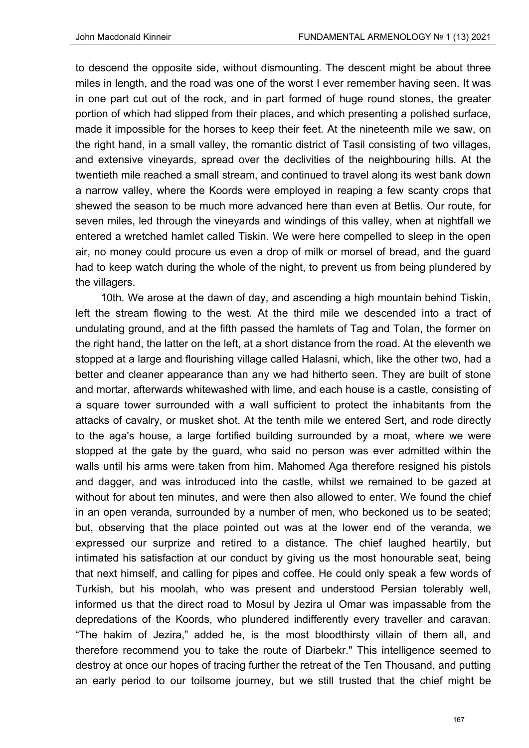to descend the opposite side, without dismounting. The descent might be about three miles in length, and the road was one of the worst I ever remember having seen. It was in one part cut out of the rock, and in part formed of huge round stones, the greater portion of which had slipped from their places, and which presenting a polished surface, made it impossible for the horses to keep their feet. At the nineteenth mile we saw, on the right hand, in a small valley, the romantic district of Tasil consisting of two villages, and extensive vineyards, spread over the declivities of the neighbouring hills. At the twentieth mile reached a small stream, and continued to travel along its west bank down a narrow valley, where the Koords were employed in reaping a few scanty crops that shewed the season to be much more advanced here than even at Betlis. Our route, for seven miles, led through the vineyards and windings of this valley, when at nightfall we entered a wretched hamlet called Tiskin. We were here compelled to sleep in the open air, no money could procure us even a drop of milk or morsel of bread, and the guard had to keep watch during the whole of the night, to prevent us from being plundered by the villagers.

10th. We arose at the dawn of day, and ascending a high mountain behind Tiskin, left the stream flowing to the west. At the third mile we descended into a tract of undulating ground, and at the fifth passed the hamlets of Tag and Tolan, the former on the right hand, the latter on the left, at a short distance from the road. At the eleventh we stopped at a large and flourishing village called Halasni, which, like the other two, had a better and cleaner appearance than any we had hitherto seen. They are built of stone and mortar, afterwards whitewashed with lime, and each house is a castle, consisting of a square tower surrounded with a wall sufficient to protect the inhabitants from the attacks of cavalry, or musket shot. At the tenth mile we entered Sert, and rode directly to the aga's house, a large fortified building surrounded by a moat, where we were stopped at the gate by the guard, who said no person was ever admitted within the walls until his arms were taken from him. Mahomed Aga therefore resigned his pistols and dagger, and was introduced into the castle, whilst we remained to be gazed at without for about ten minutes, and were then also allowed to enter. We found the chief in an open veranda, surrounded by a number of men, who beckoned us to be seated; but, observing that the place pointed out was at the lower end of the veranda, we expressed our surprize and retired to a distance. The chief laughed heartily, but intimated his satisfaction at our conduct by giving us the most honourable seat, being that next himself, and calling for pipes and coffee. He could only speak a few words of Turkish, but his moolah, who was present and understood Persian tolerably well, informed us that the direct road to Mosul by Jezira ul Omar was impassable from the depredations of the Koords, who plundered indifferently every traveller and caravan. "The hakim of Jezira," added he, is the most bloodthirsty villain of them all, and therefore recommend you to take the route of Diarbekr." This intelligence seemed to destroy at once our hopes of tracing further the retreat of the Ten Thousand, and putting an early period to our toilsome journey, but we still trusted that the chief might be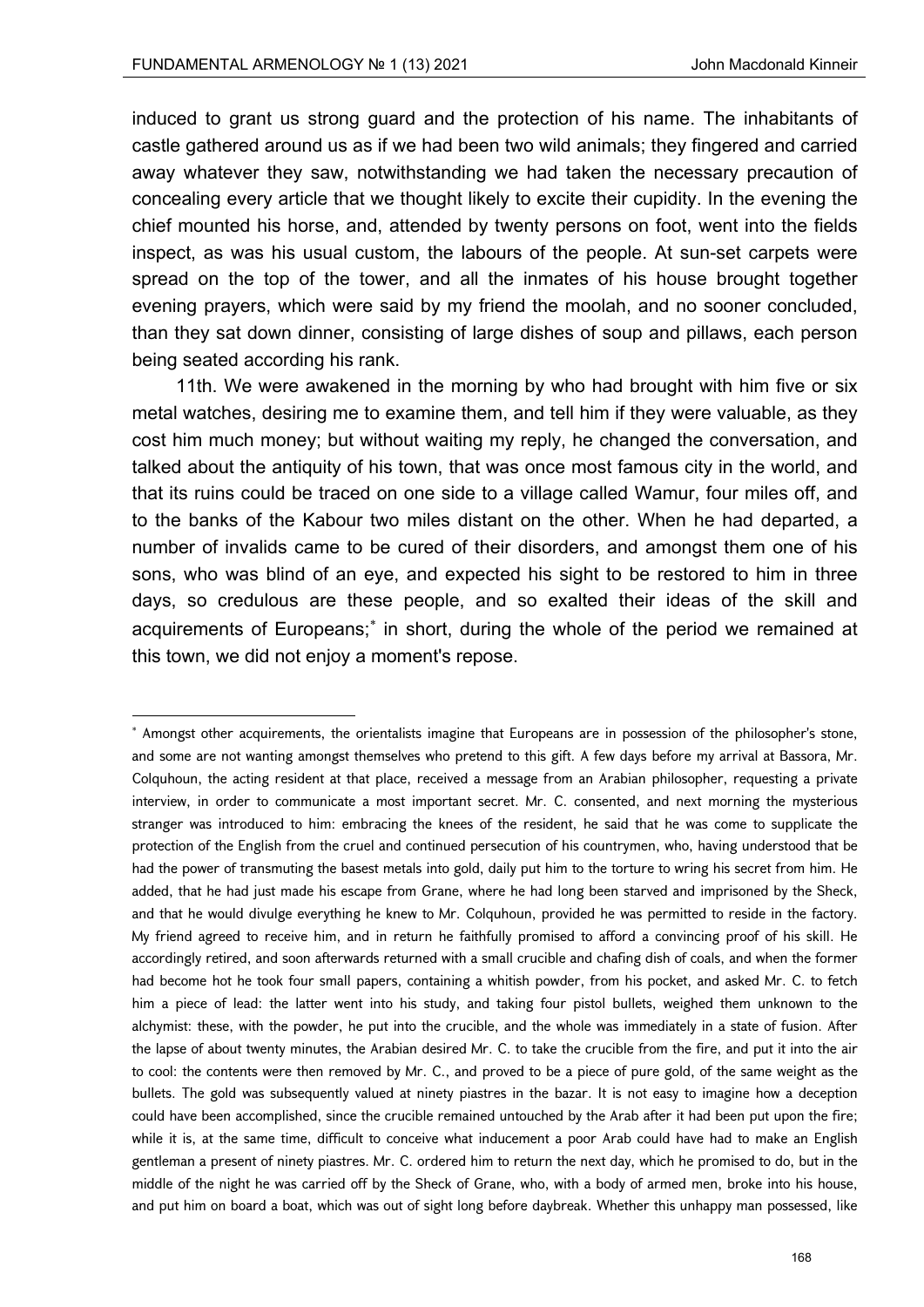induced to grant us strong guard and the protection of his name. The inhabitants of castle gathered around us as if we had been two wild animals; they fingered and carried away whatever they saw, notwithstanding we had taken the necessary precaution of concealing every article that we thought likely to excite their cupidity. In the evening the chief mounted his horse, and, attended by twenty persons on foot, went into the fields inspect, as was his usual custom, the labours of the people. At sun-set carpets were spread on the top of the tower, and all the inmates of his house brought together evening prayers, which were said by my friend the moolah, and no sooner concluded, than they sat down dinner, consisting of large dishes of soup and pillaws, each person being seated according his rank.

11th. We were awakened in the morning by who had brought with him five or six metal watches, desiring me to examine them, and tell him if they were valuable, as they cost him much money; but without waiting my reply, he changed the conversation, and talked about the antiquity of his town, that was once most famous city in the world, and that its ruins could be traced on one side to a village called Wamur, four miles off, and to the banks of the Kabour two miles distant on the other. When he had departed, a number of invalids came to be cured of their disorders, and amongst them one of his sons, who was blind of an eye, and expected his sight to be restored to him in three days, so credulous are these people, and so exalted their ideas of the skill and acquirements of Europeans;* in short, during the whole of the period we remained at this town, we did not enjoy a moment's repose.

---

* Amongst other acquirements, the orientalists imagine that Europeans are in possession of the philosopher's stone, and some are not wanting amongst themselves who pretend to this gift. A few days before my arrival at Bassora, Mr. Colquhoun, the acting resident at that place, received a message from an Arabian philosopher, requesting a private interview, in order to communicate a most important secret. Mr. C. consented, and next morning the mysterious stranger was introduced to him: embracing the knees of the resident, he said that he was come to supplicate the protection of the English from the cruel and continued persecution of his countrymen, who, having understood that be had the power of transmuting the basest metals into gold, daily put him to the torture to wring his secret from him. He added, that he had just made his escape from Grane, where he had long been starved and imprisoned by the Sheck, and that he would divulge everything he knew to Mr. Colquhoun, provided he was permitted to reside in the factory. My friend agreed to receive him, and in return he faithfully promised to afford a convincing proof of his skill. He accordingly retired, and soon afterwards returned with a small crucible and chafing dish of coals, and when the former had become hot he took four small papers, containing a whitish powder, from his pocket, and asked Mr. C. to fetch him a piece of lead: the latter went into his study, and taking four pistol bullets, weighed them unknown to the alchymist: these, with the powder, he put into the crucible, and the whole was immediately in a state of fusion. After the lapse of about twenty minutes, the Arabian desired Mr. C. to take the crucible from the fire, and put it into the air to cool: the contents were then removed by Mr. C., and proved to be a piece of pure gold, of the same weight as the bullets. The gold was subsequently valued at ninety piastres in the bazar. It is not easy to imagine how a deception could have been accomplished, since the crucible remained untouched by the Arab after it had been put upon the fire; while it is, at the same time, difficult to conceive what inducement a poor Arab could have had to make an English gentleman a present of ninety piastres. Mr. C. ordered him to return the next day, which he promised to do, but in the middle of the night he was carried off by the Sheck of Grane, who, with a body of armed men, broke into his house, and put him on board a boat, which was out of sight long before daybreak. Whether this unhappy man possessed, like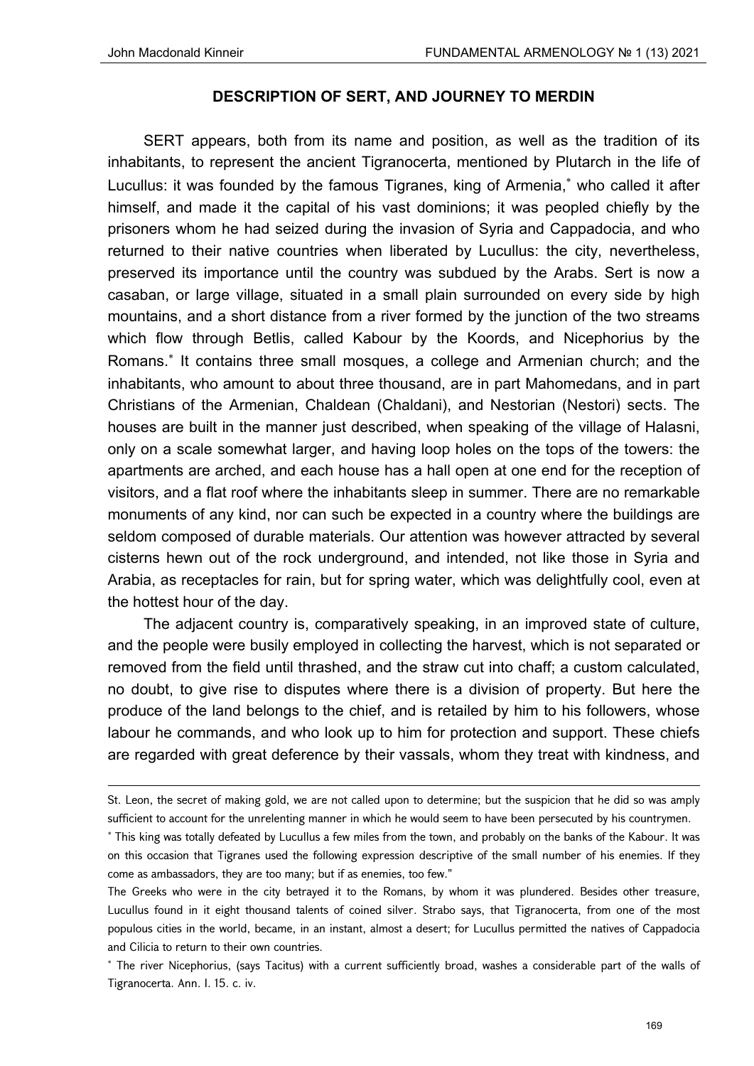## DESCRIPTION OF SERT, AND JOURNEY TO MERDIN

SERT appears, both from its name and position, as well as the tradition of its inhabitants, to represent the ancient Tigranocerta, mentioned by Plutarch in the life of Lucullus: it was founded by the famous Tigranes, king of Armenia,* who called it after himself, and made it the capital of his vast dominions; it was peopled chiefly by the prisoners whom he had seized during the invasion of Syria and Cappadocia, and who returned to their native countries when liberated by Lucullus: the city, nevertheless, preserved its importance until the country was subdued by the Arabs. Sert is now a casaban, or large village, situated in a small plain surrounded on every side by high mountains, and a short distance from a river formed by the junction of the two streams which flow through Betlis, called Kabour by the Koords, and Nicephorius by the Romans.* It contains three small mosques, a college and Armenian church; and the inhabitants, who amount to about three thousand, are in part Mahomedans, and in part Christians of the Armenian, Chaldean (Chaldani), and Nestorian (Nestori) sects. The houses are built in the manner just described, when speaking of the village of Halasni, only on a scale somewhat larger, and having loop holes on the tops of the towers: the apartments are arched, and each house has a hall open at one end for the reception of visitors, and a flat roof where the inhabitants sleep in summer. There are no remarkable monuments of any kind, nor can such be expected in a country where the buildings are seldom composed of durable materials. Our attention was however attracted by several cisterns hewn out of the rock underground, and intended, not like those in Syria and Arabia, as receptacles for rain, but for spring water, which was delightfully cool, even at the hottest hour of the day.

The adjacent country is, comparatively speaking, in an improved state of culture, and the people were busily employed in collecting the harvest, which is not separated or removed from the field until thrashed, and the straw cut into chaff; a custom calculated, no doubt, to give rise to disputes where there is a division of property. But here the produce of the land belongs to the chief, and is retailed by him to his followers, whose labour he commands, and who look up to him for protection and support. These chiefs are regarded with great deference by their vassals, whom they treat with kindness, and

---

St. Leon, the secret of making gold, we are not called upon to determine; but the suspicion that he did so was amply sufficient to account for the unrelenting manner in which he would seem to have been persecuted by his countrymen.

* This king was totally defeated by Lucullus a few miles from the town, and probably on the banks of the Kabour. It was on this occasion that Tigranes used the following expression descriptive of the small number of his enemies. If they come as ambassadors, they are too many; but if as enemies, too few."

The Greeks who were in the city betrayed it to the Romans, by whom it was plundered. Besides other treasure, Lucullus found in it eight thousand talents of coined silver. Strabo says, that Tigranocerta, from one of the most populous cities in the world, became, in an instant, almost a desert; for Lucullus permitted the natives of Cappadocia and Cilicia to return to their own countries.

* The river Nicephorius, (says Tacitus) with a current sufficiently broad, washes a considerable part of the walls of Tigranocerta. Ann. I. 15. c. iv.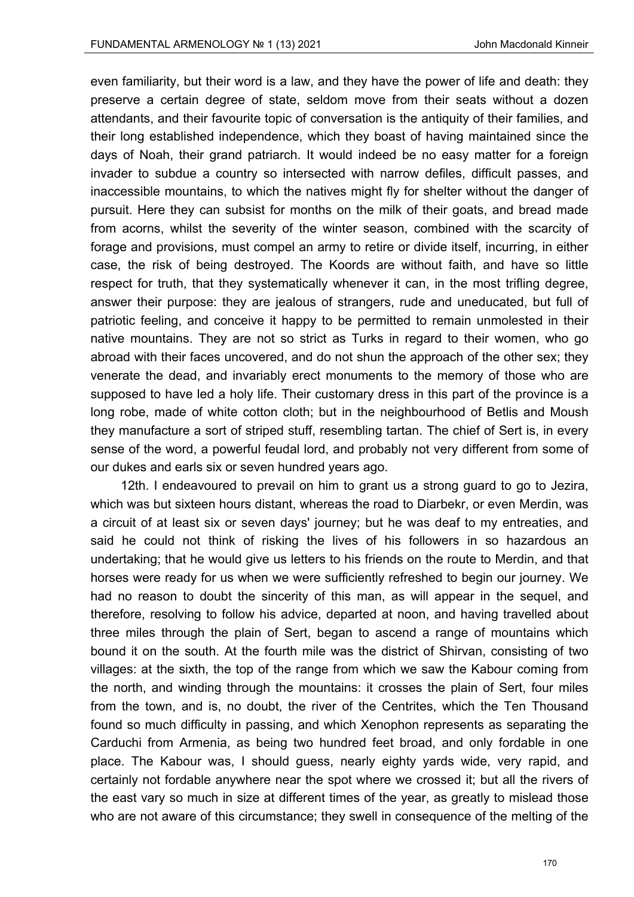even familiarity, but their word is a law, and they have the power of life and death: they preserve a certain degree of state, seldom move from their seats without a dozen attendants, and their favourite topic of conversation is the antiquity of their families, and their long established independence, which they boast of having maintained since the days of Noah, their grand patriarch. It would indeed be no easy matter for a foreign invader to subdue a country so intersected with narrow defiles, difficult passes, and inaccessible mountains, to which the natives might fly for shelter without the danger of pursuit. Here they can subsist for months on the milk of their goats, and bread made from acorns, whilst the severity of the winter season, combined with the scarcity of forage and provisions, must compel an army to retire or divide itself, incurring, in either case, the risk of being destroyed. The Koords are without faith, and have so little respect for truth, that they systematically whenever it can, in the most trifling degree, answer their purpose: they are jealous of strangers, rude and uneducated, but full of patriotic feeling, and conceive it happy to be permitted to remain unmolested in their native mountains. They are not so strict as Turks in regard to their women, who go abroad with their faces uncovered, and do not shun the approach of the other sex; they venerate the dead, and invariably erect monuments to the memory of those who are supposed to have led a holy life. Their customary dress in this part of the province is a long robe, made of white cotton cloth; but in the neighbourhood of Betlis and Moush they manufacture a sort of striped stuff, resembling tartan. The chief of Sert is, in every sense of the word, a powerful feudal lord, and probably not very different from some of our dukes and earls six or seven hundred years ago.

12th. I endeavoured to prevail on him to grant us a strong guard to go to Jezira, which was but sixteen hours distant, whereas the road to Diarbekr, or even Merdin, was a circuit of at least six or seven days' journey; but he was deaf to my entreaties, and said he could not think of risking the lives of his followers in so hazardous an undertaking; that he would give us letters to his friends on the route to Merdin, and that horses were ready for us when we were sufficiently refreshed to begin our journey. We had no reason to doubt the sincerity of this man, as will appear in the sequel, and therefore, resolving to follow his advice, departed at noon, and having travelled about three miles through the plain of Sert, began to ascend a range of mountains which bound it on the south. At the fourth mile was the district of Shirvan, consisting of two villages: at the sixth, the top of the range from which we saw the Kabour coming from the north, and winding through the mountains: it crosses the plain of Sert, four miles from the town, and is, no doubt, the river of the Centrites, which the Ten Thousand found so much difficulty in passing, and which Xenophon represents as separating the Carduchi from Armenia, as being two hundred feet broad, and only fordable in one place. The Kabour was, I should guess, nearly eighty yards wide, very rapid, and certainly not fordable anywhere near the spot where we crossed it; but all the rivers of the east vary so much in size at different times of the year, as greatly to mislead those who are not aware of this circumstance; they swell in consequence of the melting of the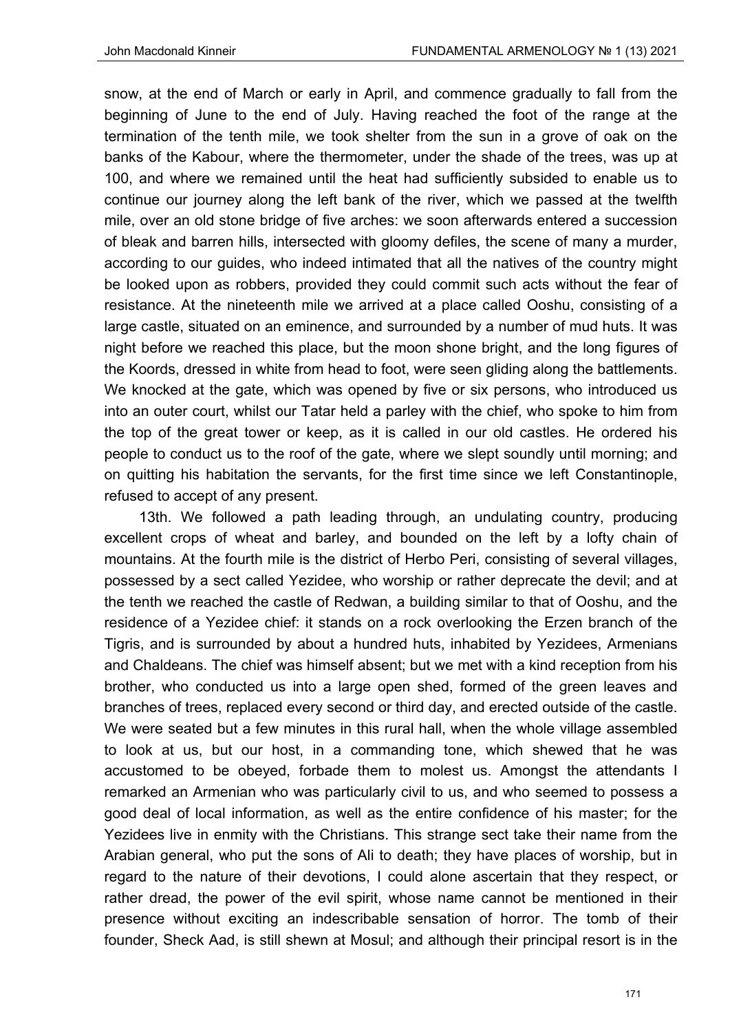snow, at the end of March or early in April, and commence gradually to fall from the beginning of June to the end of July. Having reached the foot of the range at the termination of the tenth mile, we took shelter from the sun in a grove of oak on the banks of the Kabour, where the thermometer, under the shade of the trees, was up at 100, and where we remained until the heat had sufficiently subsided to enable us to continue our journey along the left bank of the river, which we passed at the twelfth mile, over an old stone bridge of five arches: we soon afterwards entered a succession of bleak and barren hills, intersected with gloomy defiles, the scene of many a murder, according to our guides, who indeed intimated that all the natives of the country might be looked upon as robbers, provided they could commit such acts without the fear of resistance. At the nineteenth mile we arrived at a place called Ooshu, consisting of a large castle, situated on an eminence, and surrounded by a number of mud huts. It was night before we reached this place, but the moon shone bright, and the long figures of the Koords, dressed in white from head to foot, were seen gliding along the battlements. We knocked at the gate, which was opened by five or six persons, who introduced us into an outer court, whilst our Tatar held a parley with the chief, who spoke to him from the top of the great tower or keep, as it is called in our old castles. He ordered his people to conduct us to the roof of the gate, where we slept soundly until morning; and on quitting his habitation the servants, for the first time since we left Constantinople, refused to accept of any present.

13th. We followed a path leading through, an undulating country, producing excellent crops of wheat and barley, and bounded on the left by a lofty chain of mountains. At the fourth mile is the district of Herbo Peri, consisting of several villages, possessed by a sect called Yezidee, who worship or rather deprecate the devil; and at the tenth we reached the castle of Redwan, a building similar to that of Ooshu, and the residence of a Yezidee chief: it stands on a rock overlooking the Erzen branch of the Tigris, and is surrounded by about a hundred huts, inhabited by Yezidees, Armenians and Chaldeans. The chief was himself absent; but we met with a kind reception from his brother, who conducted us into a large open shed, formed of the green leaves and branches of trees, replaced every second or third day, and erected outside of the castle. We were seated but a few minutes in this rural hall, when the whole village assembled to look at us, but our host, in a commanding tone, which shewed that he was accustomed to be obeyed, forbade them to molest us. Amongst the attendants I remarked an Armenian who was particularly civil to us, and who seemed to possess a good deal of local information, as well as the entire confidence of his master; for the Yezidees live in enmity with the Christians. This strange sect take their name from the Arabian general, who put the sons of Ali to death; they have places of worship, but in regard to the nature of their devotions, I could alone ascertain that they respect, or rather dread, the power of the evil spirit, whose name cannot be mentioned in their presence without exciting an indescribable sensation of horror. The tomb of their founder, Sheck Aad, is still shewn at Mosul; and although their principal resort is in the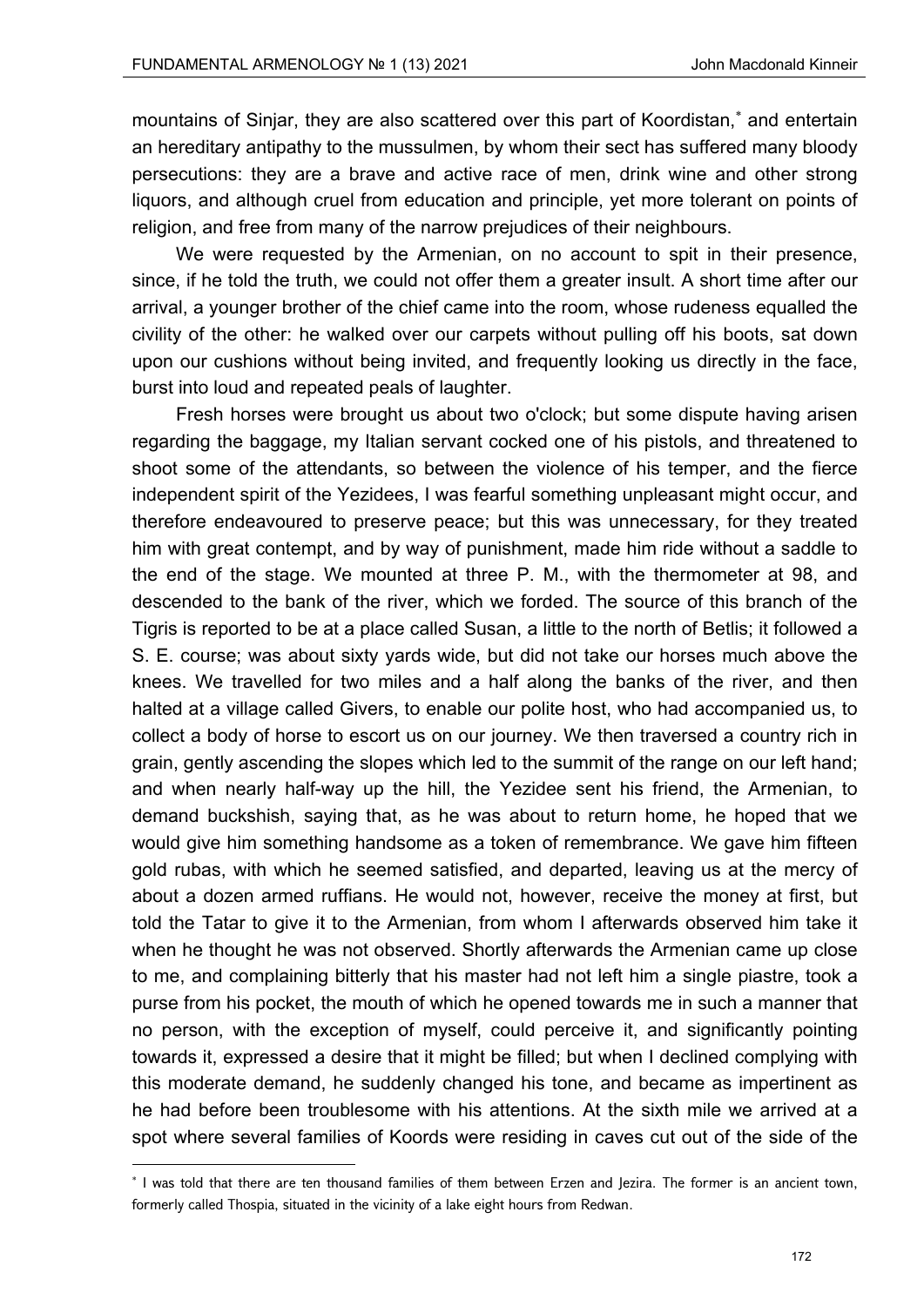mountains of Sinjar, they are also scattered over this part of Koordistan,* and entertain an hereditary antipathy to the mussulmen, by whom their sect has suffered many bloody persecutions: they are a brave and active race of men, drink wine and other strong liquors, and although cruel from education and principle, yet more tolerant on points of religion, and free from many of the narrow prejudices of their neighbours.

We were requested by the Armenian, on no account to spit in their presence, since, if he told the truth, we could not offer them a greater insult. A short time after our arrival, a younger brother of the chief came into the room, whose rudeness equalled the civility of the other: he walked over our carpets without pulling off his boots, sat down upon our cushions without being invited, and frequently looking us directly in the face, burst into loud and repeated peals of laughter.

Fresh horses were brought us about two o'clock; but some dispute having arisen regarding the baggage, my Italian servant cocked one of his pistols, and threatened to shoot some of the attendants, so between the violence of his temper, and the fierce independent spirit of the Yezidees, I was fearful something unpleasant might occur, and therefore endeavoured to preserve peace; but this was unnecessary, for they treated him with great contempt, and by way of punishment, made him ride without a saddle to the end of the stage. We mounted at three P. M., with the thermometer at 98, and descended to the bank of the river, which we forded. The source of this branch of the Tigris is reported to be at a place called Susan, a little to the north of Betlis; it followed a S. E. course; was about sixty yards wide, but did not take our horses much above the knees. We travelled for two miles and a half along the banks of the river, and then halted at a village called Givers, to enable our polite host, who had accompanied us, to collect a body of horse to escort us on our journey. We then traversed a country rich in grain, gently ascending the slopes which led to the summit of the range on our left hand; and when nearly half-way up the hill, the Yezidee sent his friend, the Armenian, to demand buckshish, saying that, as he was about to return home, he hoped that we would give him something handsome as a token of remembrance. We gave him fifteen gold rubas, with which he seemed satisfied, and departed, leaving us at the mercy of about a dozen armed ruffians. He would not, however, receive the money at first, but told the Tatar to give it to the Armenian, from whom I afterwards observed him take it when he thought he was not observed. Shortly afterwards the Armenian came up close to me, and complaining bitterly that his master had not left him a single piastre, took a purse from his pocket, the mouth of which he opened towards me in such a manner that no person, with the exception of myself, could perceive it, and significantly pointing towards it, expressed a desire that it might be filled; but when I declined complying with this moderate demand, he suddenly changed his tone, and became as impertinent as he had before been troublesome with his attentions. At the sixth mile we arrived at a spot where several families of Koords were residing in caves cut out of the side of the

---

* I was told that there are ten thousand families of them between Erzen and Jezira. The former is an ancient town, formerly called Thospia, situated in the vicinity of a lake eight hours from Redwan.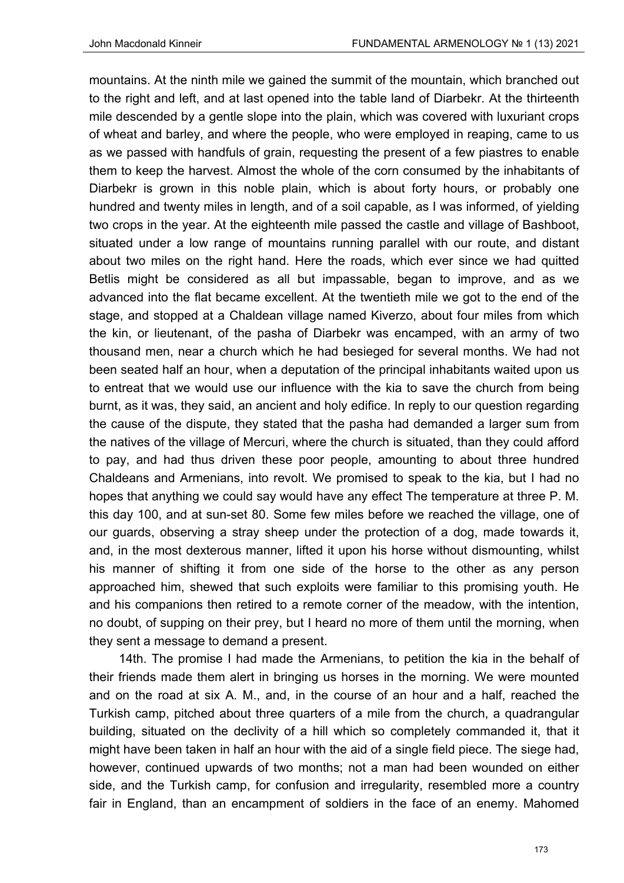mountains. At the ninth mile we gained the summit of the mountain, which branched out to the right and left, and at last opened into the table land of Diarbekr. At the thirteenth mile descended by a gentle slope into the plain, which was covered with luxuriant crops of wheat and barley, and where the people, who were employed in reaping, came to us as we passed with handfuls of grain, requesting the present of a few piastres to enable them to keep the harvest. Almost the whole of the corn consumed by the inhabitants of Diarbekr is grown in this noble plain, which is about forty hours, or probably one hundred and twenty miles in length, and of a soil capable, as I was informed, of yielding two crops in the year. At the eighteenth mile passed the castle and village of Bashboot, situated under a low range of mountains running parallel with our route, and distant about two miles on the right hand. Here the roads, which ever since we had quitted Betlis might be considered as all but impassable, began to improve, and as we advanced into the flat became excellent. At the twentieth mile we got to the end of the stage, and stopped at a Chaldean village named Kiverzo, about four miles from which the kin, or lieutenant, of the pasha of Diarbekr was encamped, with an army of two thousand men, near a church which he had besieged for several months. We had not been seated half an hour, when a deputation of the principal inhabitants waited upon us to entreat that we would use our influence with the kia to save the church from being burnt, as it was, they said, an ancient and holy edifice. In reply to our question regarding the cause of the dispute, they stated that the pasha had demanded a larger sum from the natives of the village of Mercuri, where the church is situated, than they could afford to pay, and had thus driven these poor people, amounting to about three hundred Chaldeans and Armenians, into revolt. We promised to speak to the kia, but I had no hopes that anything we could say would have any effect The temperature at three P. M. this day 100, and at sun-set 80. Some few miles before we reached the village, one of our guards, observing a stray sheep under the protection of a dog, made towards it, and, in the most dexterous manner, lifted it upon his horse without dismounting, whilst his manner of shifting it from one side of the horse to the other as any person approached him, shewed that such exploits were familiar to this promising youth. He and his companions then retired to a remote corner of the meadow, with the intention, no doubt, of supping on their prey, but I heard no more of them until the morning, when they sent a message to demand a present.

14th. The promise I had made the Armenians, to petition the kia in the behalf of their friends made them alert in bringing us horses in the morning. We were mounted and on the road at six A. M., and, in the course of an hour and a half, reached the Turkish camp, pitched about three quarters of a mile from the church, a quadrangular building, situated on the declivity of a hill which so completely commanded it, that it might have been taken in half an hour with the aid of a single field piece. The siege had, however, continued upwards of two months; not a man had been wounded on either side, and the Turkish camp, for confusion and irregularity, resembled more a country fair in England, than an encampment of soldiers in the face of an enemy. Mahomed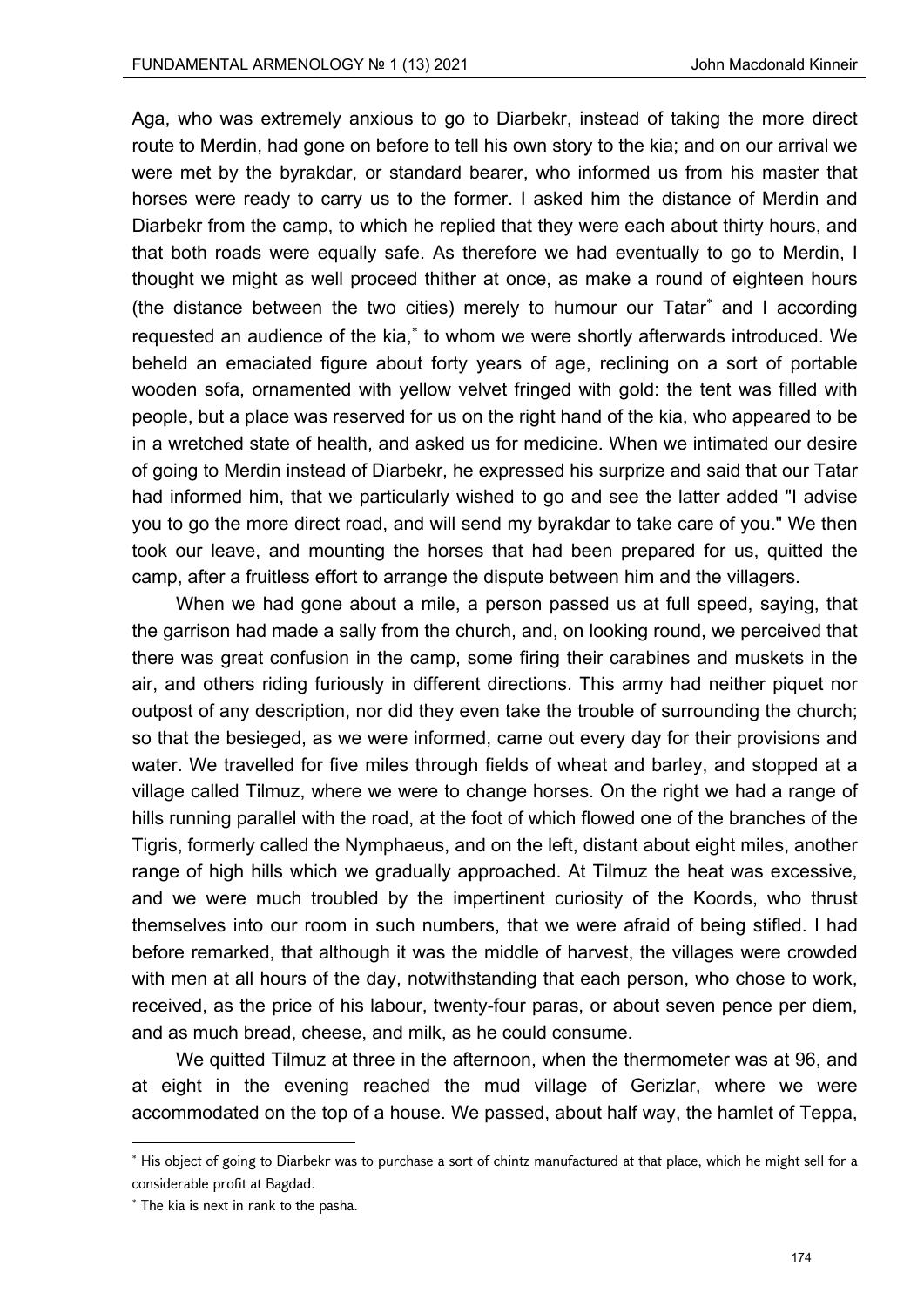Aga, who was extremely anxious to go to Diarbekr, instead of taking the more direct route to Merdin, had gone on before to tell his own story to the kia; and on our arrival we were met by the byrakdar, or standard bearer, who informed us from his master that horses were ready to carry us to the former. I asked him the distance of Merdin and Diarbekr from the camp, to which he replied that they were each about thirty hours, and that both roads were equally safe. As therefore we had eventually to go to Merdin, I thought we might as well proceed thither at once, as make a round of eighteen hours (the distance between the two cities) merely to humour our Tatar* and I according requested an audience of the kia,* to whom we were shortly afterwards introduced. We beheld an emaciated figure about forty years of age, reclining on a sort of portable wooden sofa, ornamented with yellow velvet fringed with gold: the tent was filled with people, but a place was reserved for us on the right hand of the kia, who appeared to be in a wretched state of health, and asked us for medicine. When we intimated our desire of going to Merdin instead of Diarbekr, he expressed his surprize and said that our Tatar had informed him, that we particularly wished to go and see the latter added "I advise you to go the more direct road, and will send my byrakdar to take care of you." We then took our leave, and mounting the horses that had been prepared for us, quitted the camp, after a fruitless effort to arrange the dispute between him and the villagers.

When we had gone about a mile, a person passed us at full speed, saying, that the garrison had made a sally from the church, and, on looking round, we perceived that there was great confusion in the camp, some firing their carabines and muskets in the air, and others riding furiously in different directions. This army had neither piquet nor outpost of any description, nor did they even take the trouble of surrounding the church; so that the besieged, as we were informed, came out every day for their provisions and water. We travelled for five miles through fields of wheat and barley, and stopped at a village called Tilmuz, where we were to change horses. On the right we had a range of hills running parallel with the road, at the foot of which flowed one of the branches of the Tigris, formerly called the Nymphaeus, and on the left, distant about eight miles, another range of high hills which we gradually approached. At Tilmuz the heat was excessive, and we were much troubled by the impertinent curiosity of the Koords, who thrust themselves into our room in such numbers, that we were afraid of being stifled. I had before remarked, that although it was the middle of harvest, the villages were crowded with men at all hours of the day, notwithstanding that each person, who chose to work, received, as the price of his labour, twenty-four paras, or about seven pence per diem, and as much bread, cheese, and milk, as he could consume.

We quitted Tilmuz at three in the afternoon, when the thermometer was at 96, and at eight in the evening reached the mud village of Gerizlar, where we were accommodated on the top of a house. We passed, about half way, the hamlet of Teppa,

---

* His object of going to Diarbekr was to purchase a sort of chintz manufactured at that place, which he might sell for a considerable profit at Bagdad.

* The kia is next in rank to the pasha.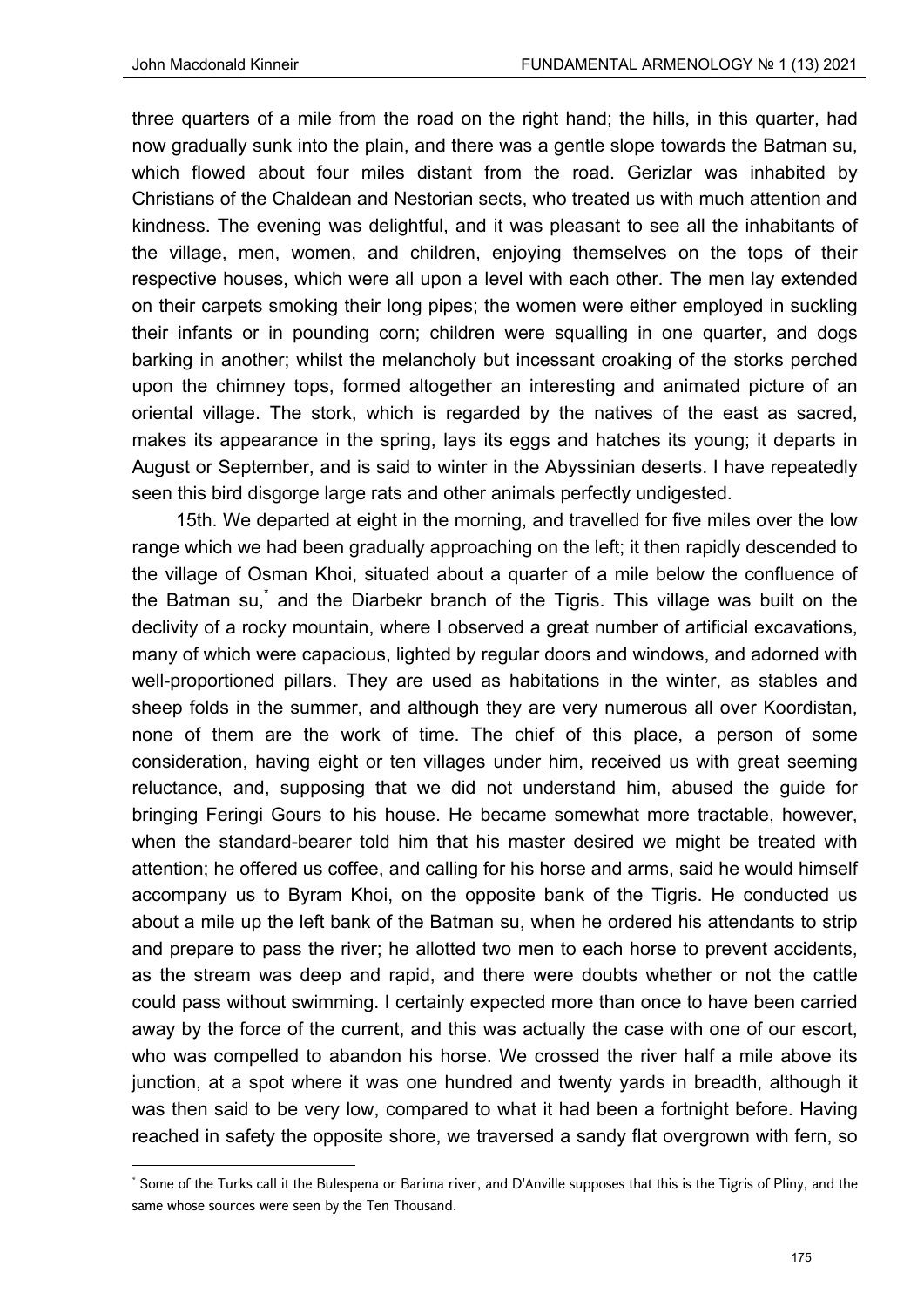three quarters of a mile from the road on the right hand; the hills, in this quarter, had now gradually sunk into the plain, and there was a gentle slope towards the Batman su, which flowed about four miles distant from the road. Gerizlar was inhabited by Christians of the Chaldean and Nestorian sects, who treated us with much attention and kindness. The evening was delightful, and it was pleasant to see all the inhabitants of the village, men, women, and children, enjoying themselves on the tops of their respective houses, which were all upon a level with each other. The men lay extended on their carpets smoking their long pipes; the women were either employed in suckling their infants or in pounding corn; children were squalling in one quarter, and dogs barking in another; whilst the melancholy but incessant croaking of the storks perched upon the chimney tops, formed altogether an interesting and animated picture of an oriental village. The stork, which is regarded by the natives of the east as sacred, makes its appearance in the spring, lays its eggs and hatches its young; it departs in August or September, and is said to winter in the Abyssinian deserts. I have repeatedly seen this bird disgorge large rats and other animals perfectly undigested.

15th. We departed at eight in the morning, and travelled for five miles over the low range which we had been gradually approaching on the left; it then rapidly descended to the village of Osman Khoi, situated about a quarter of a mile below the confluence of the Batman su,* and the Diarbekr branch of the Tigris. This village was built on the declivity of a rocky mountain, where I observed a great number of artificial excavations, many of which were capacious, lighted by regular doors and windows, and adorned with well-proportioned pillars. They are used as habitations in the winter, as stables and sheep folds in the summer, and although they are very numerous all over Koordistan, none of them are the work of time. The chief of this place, a person of some consideration, having eight or ten villages under him, received us with great seeming reluctance, and, supposing that we did not understand him, abused the guide for bringing Feringi Gours to his house. He became somewhat more tractable, however, when the standard-bearer told him that his master desired we might be treated with attention; he offered us coffee, and calling for his horse and arms, said he would himself accompany us to Byram Khoi, on the opposite bank of the Tigris. He conducted us about a mile up the left bank of the Batman su, when he ordered his attendants to strip and prepare to pass the river; he allotted two men to each horse to prevent accidents, as the stream was deep and rapid, and there were doubts whether or not the cattle could pass without swimming. I certainly expected more than once to have been carried away by the force of the current, and this was actually the case with one of our escort, who was compelled to abandon his horse. We crossed the river half a mile above its junction, at a spot where it was one hundred and twenty yards in breadth, although it was then said to be very low, compared to what it had been a fortnight before. Having reached in safety the opposite shore, we traversed a sandy flat overgrown with fern, so

* Some of the Turks call it the Bulespena or Barima river, and D'Anville supposes that this is the Tigris of Pliny, and the same whose sources were seen by the Ten Thousand.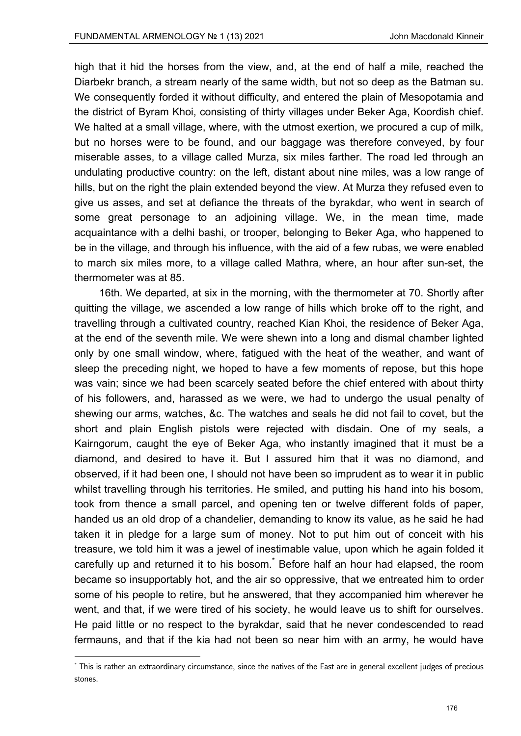high that it hid the horses from the view, and, at the end of half a mile, reached the Diarbekr branch, a stream nearly of the same width, but not so deep as the Batman su. We consequently forded it without difficulty, and entered the plain of Mesopotamia and the district of Byram Khoi, consisting of thirty villages under Beker Aga, Koordish chief. We halted at a small village, where, with the utmost exertion, we procured a cup of milk, but no horses were to be found, and our baggage was therefore conveyed, by four miserable asses, to a village called Murza, six miles farther. The road led through an undulating productive country: on the left, distant about nine miles, was a low range of hills, but on the right the plain extended beyond the view. At Murza they refused even to give us asses, and set at defiance the threats of the byrakdar, who went in search of some great personage to an adjoining village. We, in the mean time, made acquaintance with a delhi bashi, or trooper, belonging to Beker Aga, who happened to be in the village, and through his influence, with the aid of a few rubas, we were enabled to march six miles more, to a village called Mathra, where, an hour after sun-set, the thermometer was at 85.

16th. We departed, at six in the morning, with the thermometer at 70. Shortly after quitting the village, we ascended a low range of hills which broke off to the right, and travelling through a cultivated country, reached Kian Khoi, the residence of Beker Aga, at the end of the seventh mile. We were shewn into a long and dismal chamber lighted only by one small window, where, fatigued with the heat of the weather, and want of sleep the preceding night, we hoped to have a few moments of repose, but this hope was vain; since we had been scarcely seated before the chief entered with about thirty of his followers, and, harassed as we were, we had to undergo the usual penalty of shewing our arms, watches, &c. The watches and seals he did not fail to covet, but the short and plain English pistols were rejected with disdain. One of my seals, a Kairngorum, caught the eye of Beker Aga, who instantly imagined that it must be a diamond, and desired to have it. But I assured him that it was no diamond, and observed, if it had been one, I should not have been so imprudent as to wear it in public whilst travelling through his territories. He smiled, and putting his hand into his bosom, took from thence a small parcel, and opening ten or twelve different folds of paper, handed us an old drop of a chandelier, demanding to know its value, as he said he had taken it in pledge for a large sum of money. Not to put him out of conceit with his treasure, we told him it was a jewel of inestimable value, upon which he again folded it carefully up and returned it to his bosom.[*] Before half an hour had elapsed, the room became so insupportably hot, and the air so oppressive, that we entreated him to order some of his people to retire, but he answered, that they accompanied him wherever he went, and that, if we were tired of his society, he would leave us to shift for ourselves. He paid little or no respect to the byrakdar, said that he never condescended to read fermauns, and that if the kia had not been so near him with an army, he would have

---

[*] This is rather an extraordinary circumstance, since the natives of the East are in general excellent judges of precious stones.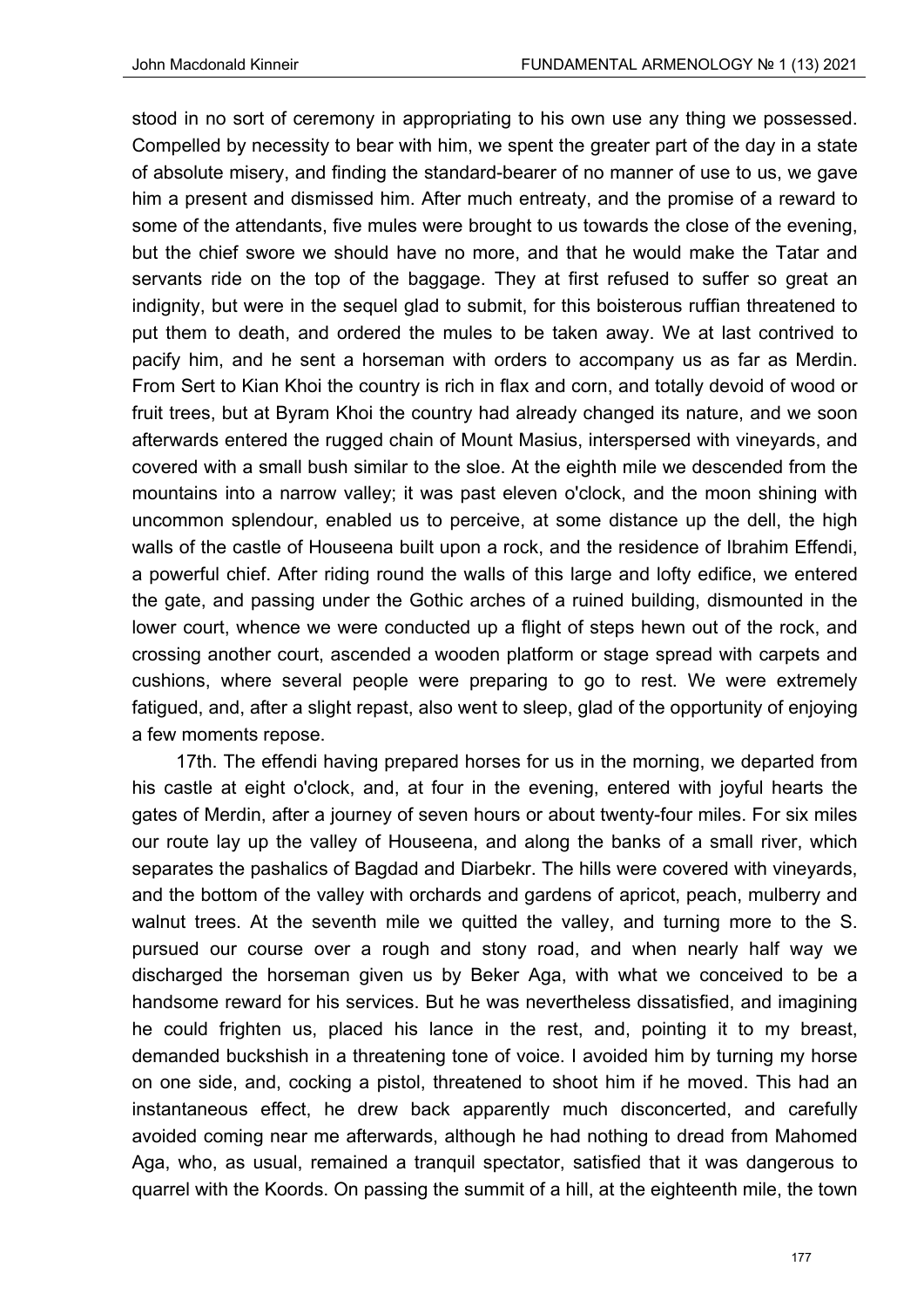stood in no sort of ceremony in appropriating to his own use any thing we possessed. Compelled by necessity to bear with him, we spent the greater part of the day in a state of absolute misery, and finding the standard-bearer of no manner of use to us, we gave him a present and dismissed him. After much entreaty, and the promise of a reward to some of the attendants, five mules were brought to us towards the close of the evening, but the chief swore we should have no more, and that he would make the Tatar and servants ride on the top of the baggage. They at first refused to suffer so great an indignity, but were in the sequel glad to submit, for this boisterous ruffian threatened to put them to death, and ordered the mules to be taken away. We at last contrived to pacify him, and he sent a horseman with orders to accompany us as far as Merdin. From Sert to Kian Khoi the country is rich in flax and corn, and totally devoid of wood or fruit trees, but at Byram Khoi the country had already changed its nature, and we soon afterwards entered the rugged chain of Mount Masius, interspersed with vineyards, and covered with a small bush similar to the sloe. At the eighth mile we descended from the mountains into a narrow valley; it was past eleven o'clock, and the moon shining with uncommon splendour, enabled us to perceive, at some distance up the dell, the high walls of the castle of Houseena built upon a rock, and the residence of Ibrahim Effendi, a powerful chief. After riding round the walls of this large and lofty edifice, we entered the gate, and passing under the Gothic arches of a ruined building, dismounted in the lower court, whence we were conducted up a flight of steps hewn out of the rock, and crossing another court, ascended a wooden platform or stage spread with carpets and cushions, where several people were preparing to go to rest. We were extremely fatigued, and, after a slight repast, also went to sleep, glad of the opportunity of enjoying a few moments repose.

17th. The effendi having prepared horses for us in the morning, we departed from his castle at eight o'clock, and, at four in the evening, entered with joyful hearts the gates of Merdin, after a journey of seven hours or about twenty-four miles. For six miles our route lay up the valley of Houseena, and along the banks of a small river, which separates the pashalics of Bagdad and Diarbekr. The hills were covered with vineyards, and the bottom of the valley with orchards and gardens of apricot, peach, mulberry and walnut trees. At the seventh mile we quitted the valley, and turning more to the S. pursued our course over a rough and stony road, and when nearly half way we discharged the horseman given us by Beker Aga, with what we conceived to be a handsome reward for his services. But he was nevertheless dissatisfied, and imagining he could frighten us, placed his lance in the rest, and, pointing it to my breast, demanded buckshish in a threatening tone of voice. I avoided him by turning my horse on one side, and, cocking a pistol, threatened to shoot him if he moved. This had an instantaneous effect, he drew back apparently much disconcerted, and carefully avoided coming near me afterwards, although he had nothing to dread from Mahomed Aga, who, as usual, remained a tranquil spectator, satisfied that it was dangerous to quarrel with the Koords. On passing the summit of a hill, at the eighteenth mile, the town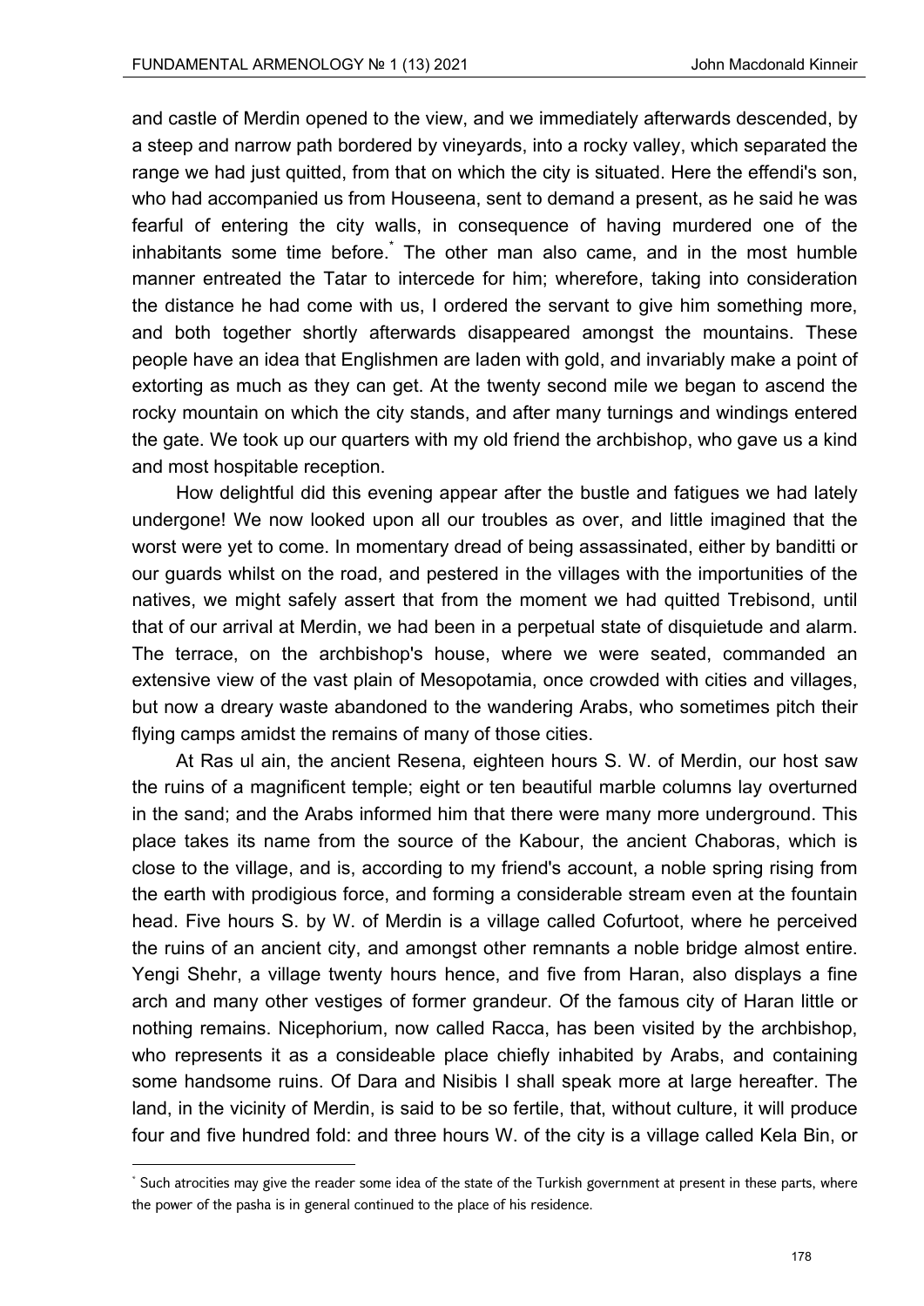and castle of Merdin opened to the view, and we immediately afterwards descended, by a steep and narrow path bordered by vineyards, into a rocky valley, which separated the range we had just quitted, from that on which the city is situated. Here the effendi's son, who had accompanied us from Houseena, sent to demand a present, as he said he was fearful of entering the city walls, in consequence of having murdered one of the inhabitants some time before.* The other man also came, and in the most humble manner entreated the Tatar to intercede for him; wherefore, taking into consideration the distance he had come with us, I ordered the servant to give him something more, and both together shortly afterwards disappeared amongst the mountains. These people have an idea that Englishmen are laden with gold, and invariably make a point of extorting as much as they can get. At the twenty second mile we began to ascend the rocky mountain on which the city stands, and after many turnings and windings entered the gate. We took up our quarters with my old friend the archbishop, who gave us a kind and most hospitable reception.

How delightful did this evening appear after the bustle and fatigues we had lately undergone! We now looked upon all our troubles as over, and little imagined that the worst were yet to come. In momentary dread of being assassinated, either by banditti or our guards whilst on the road, and pestered in the villages with the importunities of the natives, we might safely assert that from the moment we had quitted Trebisond, until that of our arrival at Merdin, we had been in a perpetual state of disquietude and alarm. The terrace, on the archbishop's house, where we were seated, commanded an extensive view of the vast plain of Mesopotamia, once crowded with cities and villages, but now a dreary waste abandoned to the wandering Arabs, who sometimes pitch their flying camps amidst the remains of many of those cities.

At Ras ul ain, the ancient Resena, eighteen hours S. W. of Merdin, our host saw the ruins of a magnificent temple; eight or ten beautiful marble columns lay overturned in the sand; and the Arabs informed him that there were many more underground. This place takes its name from the source of the Kabour, the ancient Chaboras, which is close to the village, and is, according to my friend's account, a noble spring rising from the earth with prodigious force, and forming a considerable stream even at the fountain head. Five hours S. by W. of Merdin is a village called Cofurtoot, where he perceived the ruins of an ancient city, and amongst other remnants a noble bridge almost entire. Yengi Shehr, a village twenty hours hence, and five from Haran, also displays a fine arch and many other vestiges of former grandeur. Of the famous city of Haran little or nothing remains. Nicephorium, now called Racca, has been visited by the archbishop, who represents it as a consideable place chiefly inhabited by Arabs, and containing some handsome ruins. Of Dara and Nisibis I shall speak more at large hereafter. The land, in the vicinity of Merdin, is said to be so fertile, that, without culture, it will produce four and five hundred fold: and three hours W. of the city is a village called Kela Bin, or

* Such atrocities may give the reader some idea of the state of the Turkish government at present in these parts, where the power of the pasha is in general continued to the place of his residence.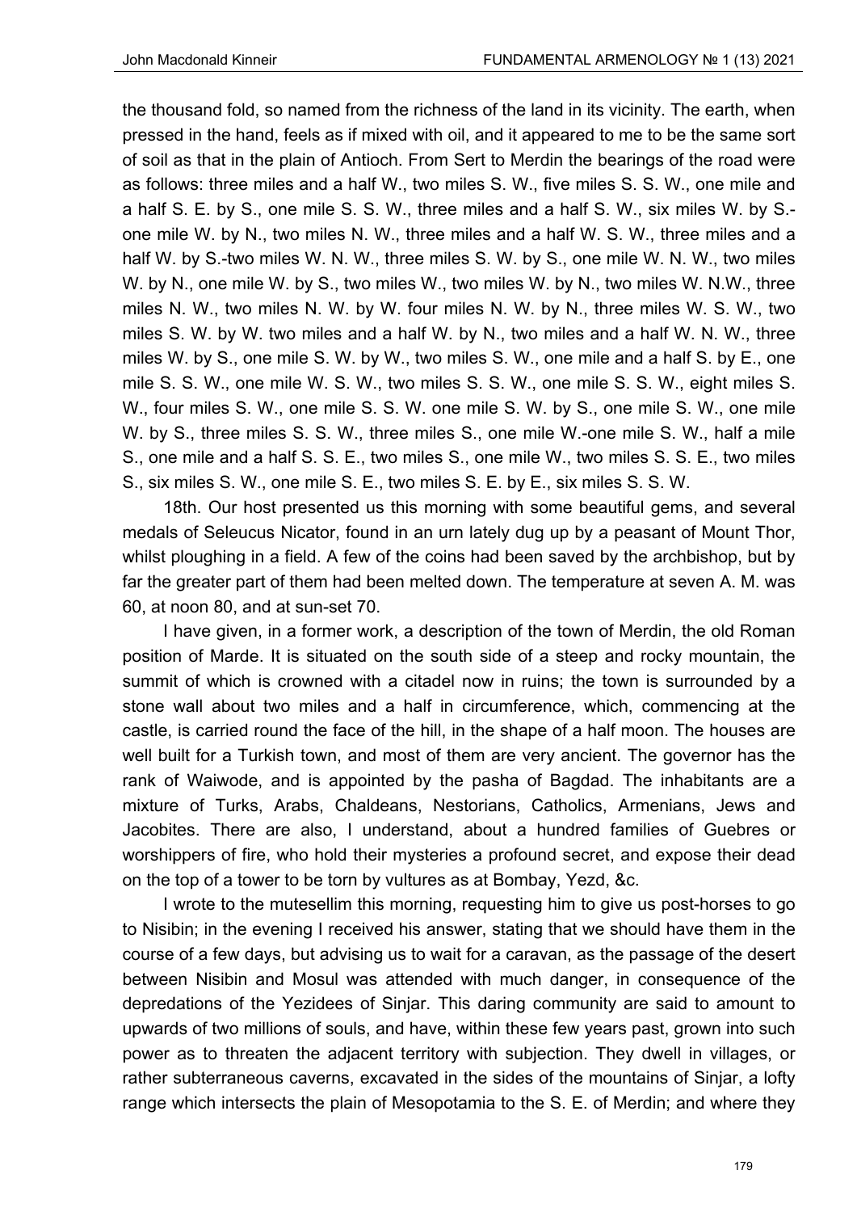the thousand fold, so named from the richness of the land in its vicinity. The earth, when pressed in the hand, feels as if mixed with oil, and it appeared to me to be the same sort of soil as that in the plain of Antioch. From Sert to Merdin the bearings of the road were as follows: three miles and a half W., two miles S. W., five miles S. S. W., one mile and a half S. E. by S., one mile S. S. W., three miles and a half S. W., six miles W. by S.-one mile W. by N., two miles N. W., three miles and a half W. S. W., three miles and a half W. by S.-two miles W. N. W., three miles S. W. by S., one mile W. N. W., two miles W. by N., one mile W. by S., two miles W., two miles W. by N., two miles W. N.W., three miles N. W., two miles N. W. by W. four miles N. W. by N., three miles W. S. W., two miles S. W. by W. two miles and a half W. by N., two miles and a half W. N. W., three miles W. by S., one mile S. W. by W., two miles S. W., one mile and a half S. by E., one mile S. S. W., one mile W. S. W., two miles S. S. W., one mile S. S. W., eight miles S. W., four miles S. W., one mile S. S. W. one mile S. W. by S., one mile S. W., one mile W. by S., three miles S. S. W., three miles S., one mile W.-one mile S. W., half a mile S., one mile and a half S. S. E., two miles S., one mile W., two miles S. S. E., two miles S., six miles S. W., one mile S. E., two miles S. E. by E., six miles S. S. W.

18th. Our host presented us this morning with some beautiful gems, and several medals of Seleucus Nicator, found in an urn lately dug up by a peasant of Mount Thor, whilst ploughing in a field. A few of the coins had been saved by the archbishop, but by far the greater part of them had been melted down. The temperature at seven A. M. was 60, at noon 80, and at sun-set 70.

I have given, in a former work, a description of the town of Merdin, the old Roman position of Marde. It is situated on the south side of a steep and rocky mountain, the summit of which is crowned with a citadel now in ruins; the town is surrounded by a stone wall about two miles and a half in circumference, which, commencing at the castle, is carried round the face of the hill, in the shape of a half moon. The houses are well built for a Turkish town, and most of them are very ancient. The governor has the rank of Waiwode, and is appointed by the pasha of Bagdad. The inhabitants are a mixture of Turks, Arabs, Chaldeans, Nestorians, Catholics, Armenians, Jews and Jacobites. There are also, I understand, about a hundred families of Guebres or worshippers of fire, who hold their mysteries a profound secret, and expose their dead on the top of a tower to be torn by vultures as at Bombay, Yezd, &c.

I wrote to the mutesellim this morning, requesting him to give us post-horses to go to Nisibin; in the evening I received his answer, stating that we should have them in the course of a few days, but advising us to wait for a caravan, as the passage of the desert between Nisibin and Mosul was attended with much danger, in consequence of the depredations of the Yezidees of Sinjar. This daring community are said to amount to upwards of two millions of souls, and have, within these few years past, grown into such power as to threaten the adjacent territory with subjection. They dwell in villages, or rather subterraneous caverns, excavated in the sides of the mountains of Sinjar, a lofty range which intersects the plain of Mesopotamia to the S. E. of Merdin; and where they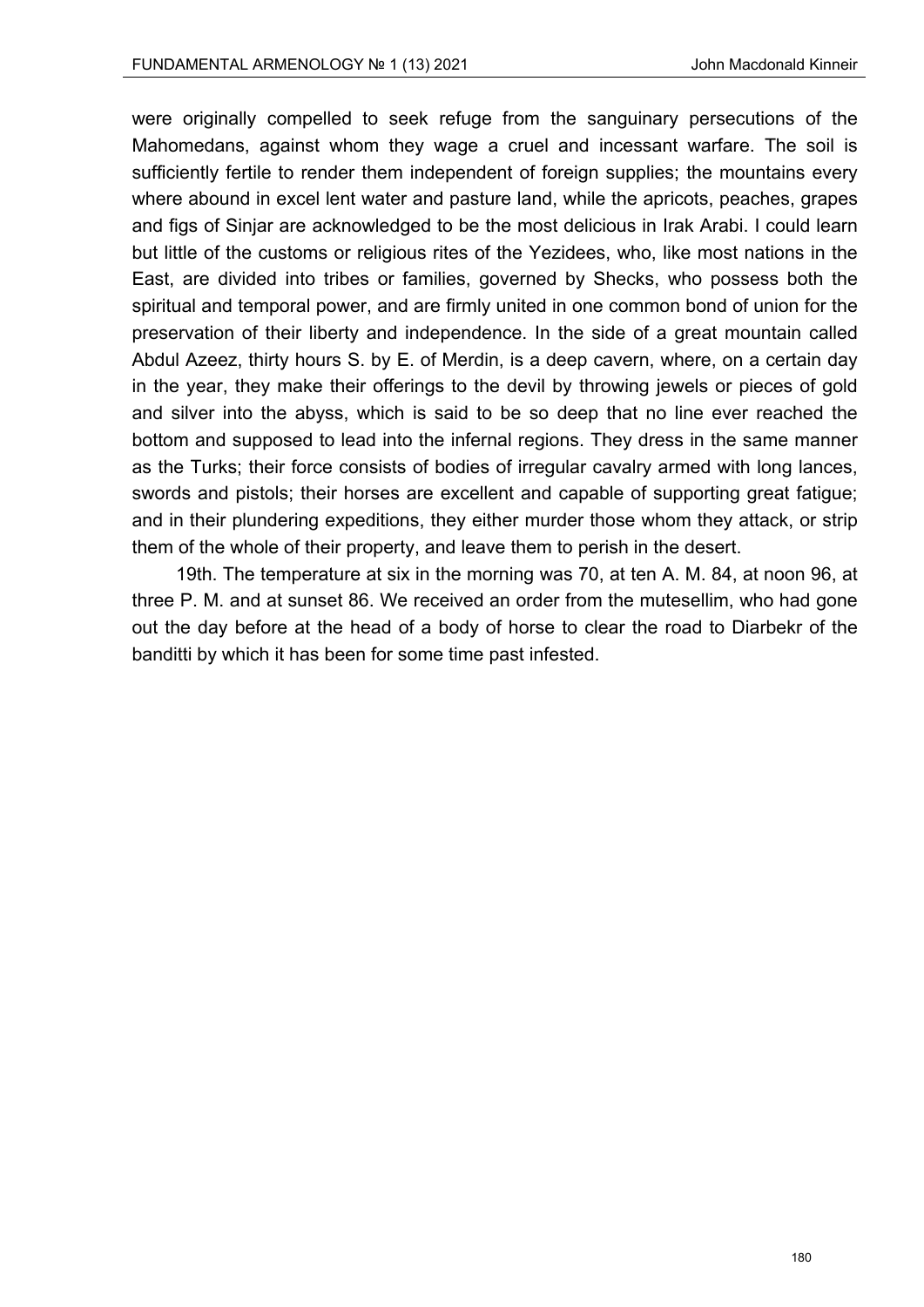were originally compelled to seek refuge from the sanguinary persecutions of the Mahomedans, against whom they wage a cruel and incessant warfare. The soil is sufficiently fertile to render them independent of foreign supplies; the mountains every where abound in excel lent water and pasture land, while the apricots, peaches, grapes and figs of Sinjar are acknowledged to be the most delicious in Irak Arabi. I could learn but little of the customs or religious rites of the Yezidees, who, like most nations in the East, are divided into tribes or families, governed by Shecks, who possess both the spiritual and temporal power, and are firmly united in one common bond of union for the preservation of their liberty and independence. In the side of a great mountain called Abdul Azeez, thirty hours S. by E. of Merdin, is a deep cavern, where, on a certain day in the year, they make their offerings to the devil by throwing jewels or pieces of gold and silver into the abyss, which is said to be so deep that no line ever reached the bottom and supposed to lead into the infernal regions. They dress in the same manner as the Turks; their force consists of bodies of irregular cavalry armed with long lances, swords and pistols; their horses are excellent and capable of supporting great fatigue; and in their plundering expeditions, they either murder those whom they attack, or strip them of the whole of their property, and leave them to perish in the desert.

19th. The temperature at six in the morning was 70, at ten A. M. 84, at noon 96, at three P. M. and at sunset 86. We received an order from the mutesellim, who had gone out the day before at the head of a body of horse to clear the road to Diarbekr of the banditti by which it has been for some time past infested.